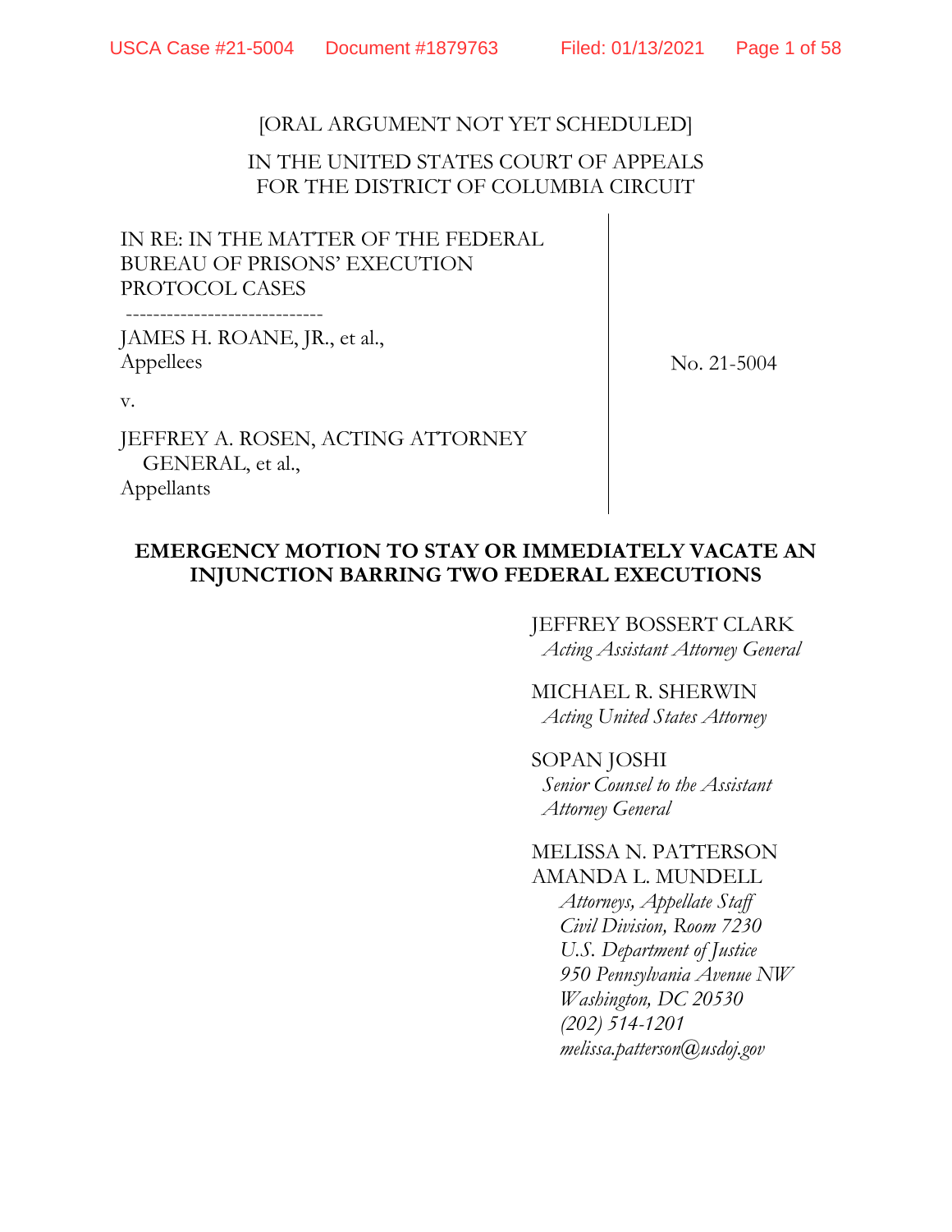[ORAL ARGUMENT NOT YET SCHEDULED]

IN THE UNITED STATES COURT OF APPEALS
FOR THE DISTRICT OF COLUMBIA CIRCUIT

IN RE: IN THE MATTER OF THE FEDERAL BUREAU OF PRISONS' EXECUTION PROTOCOL CASES

-----------------------------

JAMES H. ROANE, JR., et al.,
Appellees

v.

JEFFREY A. ROSEN, ACTING ATTORNEY GENERAL, et al.,
Appellants

No. 21-5004

**EMERGENCY MOTION TO STAY OR IMMEDIATELY VACATE AN INJUNCTION BARRING TWO FEDERAL EXECUTIONS**

JEFFREY BOSSERT CLARK
*Acting Assistant Attorney General*

MICHAEL R. SHERWIN
*Acting United States Attorney*

SOPAN JOSHI
*Senior Counsel to the Assistant Attorney General*

MELISSA N. PATTERSON
AMANDA L. MUNDELL
*Attorneys, Appellate Staff*
*Civil Division, Room 7230*
*U.S. Department of Justice*
*950 Pennsylvania Avenue NW*
*Washington, DC 20530*
*(202) 514-1201*
*melissa.patterson@usdoj.gov*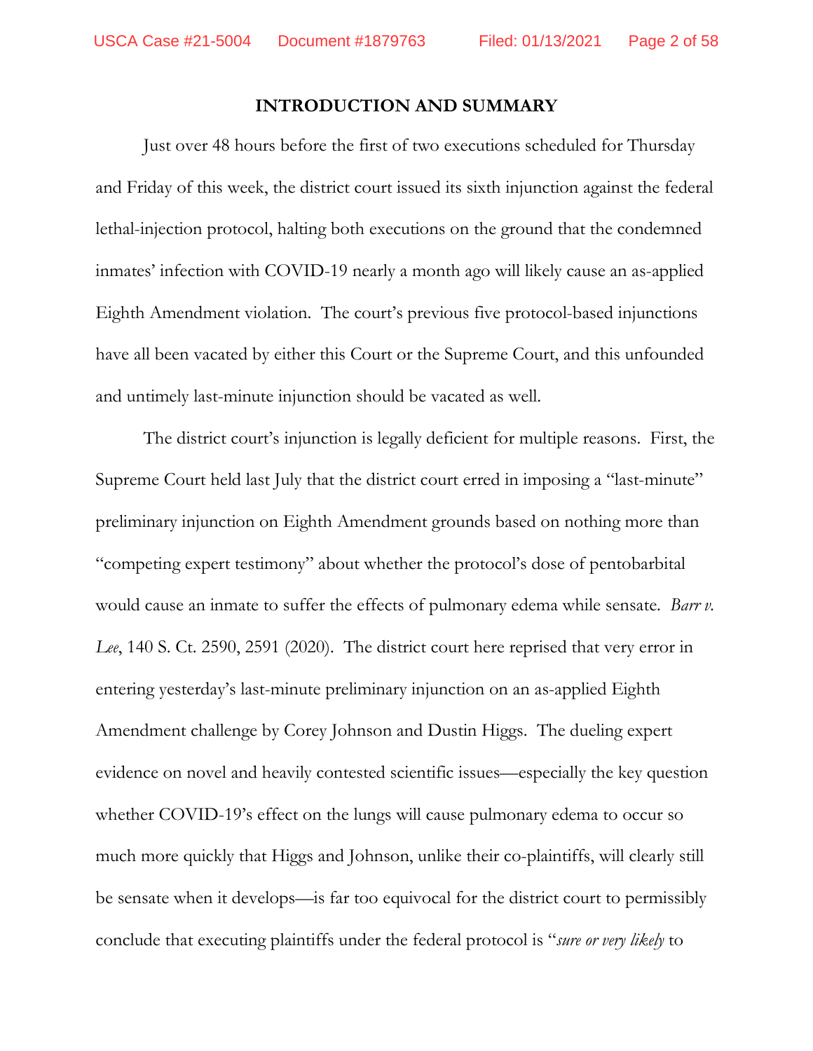## INTRODUCTION AND SUMMARY

Just over 48 hours before the first of two executions scheduled for Thursday and Friday of this week, the district court issued its sixth injunction against the federal lethal-injection protocol, halting both executions on the ground that the condemned inmates' infection with COVID-19 nearly a month ago will likely cause an as-applied Eighth Amendment violation. The court's previous five protocol-based injunctions have all been vacated by either this Court or the Supreme Court, and this unfounded and untimely last-minute injunction should be vacated as well.

The district court's injunction is legally deficient for multiple reasons. First, the Supreme Court held last July that the district court erred in imposing a "last-minute" preliminary injunction on Eighth Amendment grounds based on nothing more than "competing expert testimony" about whether the protocol's dose of pentobarbital would cause an inmate to suffer the effects of pulmonary edema while sensate. *Barr v. Lee*, 140 S. Ct. 2590, 2591 (2020). The district court here reprised that very error in entering yesterday's last-minute preliminary injunction on an as-applied Eighth Amendment challenge by Corey Johnson and Dustin Higgs. The dueling expert evidence on novel and heavily contested scientific issues—especially the key question whether COVID-19's effect on the lungs will cause pulmonary edema to occur so much more quickly that Higgs and Johnson, unlike their co-plaintiffs, will clearly still be sensate when it develops—is far too equivocal for the district court to permissibly conclude that executing plaintiffs under the federal protocol is "*sure or very likely* to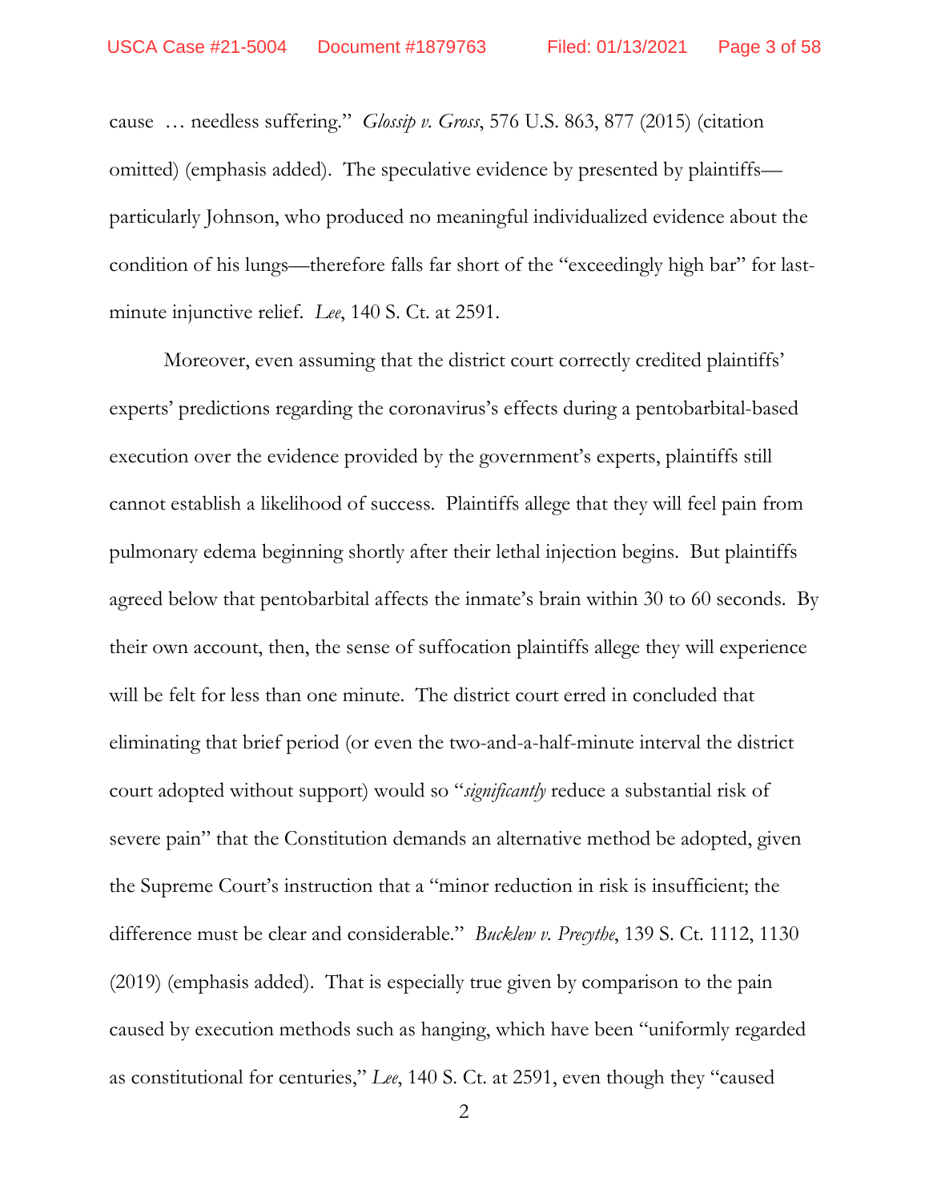cause … needless suffering." *Glossip v. Gross*, 576 U.S. 863, 877 (2015) (citation omitted) (emphasis added). The speculative evidence by presented by plaintiffs—particularly Johnson, who produced no meaningful individualized evidence about the condition of his lungs—therefore falls far short of the "exceedingly high bar" for last-minute injunctive relief. *Lee*, 140 S. Ct. at 2591.

Moreover, even assuming that the district court correctly credited plaintiffs' experts' predictions regarding the coronavirus's effects during a pentobarbital-based execution over the evidence provided by the government's experts, plaintiffs still cannot establish a likelihood of success. Plaintiffs allege that they will feel pain from pulmonary edema beginning shortly after their lethal injection begins. But plaintiffs agreed below that pentobarbital affects the inmate's brain within 30 to 60 seconds. By their own account, then, the sense of suffocation plaintiffs allege they will experience will be felt for less than one minute. The district court erred in concluded that eliminating that brief period (or even the two-and-a-half-minute interval the district court adopted without support) would so "*significantly* reduce a substantial risk of severe pain" that the Constitution demands an alternative method be adopted, given the Supreme Court's instruction that a "minor reduction in risk is insufficient; the difference must be clear and considerable." *Bucklew v. Precythe*, 139 S. Ct. 1112, 1130 (2019) (emphasis added). That is especially true given by comparison to the pain caused by execution methods such as hanging, which have been "uniformly regarded as constitutional for centuries," *Lee*, 140 S. Ct. at 2591, even though they "caused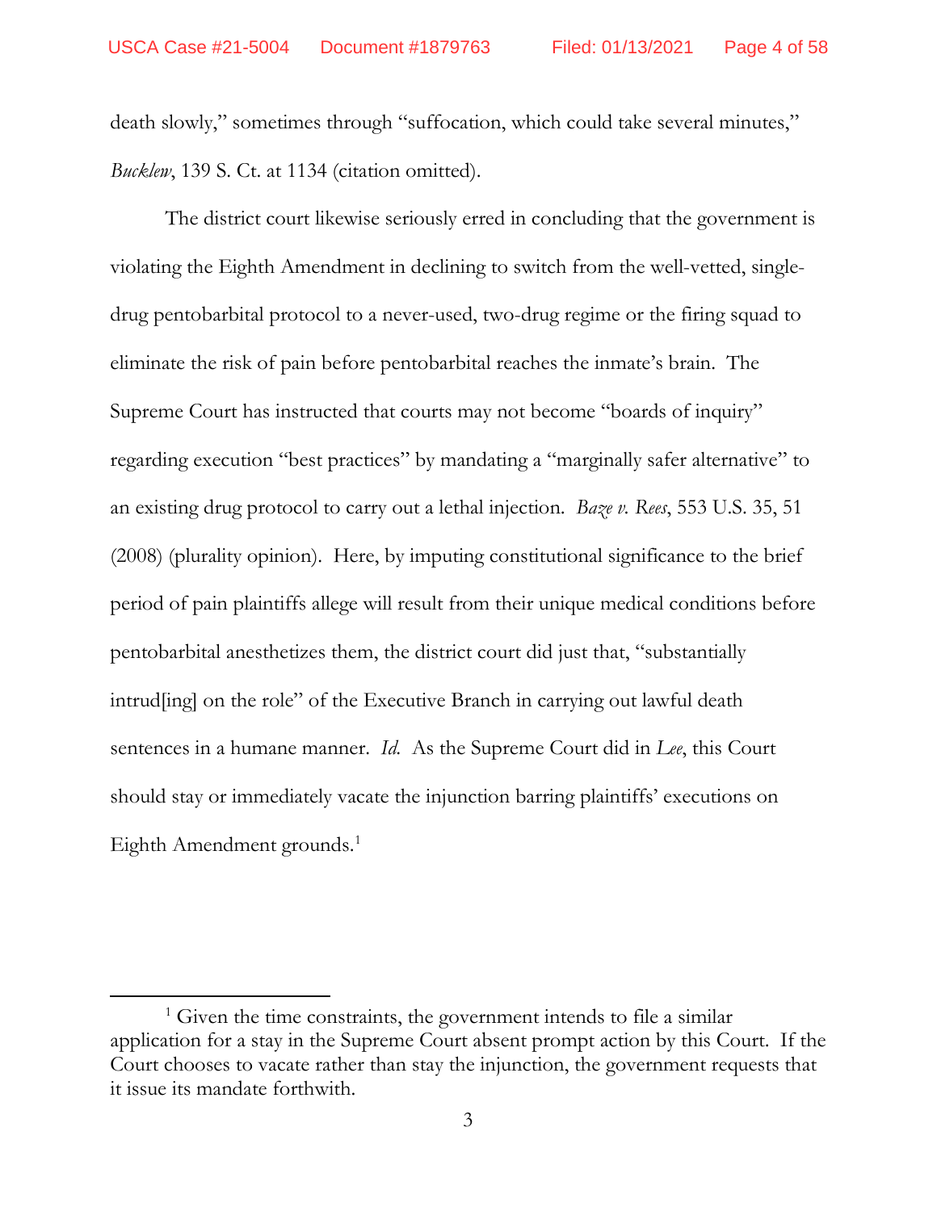death slowly," sometimes through "suffocation, which could take several minutes," *Bucklew*, 139 S. Ct. at 1134 (citation omitted).

The district court likewise seriously erred in concluding that the government is violating the Eighth Amendment in declining to switch from the well-vetted, single-drug pentobarbital protocol to a never-used, two-drug regime or the firing squad to eliminate the risk of pain before pentobarbital reaches the inmate's brain. The Supreme Court has instructed that courts may not become "boards of inquiry" regarding execution "best practices" by mandating a "marginally safer alternative" to an existing drug protocol to carry out a lethal injection. *Baze v. Rees*, 553 U.S. 35, 51 (2008) (plurality opinion). Here, by imputing constitutional significance to the brief period of pain plaintiffs allege will result from their unique medical conditions before pentobarbital anesthetizes them, the district court did just that, "substantially intrud[ing] on the role" of the Executive Branch in carrying out lawful death sentences in a humane manner. *Id.* As the Supreme Court did in *Lee*, this Court should stay or immediately vacate the injunction barring plaintiffs' executions on Eighth Amendment grounds.[1]

[1] Given the time constraints, the government intends to file a similar application for a stay in the Supreme Court absent prompt action by this Court. If the Court chooses to vacate rather than stay the injunction, the government requests that it issue its mandate forthwith.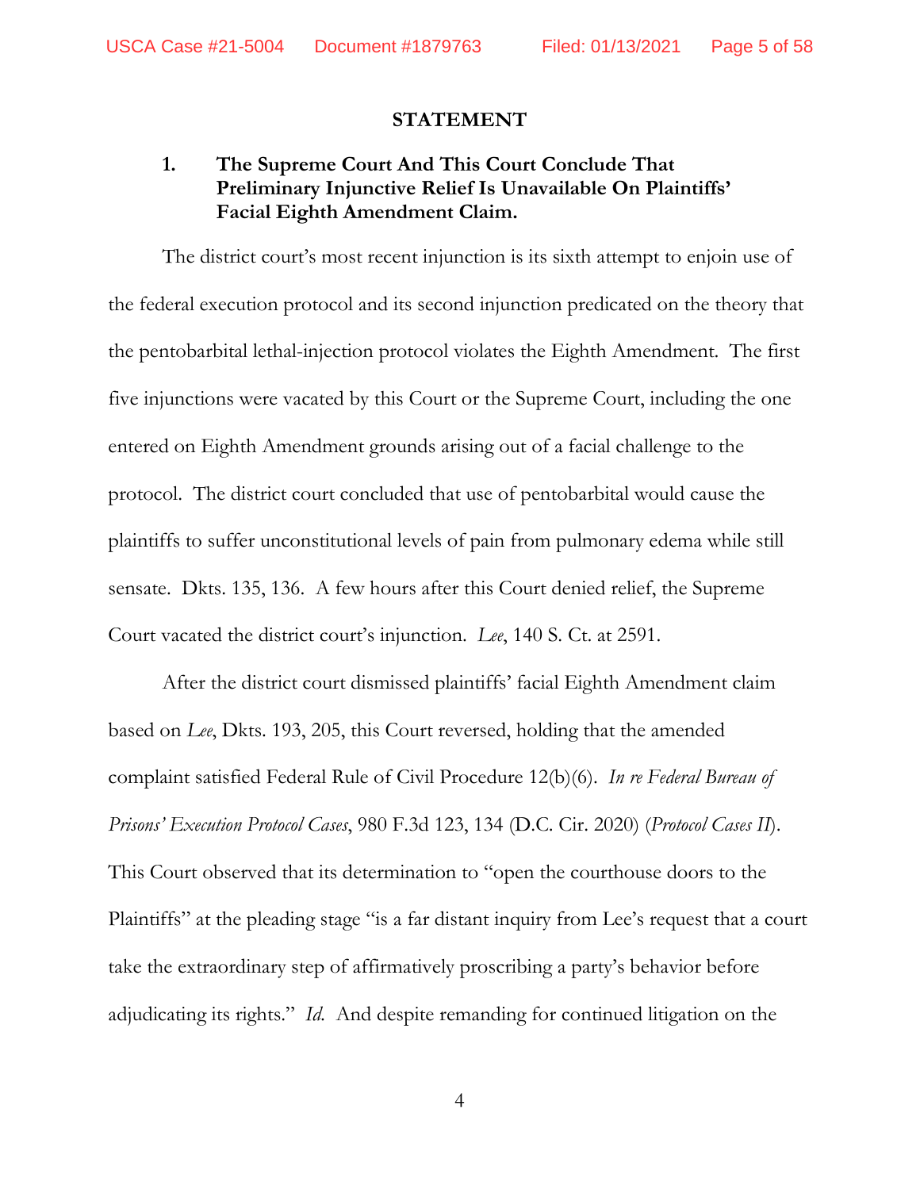## STATEMENT

### 1. The Supreme Court And This Court Conclude That Preliminary Injunctive Relief Is Unavailable On Plaintiffs' Facial Eighth Amendment Claim.

The district court's most recent injunction is its sixth attempt to enjoin use of the federal execution protocol and its second injunction predicated on the theory that the pentobarbital lethal-injection protocol violates the Eighth Amendment. The first five injunctions were vacated by this Court or the Supreme Court, including the one entered on Eighth Amendment grounds arising out of a facial challenge to the protocol. The district court concluded that use of pentobarbital would cause the plaintiffs to suffer unconstitutional levels of pain from pulmonary edema while still sensate. Dkts. 135, 136. A few hours after this Court denied relief, the Supreme Court vacated the district court's injunction. *Lee*, 140 S. Ct. at 2591.

After the district court dismissed plaintiffs' facial Eighth Amendment claim based on *Lee*, Dkts. 193, 205, this Court reversed, holding that the amended complaint satisfied Federal Rule of Civil Procedure 12(b)(6). *In re Federal Bureau of Prisons' Execution Protocol Cases*, 980 F.3d 123, 134 (D.C. Cir. 2020) (*Protocol Cases II*). This Court observed that its determination to "open the courthouse doors to the Plaintiffs" at the pleading stage "is a far distant inquiry from Lee's request that a court take the extraordinary step of affirmatively proscribing a party's behavior before adjudicating its rights." *Id.* And despite remanding for continued litigation on the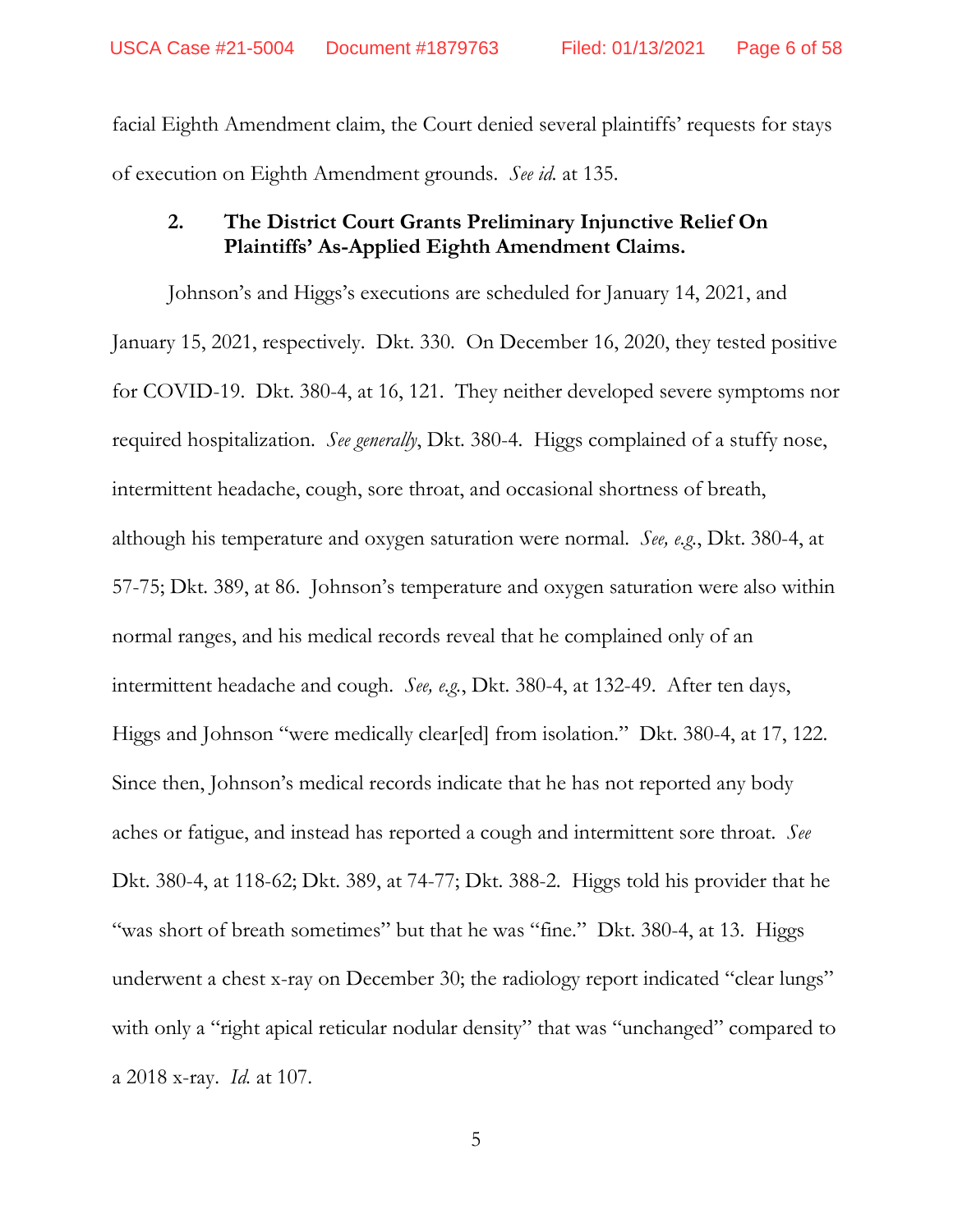facial Eighth Amendment claim, the Court denied several plaintiffs' requests for stays of execution on Eighth Amendment grounds. *See id.* at 135.

### 2. The District Court Grants Preliminary Injunctive Relief On Plaintiffs' As-Applied Eighth Amendment Claims.

Johnson's and Higgs's executions are scheduled for January 14, 2021, and January 15, 2021, respectively. Dkt. 330. On December 16, 2020, they tested positive for COVID-19. Dkt. 380-4, at 16, 121. They neither developed severe symptoms nor required hospitalization. *See generally*, Dkt. 380-4. Higgs complained of a stuffy nose, intermittent headache, cough, sore throat, and occasional shortness of breath, although his temperature and oxygen saturation were normal. *See, e.g.*, Dkt. 380-4, at 57-75; Dkt. 389, at 86. Johnson's temperature and oxygen saturation were also within normal ranges, and his medical records reveal that he complained only of an intermittent headache and cough. *See, e.g.*, Dkt. 380-4, at 132-49. After ten days, Higgs and Johnson "were medically clear[ed] from isolation." Dkt. 380-4, at 17, 122. Since then, Johnson's medical records indicate that he has not reported any body aches or fatigue, and instead has reported a cough and intermittent sore throat. *See* Dkt. 380-4, at 118-62; Dkt. 389, at 74-77; Dkt. 388-2. Higgs told his provider that he "was short of breath sometimes" but that he was "fine." Dkt. 380-4, at 13. Higgs underwent a chest x-ray on December 30; the radiology report indicated "clear lungs" with only a "right apical reticular nodular density" that was "unchanged" compared to a 2018 x-ray. *Id.* at 107.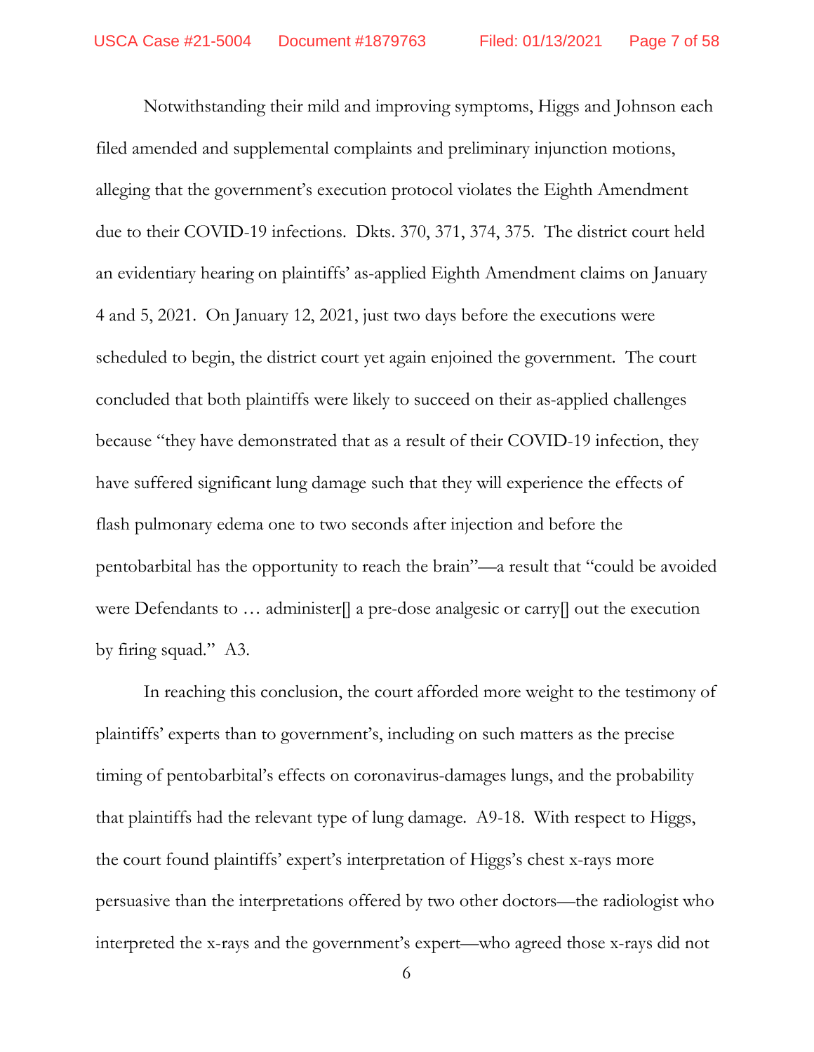Notwithstanding their mild and improving symptoms, Higgs and Johnson each filed amended and supplemental complaints and preliminary injunction motions, alleging that the government's execution protocol violates the Eighth Amendment due to their COVID-19 infections. Dkts. 370, 371, 374, 375. The district court held an evidentiary hearing on plaintiffs' as-applied Eighth Amendment claims on January 4 and 5, 2021. On January 12, 2021, just two days before the executions were scheduled to begin, the district court yet again enjoined the government. The court concluded that both plaintiffs were likely to succeed on their as-applied challenges because "they have demonstrated that as a result of their COVID-19 infection, they have suffered significant lung damage such that they will experience the effects of flash pulmonary edema one to two seconds after injection and before the pentobarbital has the opportunity to reach the brain"—a result that "could be avoided were Defendants to … administer[] a pre-dose analgesic or carry[] out the execution by firing squad." A3.

In reaching this conclusion, the court afforded more weight to the testimony of plaintiffs' experts than to government's, including on such matters as the precise timing of pentobarbital's effects on coronavirus-damages lungs, and the probability that plaintiffs had the relevant type of lung damage. A9-18. With respect to Higgs, the court found plaintiffs' expert's interpretation of Higgs's chest x-rays more persuasive than the interpretations offered by two other doctors—the radiologist who interpreted the x-rays and the government's expert—who agreed those x-rays did not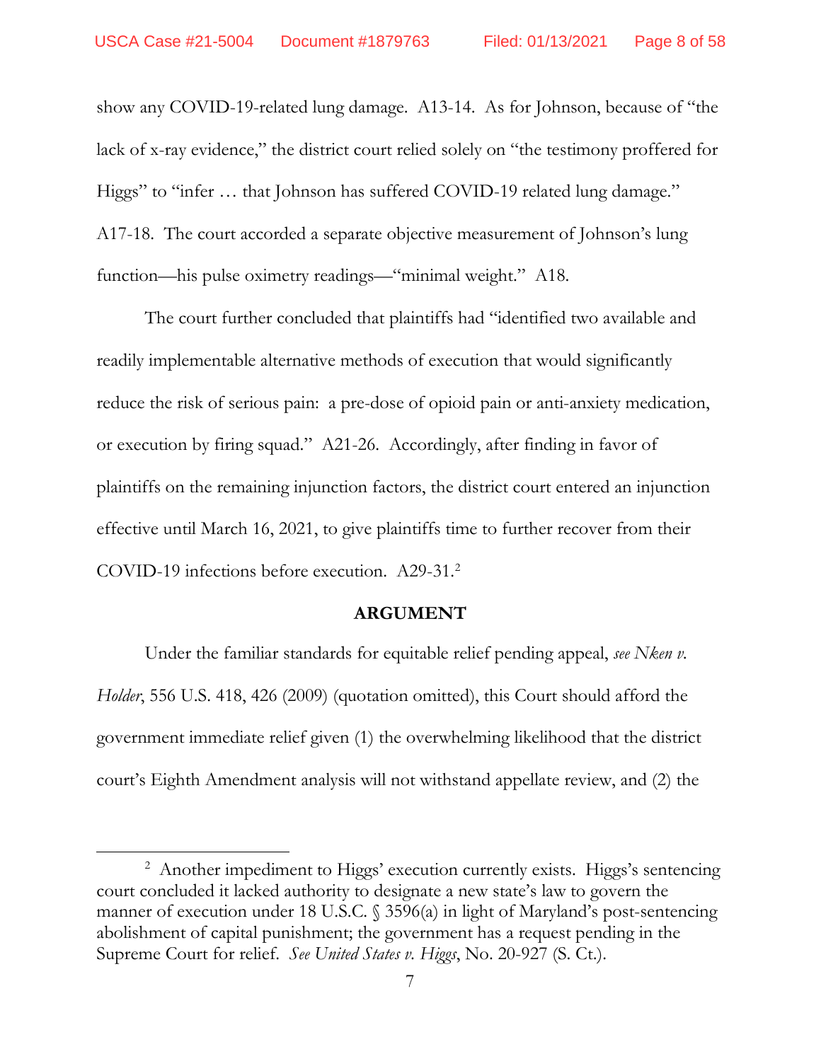show any COVID-19-related lung damage. A13-14. As for Johnson, because of "the lack of x-ray evidence," the district court relied solely on "the testimony proffered for Higgs" to "infer … that Johnson has suffered COVID-19 related lung damage." A17-18. The court accorded a separate objective measurement of Johnson's lung function—his pulse oximetry readings—"minimal weight." A18.

The court further concluded that plaintiffs had "identified two available and readily implementable alternative methods of execution that would significantly reduce the risk of serious pain: a pre-dose of opioid pain or anti-anxiety medication, or execution by firing squad." A21-26. Accordingly, after finding in favor of plaintiffs on the remaining injunction factors, the district court entered an injunction effective until March 16, 2021, to give plaintiffs time to further recover from their COVID-19 infections before execution. A29-31.[2]

## ARGUMENT

Under the familiar standards for equitable relief pending appeal, *see Nken v. Holder*, 556 U.S. 418, 426 (2009) (quotation omitted), this Court should afford the government immediate relief given (1) the overwhelming likelihood that the district court's Eighth Amendment analysis will not withstand appellate review, and (2) the

[2] Another impediment to Higgs' execution currently exists. Higgs's sentencing court concluded it lacked authority to designate a new state's law to govern the manner of execution under 18 U.S.C. § 3596(a) in light of Maryland's post-sentencing abolishment of capital punishment; the government has a request pending in the Supreme Court for relief. *See United States v. Higgs*, No. 20-927 (S. Ct.).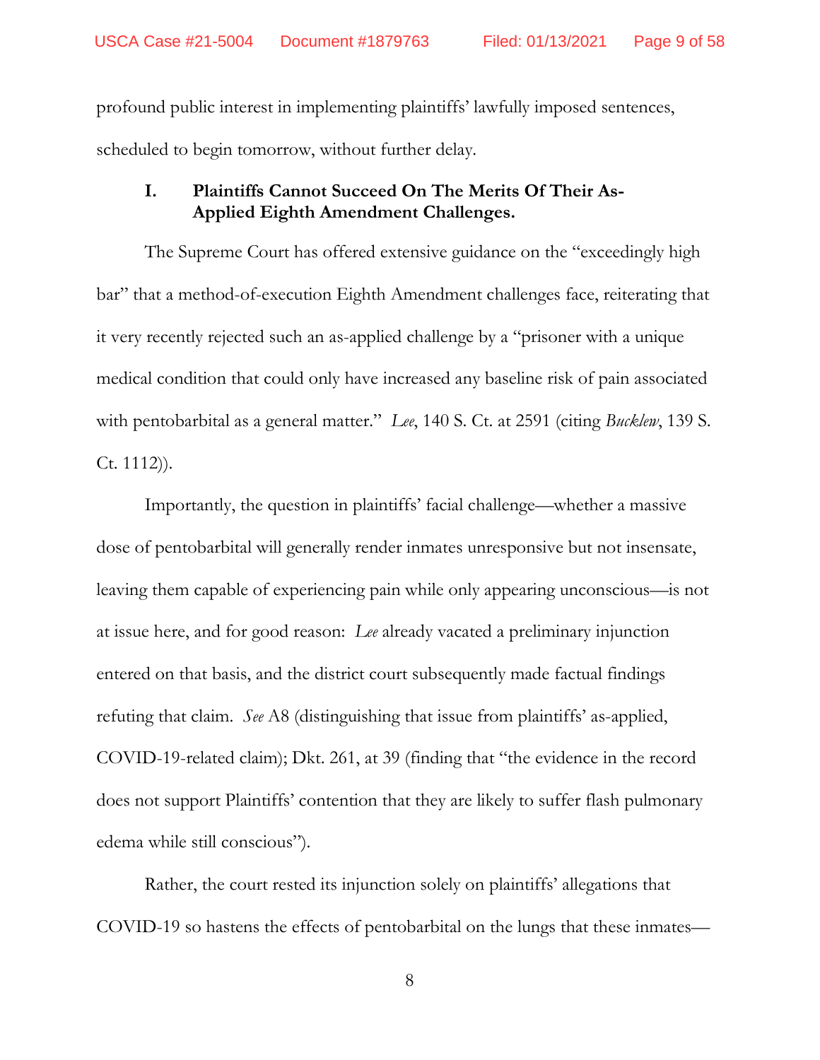profound public interest in implementing plaintiffs' lawfully imposed sentences, scheduled to begin tomorrow, without further delay.

## I. Plaintiffs Cannot Succeed On The Merits Of Their As-Applied Eighth Amendment Challenges.

The Supreme Court has offered extensive guidance on the "exceedingly high bar" that a method-of-execution Eighth Amendment challenges face, reiterating that it very recently rejected such an as-applied challenge by a "prisoner with a unique medical condition that could only have increased any baseline risk of pain associated with pentobarbital as a general matter." *Lee*, 140 S. Ct. at 2591 (citing *Bucklew*, 139 S. Ct. 1112)).

Importantly, the question in plaintiffs' facial challenge—whether a massive dose of pentobarbital will generally render inmates unresponsive but not insensate, leaving them capable of experiencing pain while only appearing unconscious—is not at issue here, and for good reason: *Lee* already vacated a preliminary injunction entered on that basis, and the district court subsequently made factual findings refuting that claim. *See* A8 (distinguishing that issue from plaintiffs' as-applied, COVID-19-related claim); Dkt. 261, at 39 (finding that "the evidence in the record does not support Plaintiffs' contention that they are likely to suffer flash pulmonary edema while still conscious").

Rather, the court rested its injunction solely on plaintiffs' allegations that COVID-19 so hastens the effects of pentobarbital on the lungs that these inmates—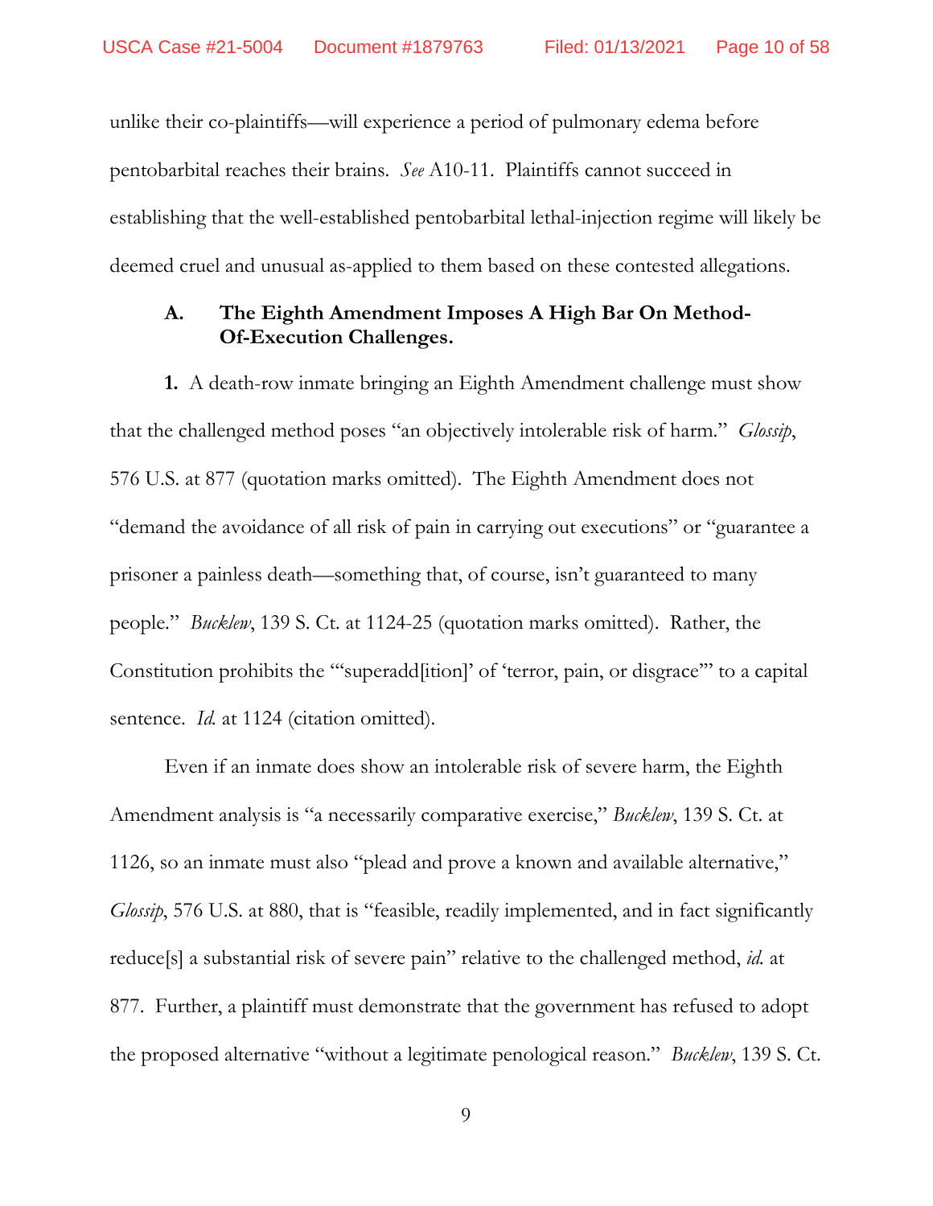unlike their co-plaintiffs—will experience a period of pulmonary edema before pentobarbital reaches their brains. *See* A10-11. Plaintiffs cannot succeed in establishing that the well-established pentobarbital lethal-injection regime will likely be deemed cruel and unusual as-applied to them based on these contested allegations.

### A. The Eighth Amendment Imposes A High Bar On Method-Of-Execution Challenges.

**1.** A death-row inmate bringing an Eighth Amendment challenge must show that the challenged method poses "an objectively intolerable risk of harm." *Glossip*, 576 U.S. at 877 (quotation marks omitted). The Eighth Amendment does not "demand the avoidance of all risk of pain in carrying out executions" or "guarantee a prisoner a painless death—something that, of course, isn't guaranteed to many people." *Bucklew*, 139 S. Ct. at 1124-25 (quotation marks omitted). Rather, the Constitution prohibits the "'superadd[ition]' of 'terror, pain, or disgrace'" to a capital sentence. *Id.* at 1124 (citation omitted).

Even if an inmate does show an intolerable risk of severe harm, the Eighth Amendment analysis is "a necessarily comparative exercise," *Bucklew*, 139 S. Ct. at 1126, so an inmate must also "plead and prove a known and available alternative," *Glossip*, 576 U.S. at 880, that is "feasible, readily implemented, and in fact significantly reduce[s] a substantial risk of severe pain" relative to the challenged method, *id.* at 877. Further, a plaintiff must demonstrate that the government has refused to adopt the proposed alternative "without a legitimate penological reason." *Bucklew*, 139 S. Ct.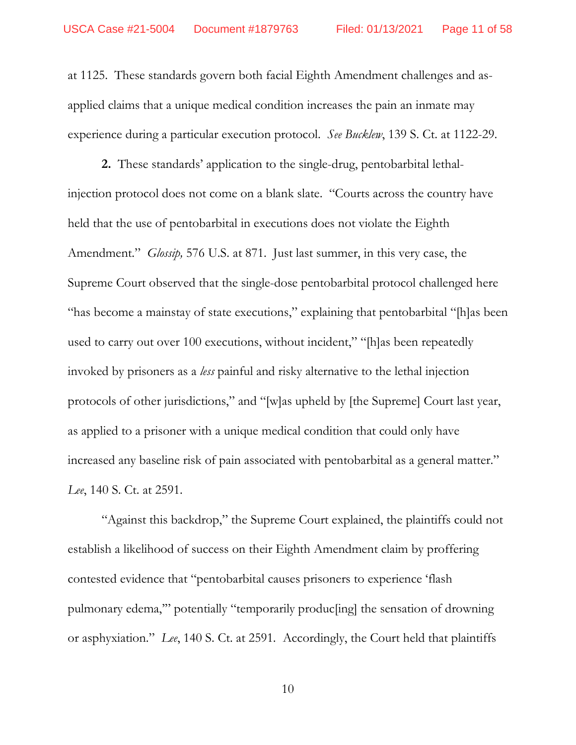at 1125. These standards govern both facial Eighth Amendment challenges and as-applied claims that a unique medical condition increases the pain an inmate may experience during a particular execution protocol. *See Bucklew*, 139 S. Ct. at 1122-29.

**2.** These standards' application to the single-drug, pentobarbital lethal-injection protocol does not come on a blank slate. "Courts across the country have held that the use of pentobarbital in executions does not violate the Eighth Amendment." *Glossip,* 576 U.S. at 871. Just last summer, in this very case, the Supreme Court observed that the single-dose pentobarbital protocol challenged here "has become a mainstay of state executions," explaining that pentobarbital "[h]as been used to carry out over 100 executions, without incident," "[h]as been repeatedly invoked by prisoners as a *less* painful and risky alternative to the lethal injection protocols of other jurisdictions," and "[w]as upheld by [the Supreme] Court last year, as applied to a prisoner with a unique medical condition that could only have increased any baseline risk of pain associated with pentobarbital as a general matter." *Lee*, 140 S. Ct. at 2591.

"Against this backdrop," the Supreme Court explained, the plaintiffs could not establish a likelihood of success on their Eighth Amendment claim by proffering contested evidence that "pentobarbital causes prisoners to experience 'flash pulmonary edema,'" potentially "temporarily produc[ing] the sensation of drowning or asphyxiation." *Lee*, 140 S. Ct. at 2591. Accordingly, the Court held that plaintiffs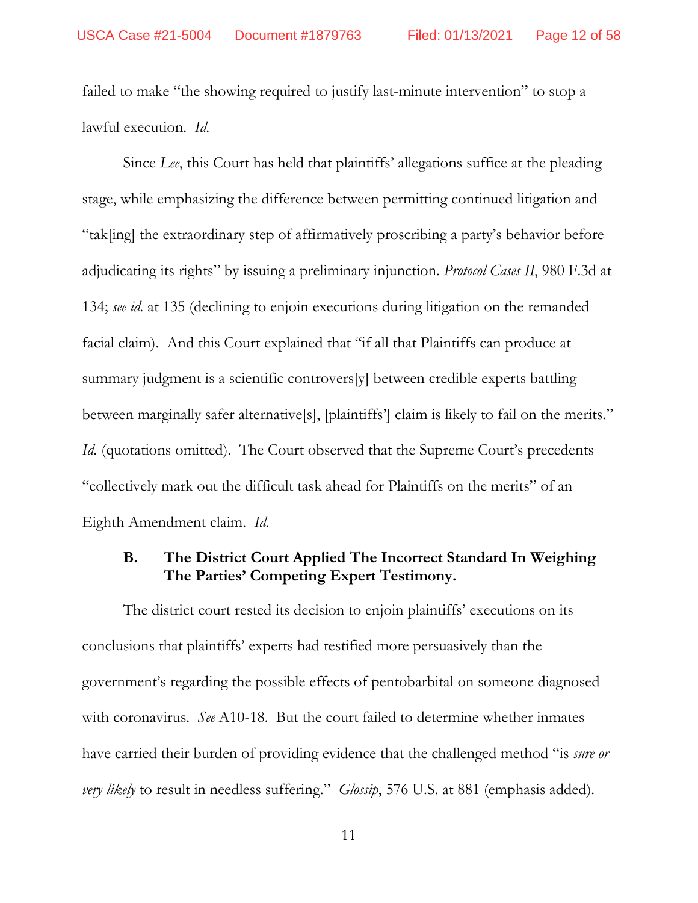failed to make "the showing required to justify last-minute intervention" to stop a lawful execution. *Id.*

Since *Lee*, this Court has held that plaintiffs' allegations suffice at the pleading stage, while emphasizing the difference between permitting continued litigation and "tak[ing] the extraordinary step of affirmatively proscribing a party's behavior before adjudicating its rights" by issuing a preliminary injunction. *Protocol Cases II*, 980 F.3d at 134; *see id.* at 135 (declining to enjoin executions during litigation on the remanded facial claim). And this Court explained that "if all that Plaintiffs can produce at summary judgment is a scientific controvers[y] between credible experts battling between marginally safer alternative[s], [plaintiffs'] claim is likely to fail on the merits." *Id.* (quotations omitted). The Court observed that the Supreme Court's precedents "collectively mark out the difficult task ahead for Plaintiffs on the merits" of an Eighth Amendment claim. *Id.*

### B. The District Court Applied The Incorrect Standard In Weighing The Parties' Competing Expert Testimony.

The district court rested its decision to enjoin plaintiffs' executions on its conclusions that plaintiffs' experts had testified more persuasively than the government's regarding the possible effects of pentobarbital on someone diagnosed with coronavirus. *See* A10-18. But the court failed to determine whether inmates have carried their burden of providing evidence that the challenged method "is *sure or very likely* to result in needless suffering." *Glossip*, 576 U.S. at 881 (emphasis added).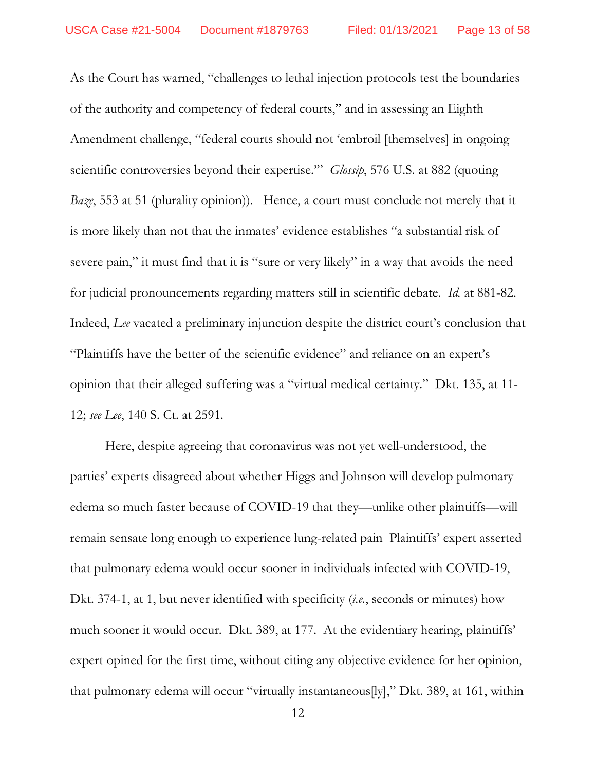As the Court has warned, "challenges to lethal injection protocols test the boundaries of the authority and competency of federal courts," and in assessing an Eighth Amendment challenge, "federal courts should not 'embroil [themselves] in ongoing scientific controversies beyond their expertise.'" *Glossip*, 576 U.S. at 882 (quoting *Baze*, 553 at 51 (plurality opinion)). Hence, a court must conclude not merely that it is more likely than not that the inmates' evidence establishes "a substantial risk of severe pain," it must find that it is "sure or very likely" in a way that avoids the need for judicial pronouncements regarding matters still in scientific debate. *Id.* at 881-82. Indeed, *Lee* vacated a preliminary injunction despite the district court's conclusion that "Plaintiffs have the better of the scientific evidence" and reliance on an expert's opinion that their alleged suffering was a "virtual medical certainty." Dkt. 135, at 11-12; *see Lee*, 140 S. Ct. at 2591.

Here, despite agreeing that coronavirus was not yet well-understood, the parties' experts disagreed about whether Higgs and Johnson will develop pulmonary edema so much faster because of COVID-19 that they—unlike other plaintiffs—will remain sensate long enough to experience lung-related pain Plaintiffs' expert asserted that pulmonary edema would occur sooner in individuals infected with COVID-19, Dkt. 374-1, at 1, but never identified with specificity (*i.e.*, seconds or minutes) how much sooner it would occur. Dkt. 389, at 177. At the evidentiary hearing, plaintiffs' expert opined for the first time, without citing any objective evidence for her opinion, that pulmonary edema will occur "virtually instantaneous[ly]," Dkt. 389, at 161, within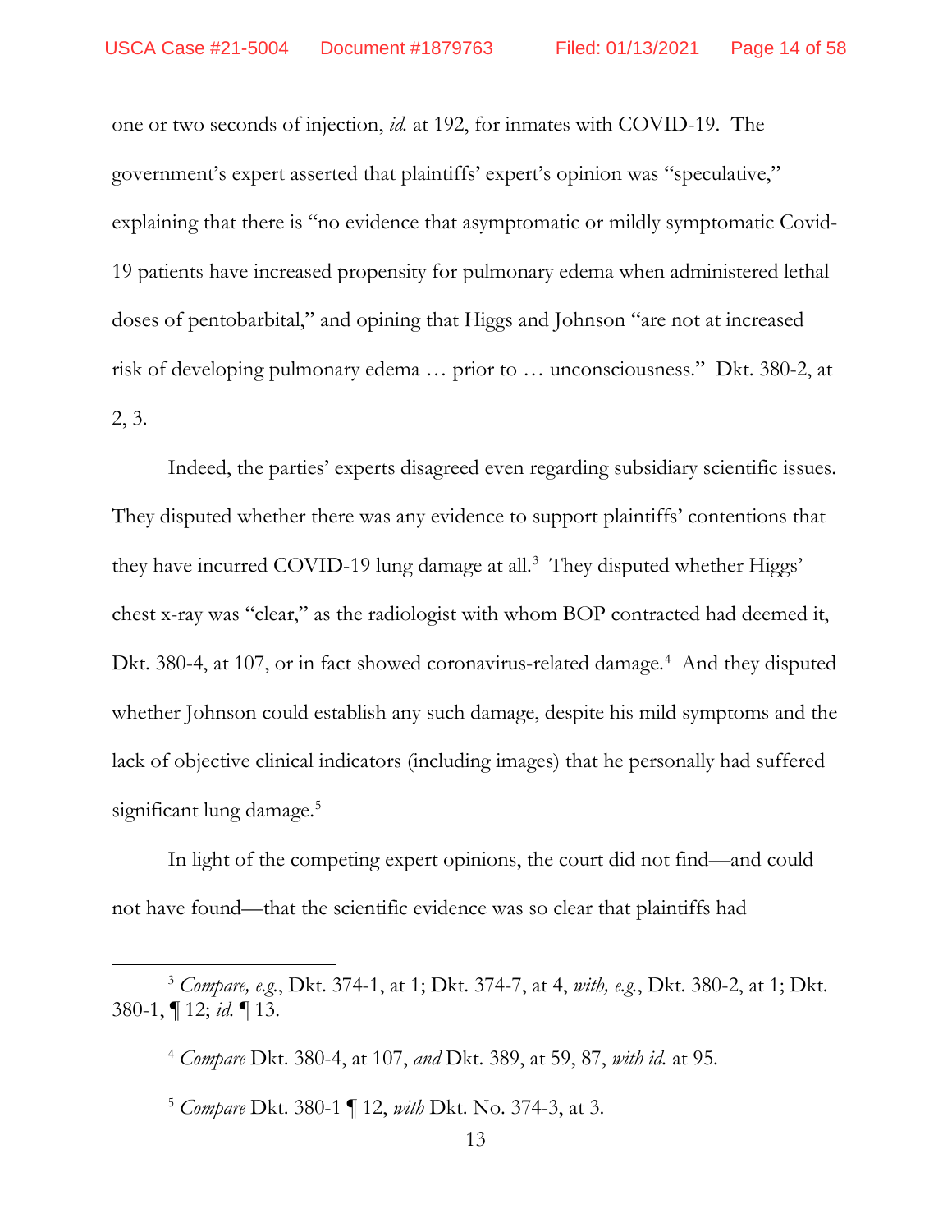one or two seconds of injection, *id.* at 192, for inmates with COVID-19. The government's expert asserted that plaintiffs' expert's opinion was "speculative," explaining that there is "no evidence that asymptomatic or mildly symptomatic Covid-19 patients have increased propensity for pulmonary edema when administered lethal doses of pentobarbital," and opining that Higgs and Johnson "are not at increased risk of developing pulmonary edema … prior to … unconsciousness." Dkt. 380-2, at 2, 3.

Indeed, the parties' experts disagreed even regarding subsidiary scientific issues. They disputed whether there was any evidence to support plaintiffs' contentions that they have incurred COVID-19 lung damage at all.[3] They disputed whether Higgs' chest x-ray was "clear," as the radiologist with whom BOP contracted had deemed it, Dkt. 380-4, at 107, or in fact showed coronavirus-related damage.[4] And they disputed whether Johnson could establish any such damage, despite his mild symptoms and the lack of objective clinical indicators (including images) that he personally had suffered significant lung damage.[5]

In light of the competing expert opinions, the court did not find—and could not have found—that the scientific evidence was so clear that plaintiffs had

---

[3] *Compare, e.g.*, Dkt. 374-1, at 1; Dkt. 374-7, at 4, *with, e.g.*, Dkt. 380-2, at 1; Dkt. 380-1, ¶ 12; *id.* ¶ 13.

[4] *Compare* Dkt. 380-4, at 107, *and* Dkt. 389, at 59, 87, *with id.* at 95.

[5] *Compare* Dkt. 380-1 ¶ 12, *with* Dkt. No. 374-3, at 3.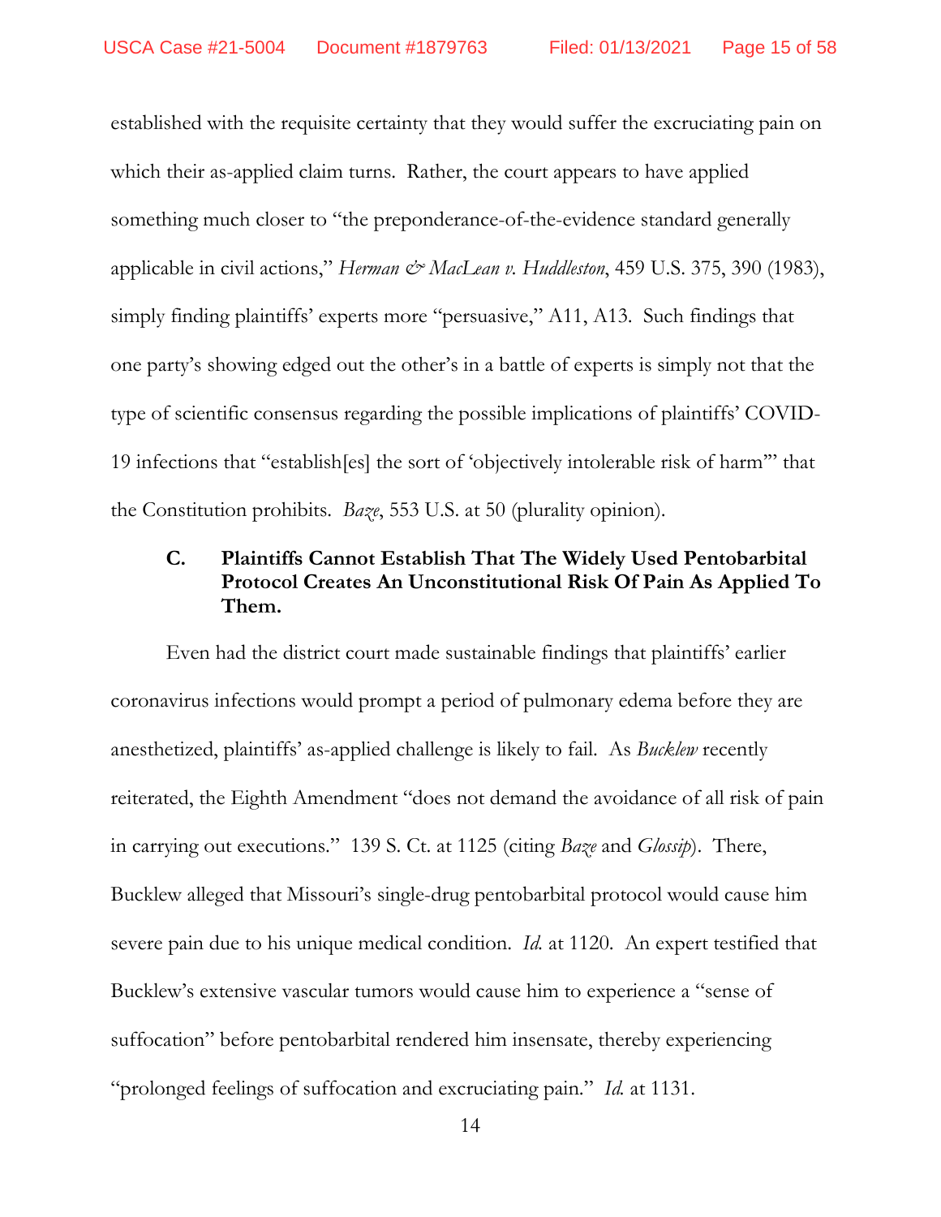established with the requisite certainty that they would suffer the excruciating pain on which their as-applied claim turns. Rather, the court appears to have applied something much closer to "the preponderance-of-the-evidence standard generally applicable in civil actions," *Herman & MacLean v. Huddleston*, 459 U.S. 375, 390 (1983), simply finding plaintiffs' experts more "persuasive," A11, A13. Such findings that one party's showing edged out the other's in a battle of experts is simply not that the type of scientific consensus regarding the possible implications of plaintiffs' COVID-19 infections that "establish[es] the sort of 'objectively intolerable risk of harm'" that the Constitution prohibits. *Baze*, 553 U.S. at 50 (plurality opinion).

### C. Plaintiffs Cannot Establish That The Widely Used Pentobarbital Protocol Creates An Unconstitutional Risk Of Pain As Applied To Them.

Even had the district court made sustainable findings that plaintiffs' earlier coronavirus infections would prompt a period of pulmonary edema before they are anesthetized, plaintiffs' as-applied challenge is likely to fail. As *Bucklew* recently reiterated, the Eighth Amendment "does not demand the avoidance of all risk of pain in carrying out executions." 139 S. Ct. at 1125 (citing *Baze* and *Glossip*). There, Bucklew alleged that Missouri's single-drug pentobarbital protocol would cause him severe pain due to his unique medical condition. *Id.* at 1120. An expert testified that Bucklew's extensive vascular tumors would cause him to experience a "sense of suffocation" before pentobarbital rendered him insensate, thereby experiencing "prolonged feelings of suffocation and excruciating pain." *Id.* at 1131.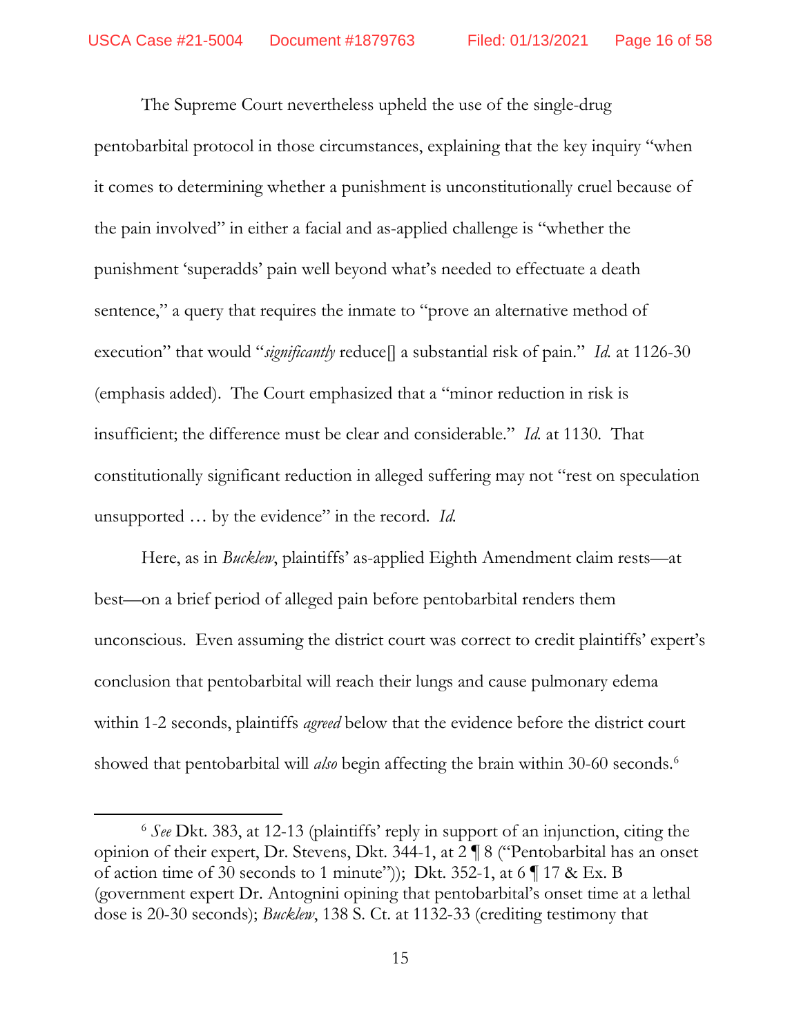The Supreme Court nevertheless upheld the use of the single-drug pentobarbital protocol in those circumstances, explaining that the key inquiry "when it comes to determining whether a punishment is unconstitutionally cruel because of the pain involved" in either a facial and as-applied challenge is "whether the punishment 'superadds' pain well beyond what's needed to effectuate a death sentence," a query that requires the inmate to "prove an alternative method of execution" that would "*significantly* reduce[] a substantial risk of pain." *Id.* at 1126-30 (emphasis added). The Court emphasized that a "minor reduction in risk is insufficient; the difference must be clear and considerable." *Id.* at 1130. That constitutionally significant reduction in alleged suffering may not "rest on speculation unsupported … by the evidence" in the record. *Id.*

Here, as in *Bucklew*, plaintiffs' as-applied Eighth Amendment claim rests—at best—on a brief period of alleged pain before pentobarbital renders them unconscious. Even assuming the district court was correct to credit plaintiffs' expert's conclusion that pentobarbital will reach their lungs and cause pulmonary edema within 1-2 seconds, plaintiffs *agreed* below that the evidence before the district court showed that pentobarbital will *also* begin affecting the brain within 30-60 seconds.[6]

---

[6] *See* Dkt. 383, at 12-13 (plaintiffs' reply in support of an injunction, citing the opinion of their expert, Dr. Stevens, Dkt. 344-1, at 2 ¶ 8 ("Pentobarbital has an onset of action time of 30 seconds to 1 minute")); Dkt. 352-1, at 6 ¶ 17 & Ex. B (government expert Dr. Antognini opining that pentobarbital's onset time at a lethal dose is 20-30 seconds); *Bucklew*, 138 S. Ct. at 1132-33 (crediting testimony that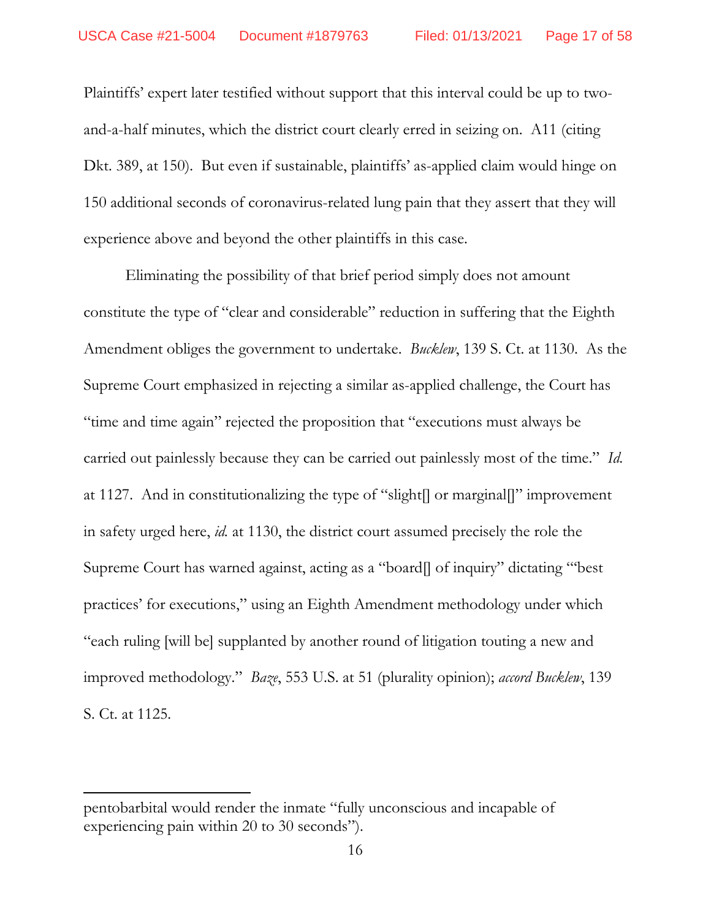Plaintiffs' expert later testified without support that this interval could be up to two-and-a-half minutes, which the district court clearly erred in seizing on. A11 (citing Dkt. 389, at 150). But even if sustainable, plaintiffs' as-applied claim would hinge on 150 additional seconds of coronavirus-related lung pain that they assert that they will experience above and beyond the other plaintiffs in this case.

Eliminating the possibility of that brief period simply does not amount constitute the type of "clear and considerable" reduction in suffering that the Eighth Amendment obliges the government to undertake. *Bucklew*, 139 S. Ct. at 1130. As the Supreme Court emphasized in rejecting a similar as-applied challenge, the Court has "time and time again" rejected the proposition that "executions must always be carried out painlessly because they can be carried out painlessly most of the time." *Id.* at 1127. And in constitutionalizing the type of "slight[] or marginal[]" improvement in safety urged here, *id.* at 1130, the district court assumed precisely the role the Supreme Court has warned against, acting as a "board[] of inquiry" dictating "'best practices' for executions," using an Eighth Amendment methodology under which "each ruling [will be] supplanted by another round of litigation touting a new and improved methodology." *Baze*, 553 U.S. at 51 (plurality opinion); *accord Bucklew*, 139 S. Ct. at 1125.

---

pentobarbital would render the inmate "fully unconscious and incapable of experiencing pain within 20 to 30 seconds").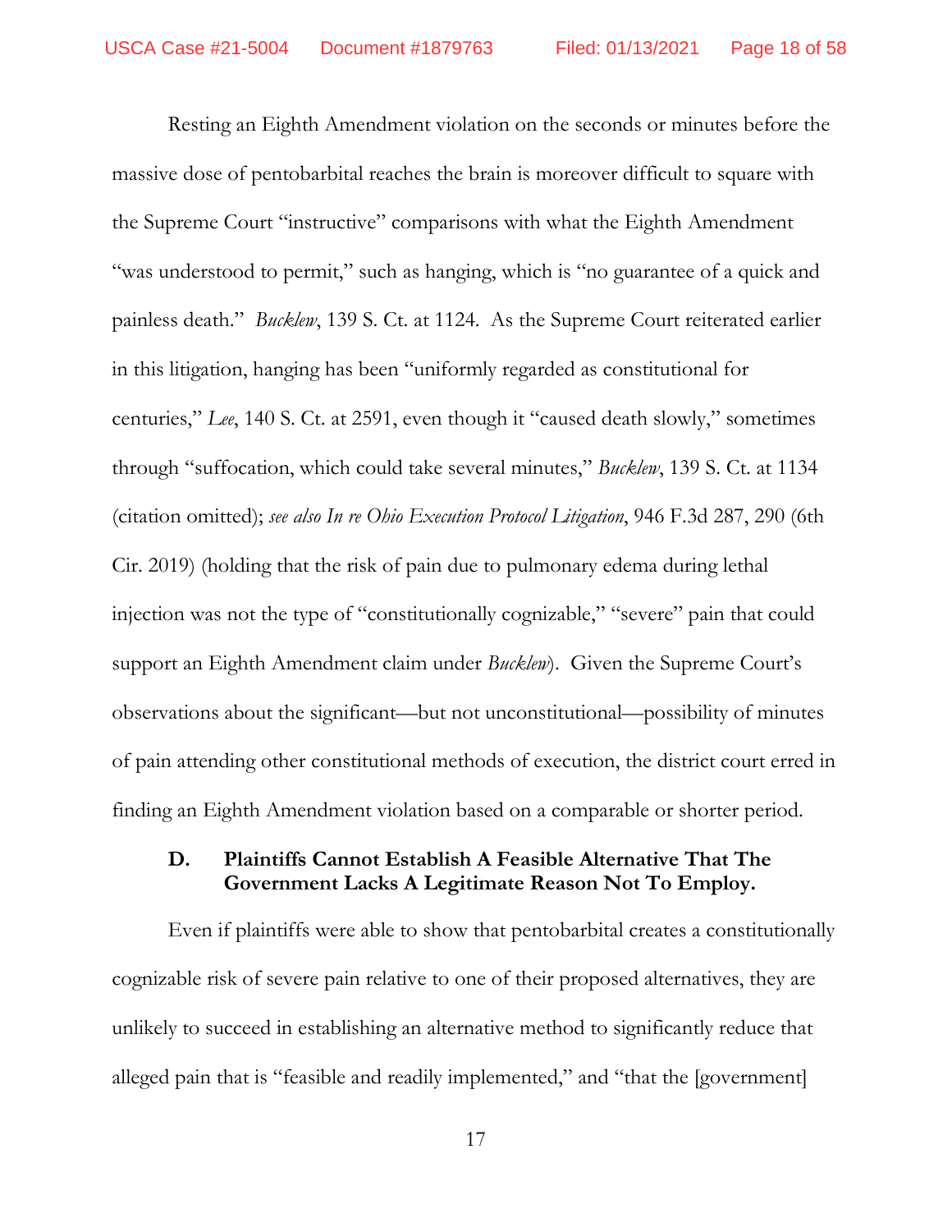Resting an Eighth Amendment violation on the seconds or minutes before the massive dose of pentobarbital reaches the brain is moreover difficult to square with the Supreme Court "instructive" comparisons with what the Eighth Amendment "was understood to permit," such as hanging, which is "no guarantee of a quick and painless death." *Bucklew*, 139 S. Ct. at 1124. As the Supreme Court reiterated earlier in this litigation, hanging has been "uniformly regarded as constitutional for centuries," *Lee*, 140 S. Ct. at 2591, even though it "caused death slowly," sometimes through "suffocation, which could take several minutes," *Bucklew*, 139 S. Ct. at 1134 (citation omitted); *see also In re Ohio Execution Protocol Litigation*, 946 F.3d 287, 290 (6th Cir. 2019) (holding that the risk of pain due to pulmonary edema during lethal injection was not the type of "constitutionally cognizable," "severe" pain that could support an Eighth Amendment claim under *Bucklew*). Given the Supreme Court's observations about the significant—but not unconstitutional—possibility of minutes of pain attending other constitutional methods of execution, the district court erred in finding an Eighth Amendment violation based on a comparable or shorter period.

### D. Plaintiffs Cannot Establish A Feasible Alternative That The Government Lacks A Legitimate Reason Not To Employ.

Even if plaintiffs were able to show that pentobarbital creates a constitutionally cognizable risk of severe pain relative to one of their proposed alternatives, they are unlikely to succeed in establishing an alternative method to significantly reduce that alleged pain that is "feasible and readily implemented," and "that the [government]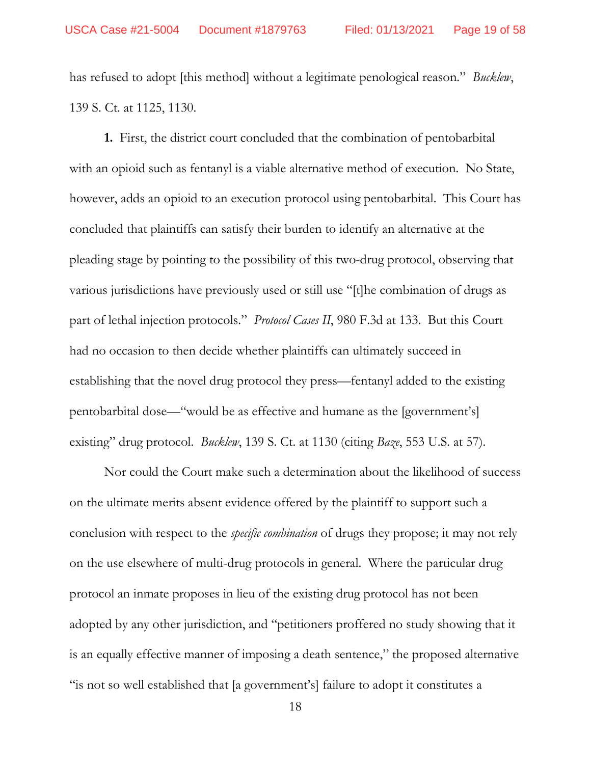has refused to adopt [this method] without a legitimate penological reason." *Bucklew*, 139 S. Ct. at 1125, 1130.

**1.** First, the district court concluded that the combination of pentobarbital with an opioid such as fentanyl is a viable alternative method of execution. No State, however, adds an opioid to an execution protocol using pentobarbital. This Court has concluded that plaintiffs can satisfy their burden to identify an alternative at the pleading stage by pointing to the possibility of this two-drug protocol, observing that various jurisdictions have previously used or still use "[t]he combination of drugs as part of lethal injection protocols." *Protocol Cases II*, 980 F.3d at 133. But this Court had no occasion to then decide whether plaintiffs can ultimately succeed in establishing that the novel drug protocol they press—fentanyl added to the existing pentobarbital dose—"would be as effective and humane as the [government's] existing" drug protocol. *Bucklew*, 139 S. Ct. at 1130 (citing *Baze*, 553 U.S. at 57).

Nor could the Court make such a determination about the likelihood of success on the ultimate merits absent evidence offered by the plaintiff to support such a conclusion with respect to the *specific combination* of drugs they propose; it may not rely on the use elsewhere of multi-drug protocols in general. Where the particular drug protocol an inmate proposes in lieu of the existing drug protocol has not been adopted by any other jurisdiction, and "petitioners proffered no study showing that it is an equally effective manner of imposing a death sentence," the proposed alternative "is not so well established that [a government's] failure to adopt it constitutes a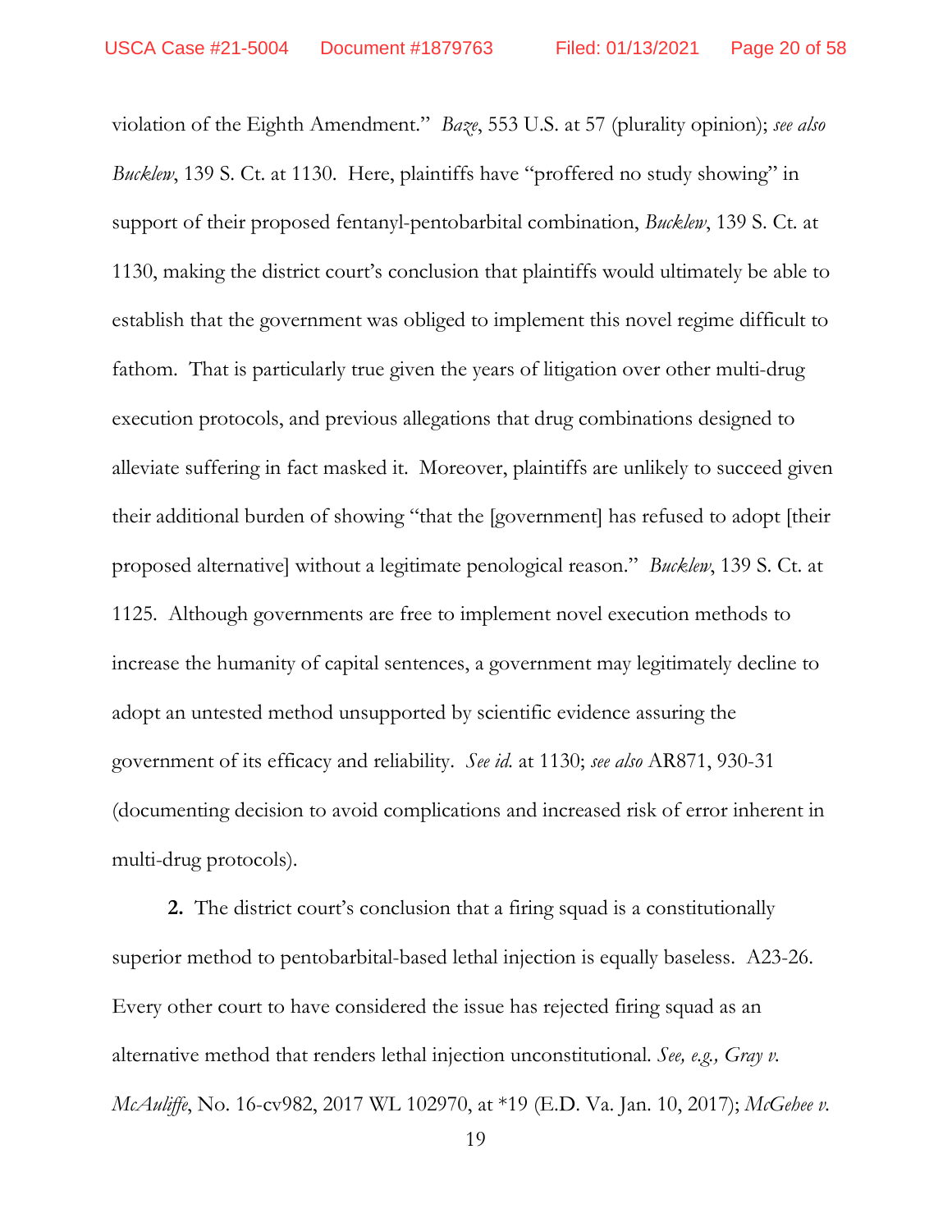violation of the Eighth Amendment." *Baze*, 553 U.S. at 57 (plurality opinion); *see also Bucklew*, 139 S. Ct. at 1130. Here, plaintiffs have "proffered no study showing" in support of their proposed fentanyl-pentobarbital combination, *Bucklew*, 139 S. Ct. at 1130, making the district court's conclusion that plaintiffs would ultimately be able to establish that the government was obliged to implement this novel regime difficult to fathom. That is particularly true given the years of litigation over other multi-drug execution protocols, and previous allegations that drug combinations designed to alleviate suffering in fact masked it. Moreover, plaintiffs are unlikely to succeed given their additional burden of showing "that the [government] has refused to adopt [their proposed alternative] without a legitimate penological reason." *Bucklew*, 139 S. Ct. at 1125. Although governments are free to implement novel execution methods to increase the humanity of capital sentences, a government may legitimately decline to adopt an untested method unsupported by scientific evidence assuring the government of its efficacy and reliability. *See id.* at 1130; *see also* AR871, 930-31 (documenting decision to avoid complications and increased risk of error inherent in multi-drug protocols).

**2.** The district court's conclusion that a firing squad is a constitutionally superior method to pentobarbital-based lethal injection is equally baseless. A23-26. Every other court to have considered the issue has rejected firing squad as an alternative method that renders lethal injection unconstitutional. *See, e.g., Gray v. McAuliffe*, No. 16-cv982, 2017 WL 102970, at *19 (E.D. Va. Jan. 10, 2017); *McGehee v.*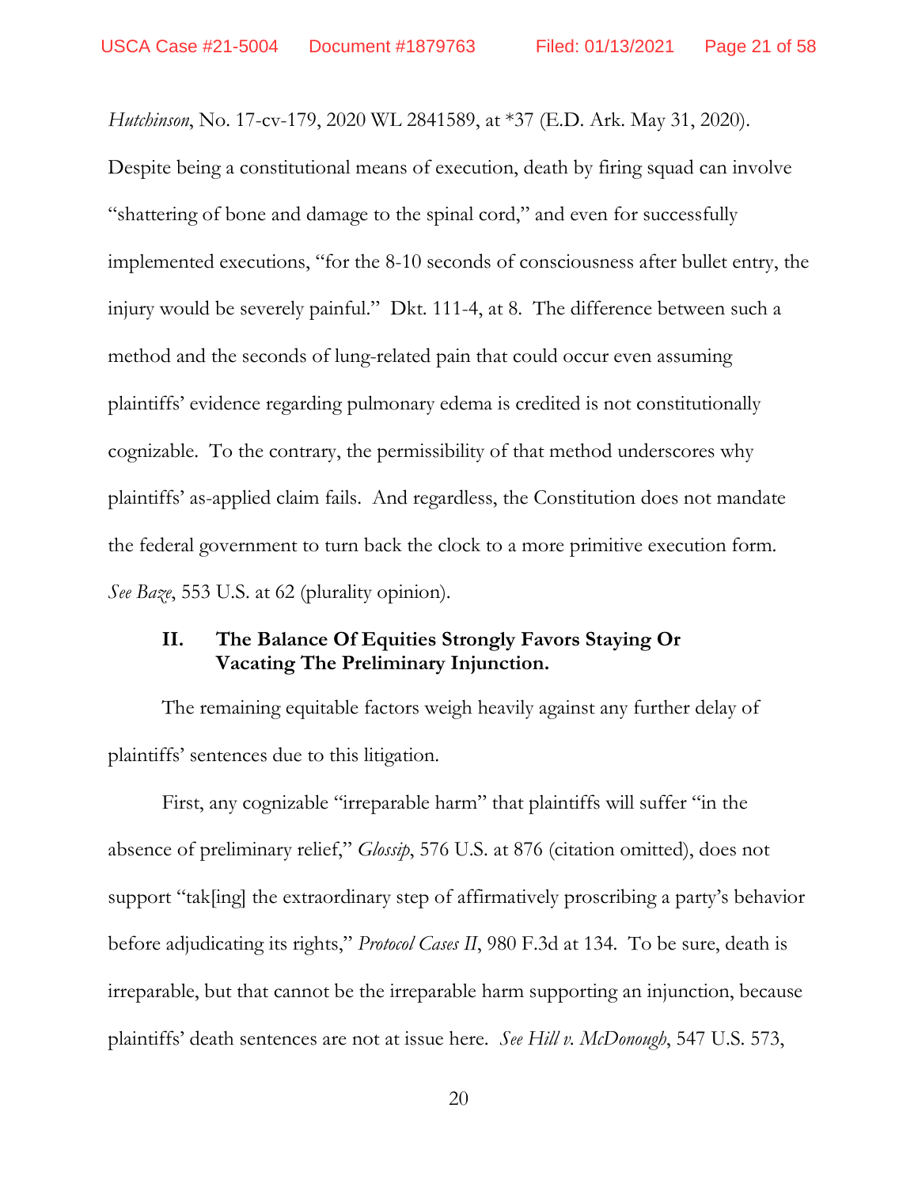*Hutchinson*, No. 17-cv-179, 2020 WL 2841589, at *37 (E.D. Ark. May 31, 2020). Despite being a constitutional means of execution, death by firing squad can involve "shattering of bone and damage to the spinal cord," and even for successfully implemented executions, "for the 8-10 seconds of consciousness after bullet entry, the injury would be severely painful." Dkt. 111-4, at 8. The difference between such a method and the seconds of lung-related pain that could occur even assuming plaintiffs' evidence regarding pulmonary edema is credited is not constitutionally cognizable. To the contrary, the permissibility of that method underscores why plaintiffs' as-applied claim fails. And regardless, the Constitution does not mandate the federal government to turn back the clock to a more primitive execution form. *See Baze*, 553 U.S. at 62 (plurality opinion).

## II. The Balance Of Equities Strongly Favors Staying Or Vacating The Preliminary Injunction.

The remaining equitable factors weigh heavily against any further delay of plaintiffs' sentences due to this litigation.

First, any cognizable "irreparable harm" that plaintiffs will suffer "in the absence of preliminary relief," *Glossip*, 576 U.S. at 876 (citation omitted), does not support "tak[ing] the extraordinary step of affirmatively proscribing a party's behavior before adjudicating its rights," *Protocol Cases II*, 980 F.3d at 134. To be sure, death is irreparable, but that cannot be the irreparable harm supporting an injunction, because plaintiffs' death sentences are not at issue here. *See Hill v. McDonough*, 547 U.S. 573,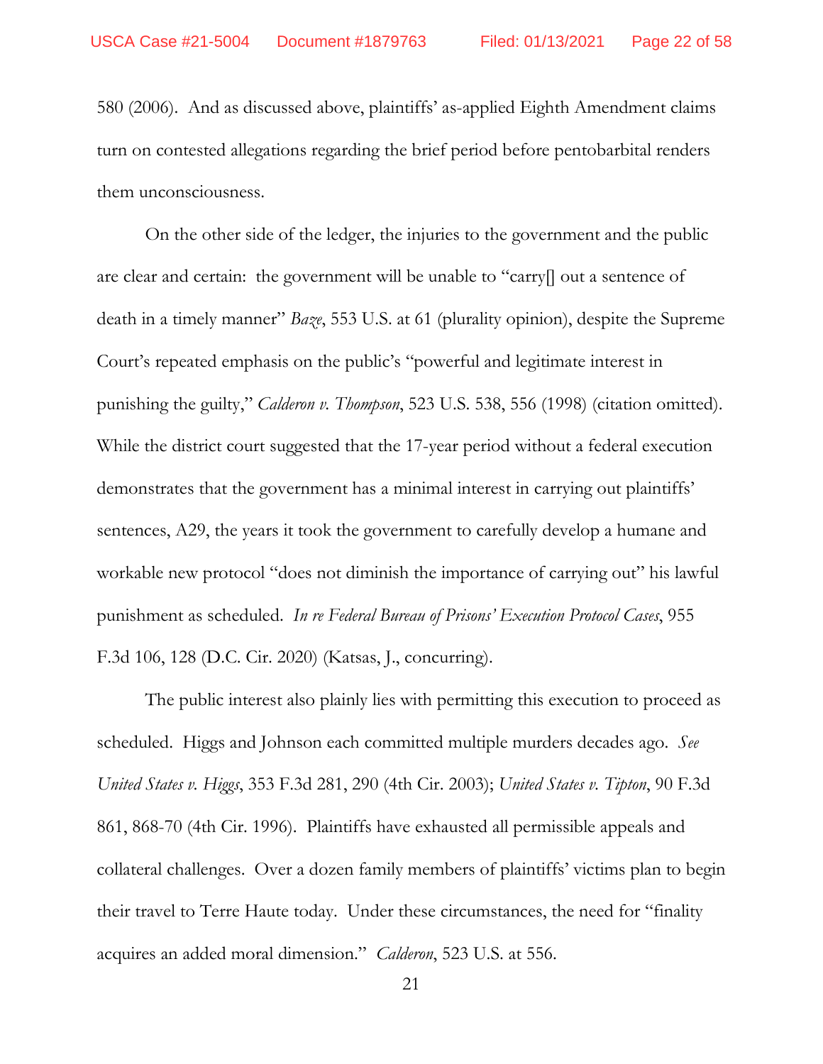580 (2006). And as discussed above, plaintiffs' as-applied Eighth Amendment claims turn on contested allegations regarding the brief period before pentobarbital renders them unconsciousness.

On the other side of the ledger, the injuries to the government and the public are clear and certain: the government will be unable to "carry[] out a sentence of death in a timely manner" *Baze*, 553 U.S. at 61 (plurality opinion), despite the Supreme Court's repeated emphasis on the public's "powerful and legitimate interest in punishing the guilty," *Calderon v. Thompson*, 523 U.S. 538, 556 (1998) (citation omitted). While the district court suggested that the 17-year period without a federal execution demonstrates that the government has a minimal interest in carrying out plaintiffs' sentences, A29, the years it took the government to carefully develop a humane and workable new protocol "does not diminish the importance of carrying out" his lawful punishment as scheduled. *In re Federal Bureau of Prisons' Execution Protocol Cases*, 955 F.3d 106, 128 (D.C. Cir. 2020) (Katsas, J., concurring).

The public interest also plainly lies with permitting this execution to proceed as scheduled. Higgs and Johnson each committed multiple murders decades ago. *See United States v. Higgs*, 353 F.3d 281, 290 (4th Cir. 2003); *United States v. Tipton*, 90 F.3d 861, 868-70 (4th Cir. 1996). Plaintiffs have exhausted all permissible appeals and collateral challenges. Over a dozen family members of plaintiffs' victims plan to begin their travel to Terre Haute today. Under these circumstances, the need for "finality acquires an added moral dimension." *Calderon*, 523 U.S. at 556.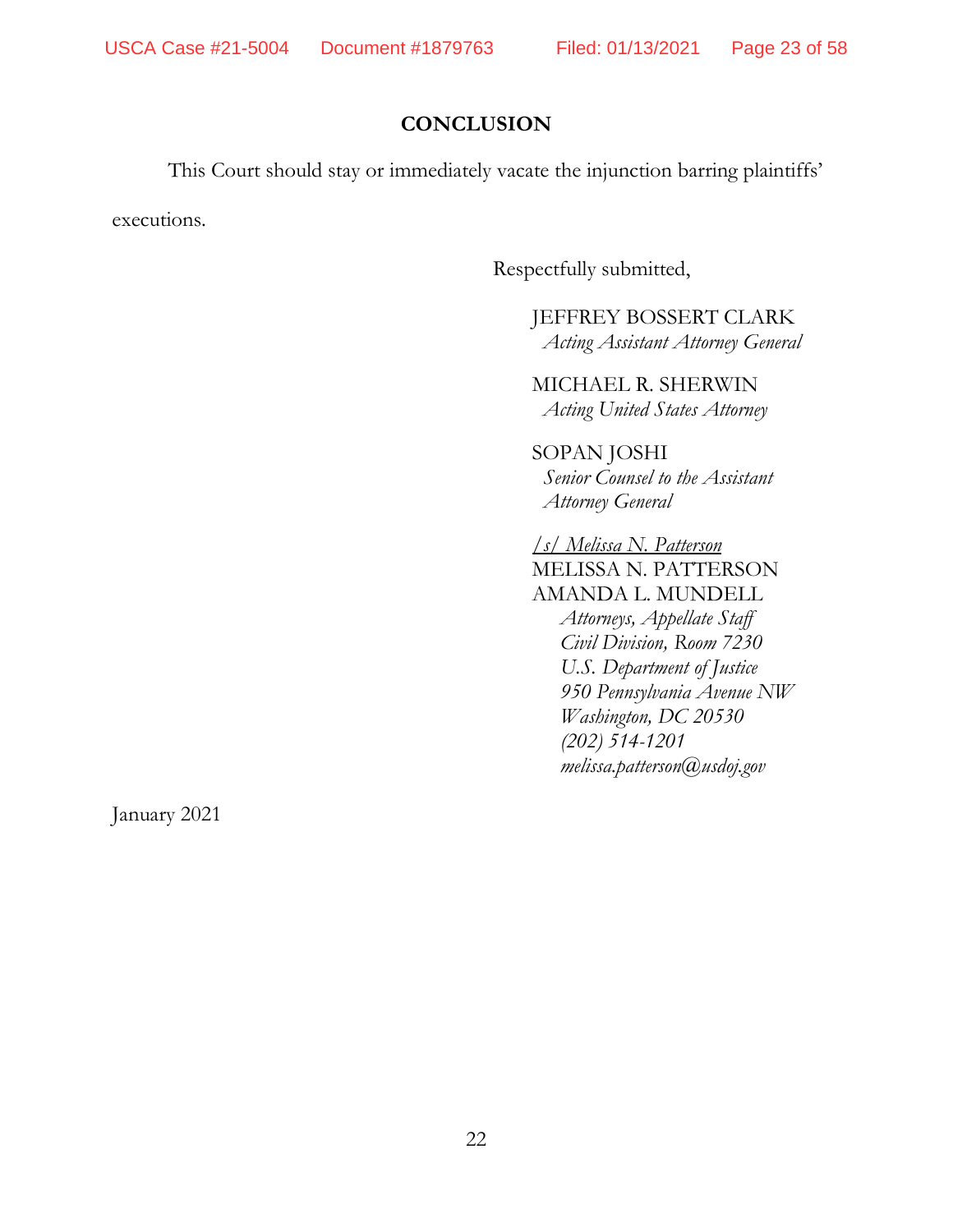## CONCLUSION

This Court should stay or immediately vacate the injunction barring plaintiffs' executions.

Respectfully submitted,

JEFFREY BOSSERT CLARK
*Acting Assistant Attorney General*

MICHAEL R. SHERWIN
*Acting United States Attorney*

SOPAN JOSHI
*Senior Counsel to the Assistant Attorney General*

*/s/ Melissa N. Patterson*
MELISSA N. PATTERSON
AMANDA L. MUNDELL
*Attorneys, Appellate Staff*
*Civil Division, Room 7230*
*U.S. Department of Justice*
*950 Pennsylvania Avenue NW*
*Washington, DC 20530*
*(202) 514-1201*
*melissa.patterson@usdoj.gov*

January 2021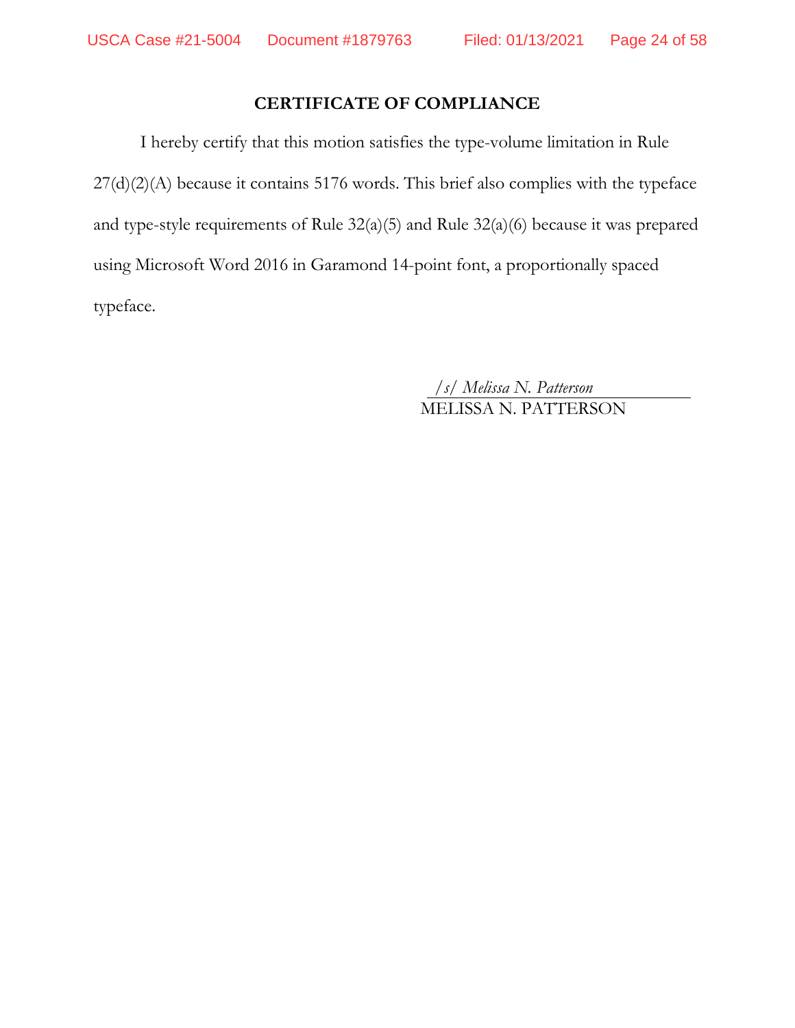## CERTIFICATE OF COMPLIANCE

I hereby certify that this motion satisfies the type-volume limitation in Rule 27(d)(2)(A) because it contains 5176 words. This brief also complies with the typeface and type-style requirements of Rule 32(a)(5) and Rule 32(a)(6) because it was prepared using Microsoft Word 2016 in Garamond 14-point font, a proportionally spaced typeface.

*/s/ Melissa N. Patterson*
MELISSA N. PATTERSON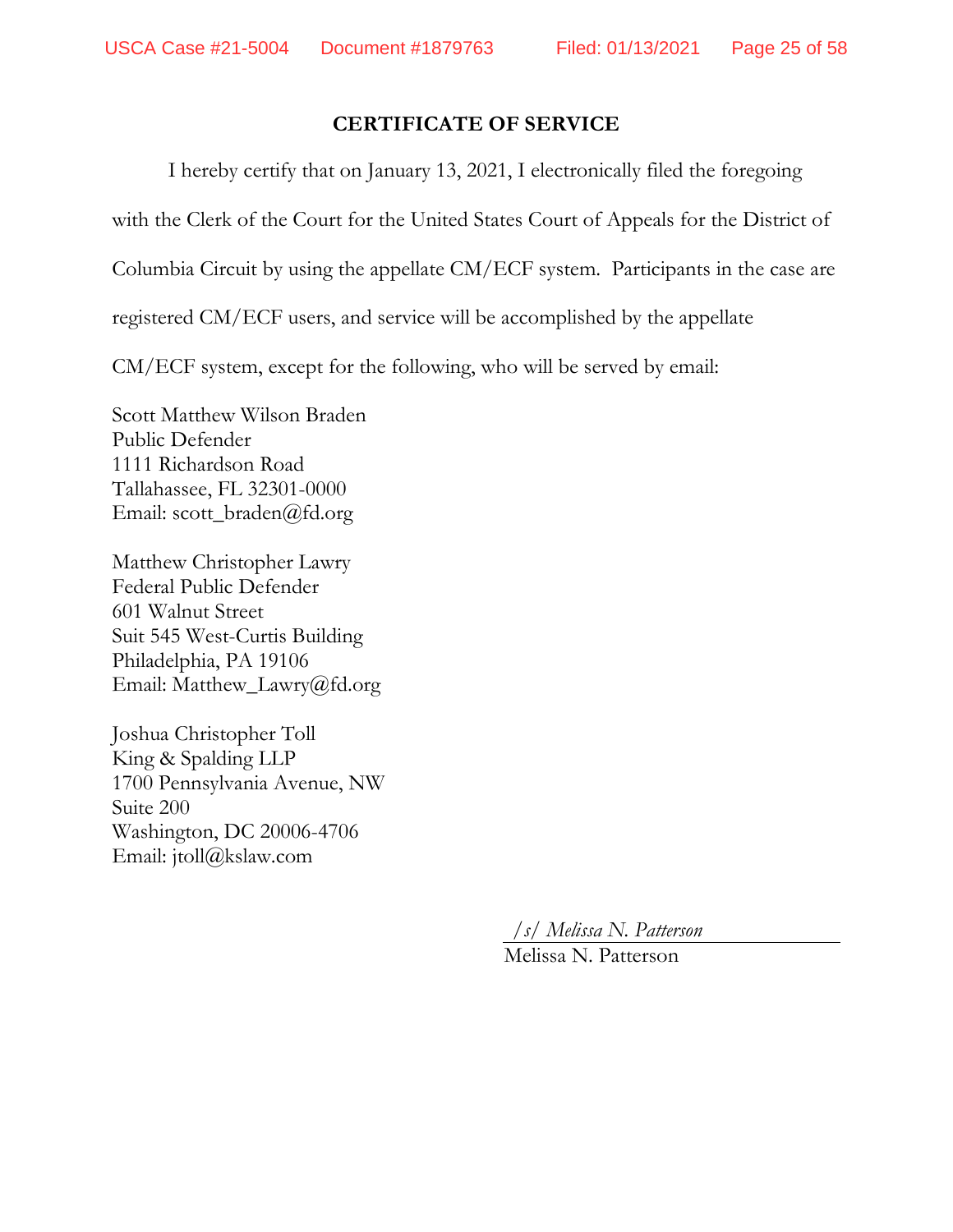## CERTIFICATE OF SERVICE

I hereby certify that on January 13, 2021, I electronically filed the foregoing with the Clerk of the Court for the United States Court of Appeals for the District of Columbia Circuit by using the appellate CM/ECF system. Participants in the case are registered CM/ECF users, and service will be accomplished by the appellate CM/ECF system, except for the following, who will be served by email:

Scott Matthew Wilson Braden
Public Defender
1111 Richardson Road
Tallahassee, FL 32301-0000
Email: scott_braden@fd.org

Matthew Christopher Lawry
Federal Public Defender
601 Walnut Street
Suit 545 West-Curtis Building
Philadelphia, PA 19106
Email: Matthew_Lawry@fd.org

Joshua Christopher Toll
King & Spalding LLP
1700 Pennsylvania Avenue, NW
Suite 200
Washington, DC 20006-4706
Email: jtoll@kslaw.com

*/s/ Melissa N. Patterson*
Melissa N. Patterson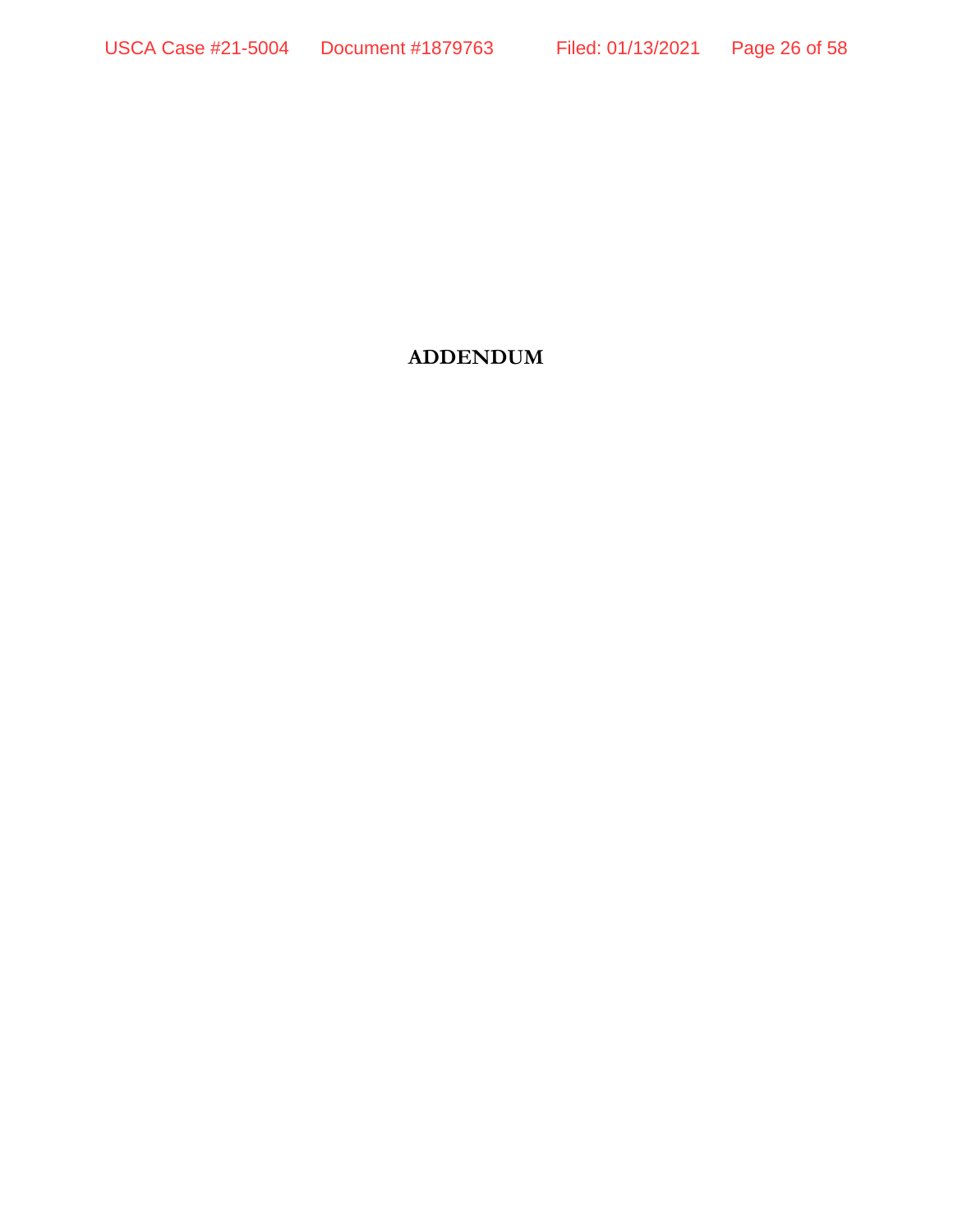# ADDENDUM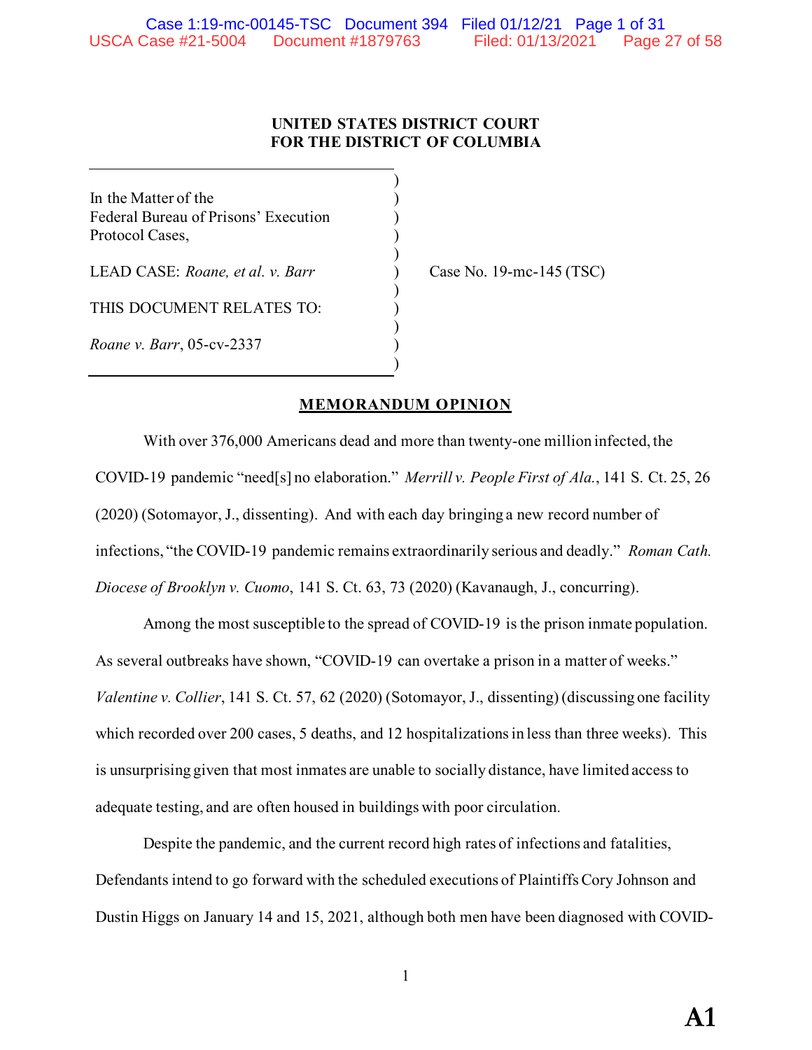**UNITED STATES DISTRICT COURT**
**FOR THE DISTRICT OF COLUMBIA**

| | | |
|---|---|---|
| In the Matter of the Federal Bureau of Prisons' Execution Protocol Cases, | ) | |
| LEAD CASE: *Roane, et al. v. Barr* | ) | Case No. 19-mc-145 (TSC) |
| THIS DOCUMENT RELATES TO: | ) | |
| *Roane v. Barr*, 05-cv-2337 | ) | |

## MEMORANDUM OPINION

With over 376,000 Americans dead and more than twenty-one million infected, the COVID-19 pandemic "need[s] no elaboration." *Merrill v. People First of Ala.*, 141 S. Ct. 25, 26 (2020) (Sotomayor, J., dissenting). And with each day bringing a new record number of infections, "the COVID-19 pandemic remains extraordinarily serious and deadly." *Roman Cath. Diocese of Brooklyn v. Cuomo*, 141 S. Ct. 63, 73 (2020) (Kavanaugh, J., concurring).

Among the most susceptible to the spread of COVID-19 is the prison inmate population. As several outbreaks have shown, "COVID-19 can overtake a prison in a matter of weeks." *Valentine v. Collier*, 141 S. Ct. 57, 62 (2020) (Sotomayor, J., dissenting) (discussing one facility which recorded over 200 cases, 5 deaths, and 12 hospitalizations in less than three weeks). This is unsurprising given that most inmates are unable to socially distance, have limited access to adequate testing, and are often housed in buildings with poor circulation.

Despite the pandemic, and the current record high rates of infections and fatalities, Defendants intend to go forward with the scheduled executions of Plaintiffs Cory Johnson and Dustin Higgs on January 14 and 15, 2021, although both men have been diagnosed with COVID-

A1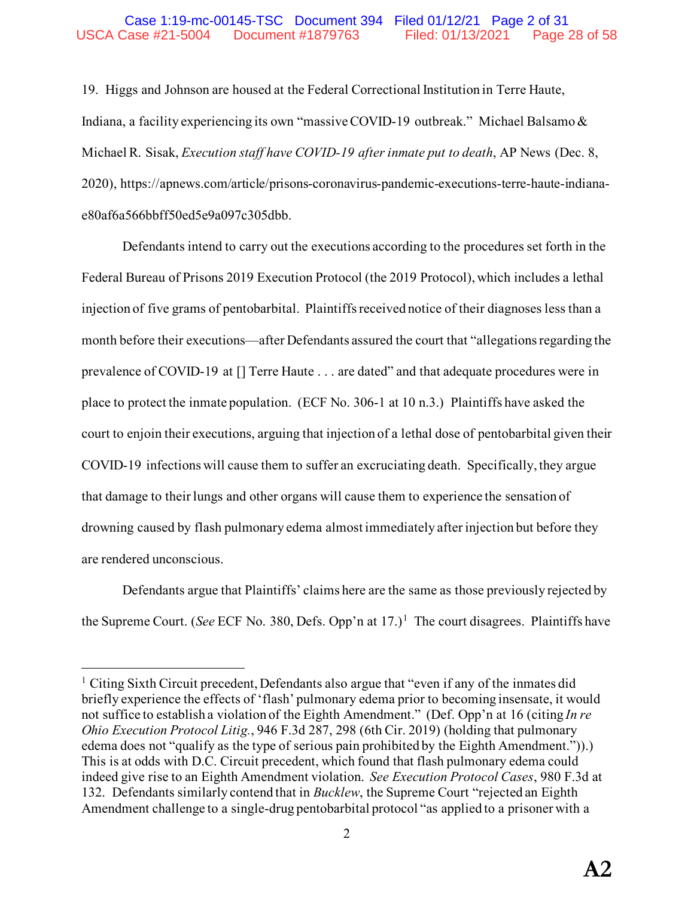19. Higgs and Johnson are housed at the Federal Correctional Institution in Terre Haute, Indiana, a facility experiencing its own "massive COVID-19 outbreak." Michael Balsamo & Michael R. Sisak, *Execution staff have COVID-19 after inmate put to death*, AP News (Dec. 8, 2020), https://apnews.com/article/prisons-coronavirus-pandemic-executions-terre-haute-indiana-e80af6a566bbff50ed5e9a097c305dbb.

Defendants intend to carry out the executions according to the procedures set forth in the Federal Bureau of Prisons 2019 Execution Protocol (the 2019 Protocol), which includes a lethal injection of five grams of pentobarbital. Plaintiffs received notice of their diagnoses less than a month before their executions—after Defendants assured the court that "allegations regarding the prevalence of COVID-19 at [] Terre Haute . . . are dated" and that adequate procedures were in place to protect the inmate population. (ECF No. 306-1 at 10 n.3.) Plaintiffs have asked the court to enjoin their executions, arguing that injection of a lethal dose of pentobarbital given their COVID-19 infections will cause them to suffer an excruciating death. Specifically, they argue that damage to their lungs and other organs will cause them to experience the sensation of drowning caused by flash pulmonary edema almost immediately after injection but before they are rendered unconscious.

Defendants argue that Plaintiffs' claims here are the same as those previously rejected by the Supreme Court. (*See* ECF No. 380, Defs. Opp'n at 17.)[1] The court disagrees. Plaintiffs have

---

[1] Citing Sixth Circuit precedent, Defendants also argue that "even if any of the inmates did briefly experience the effects of 'flash' pulmonary edema prior to becoming insensate, it would not suffice to establish a violation of the Eighth Amendment." (Def. Opp'n at 16 (citing *In re Ohio Execution Protocol Litig.*, 946 F.3d 287, 298 (6th Cir. 2019) (holding that pulmonary edema does not "qualify as the type of serious pain prohibited by the Eighth Amendment.")).) This is at odds with D.C. Circuit precedent, which found that flash pulmonary edema could indeed give rise to an Eighth Amendment violation. *See Execution Protocol Cases*, 980 F.3d at 132. Defendants similarly contend that in *Bucklew*, the Supreme Court "rejected an Eighth Amendment challenge to a single-drug pentobarbital protocol "as applied to a prisoner with a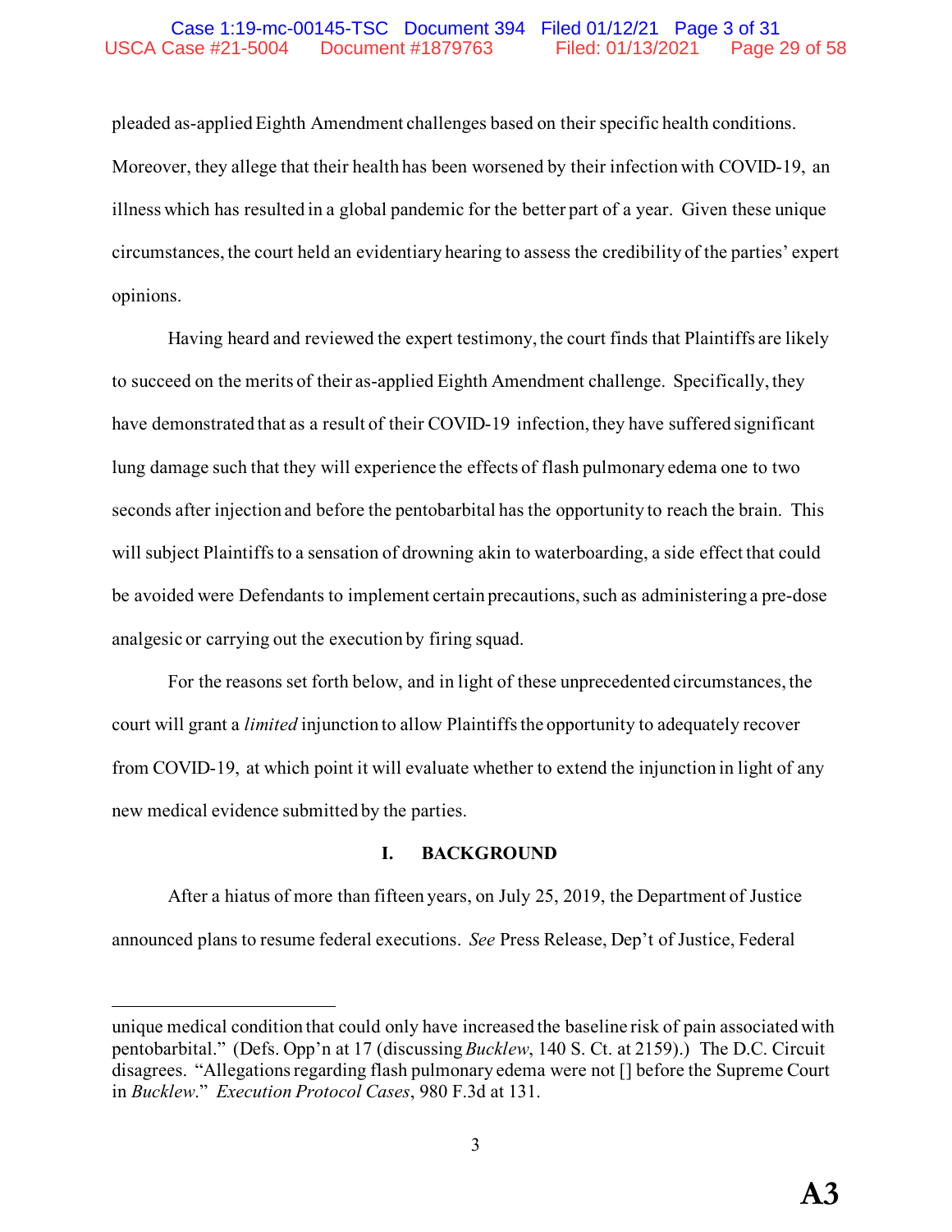pleaded as-applied Eighth Amendment challenges based on their specific health conditions. Moreover, they allege that their health has been worsened by their infection with COVID-19, an illness which has resulted in a global pandemic for the better part of a year. Given these unique circumstances, the court held an evidentiary hearing to assess the credibility of the parties' expert opinions.

Having heard and reviewed the expert testimony, the court finds that Plaintiffs are likely to succeed on the merits of their as-applied Eighth Amendment challenge. Specifically, they have demonstrated that as a result of their COVID-19 infection, they have suffered significant lung damage such that they will experience the effects of flash pulmonary edema one to two seconds after injection and before the pentobarbital has the opportunity to reach the brain. This will subject Plaintiffs to a sensation of drowning akin to waterboarding, a side effect that could be avoided were Defendants to implement certain precautions, such as administering a pre-dose analgesic or carrying out the execution by firing squad.

For the reasons set forth below, and in light of these unprecedented circumstances, the court will grant a *limited* injunction to allow Plaintiffs the opportunity to adequately recover from COVID-19, at which point it will evaluate whether to extend the injunction in light of any new medical evidence submitted by the parties.

## I. BACKGROUND

After a hiatus of more than fifteen years, on July 25, 2019, the Department of Justice announced plans to resume federal executions. *See* Press Release, Dep't of Justice, Federal

---

unique medical condition that could only have increased the baseline risk of pain associated with pentobarbital." (Defs. Opp'n at 17 (discussing *Bucklew*, 140 S. Ct. at 2159).) The D.C. Circuit disagrees. "Allegations regarding flash pulmonary edema were not [] before the Supreme Court in *Bucklew*." *Execution Protocol Cases*, 980 F.3d at 131.

A3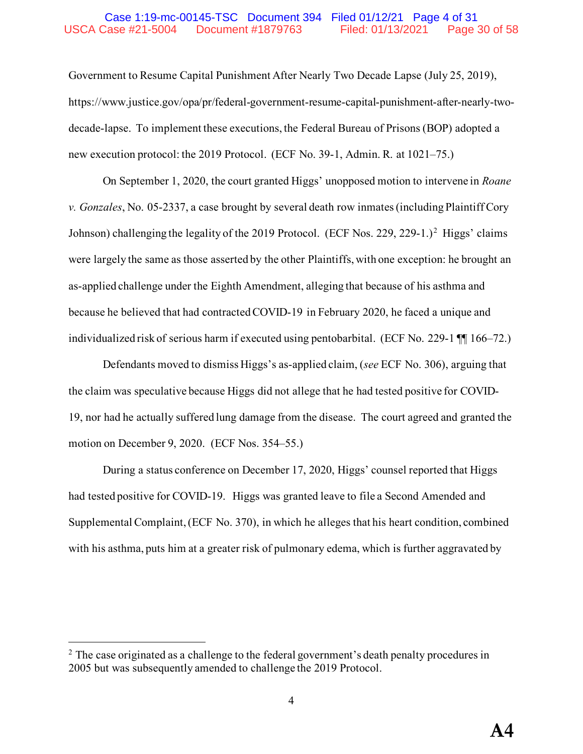Government to Resume Capital Punishment After Nearly Two Decade Lapse (July 25, 2019), https://www.justice.gov/opa/pr/federal-government-resume-capital-punishment-after-nearly-two-decade-lapse. To implement these executions, the Federal Bureau of Prisons (BOP) adopted a new execution protocol: the 2019 Protocol. (ECF No. 39-1, Admin. R. at 1021–75.)

On September 1, 2020, the court granted Higgs' unopposed motion to intervene in *Roane v. Gonzales*, No. 05-2337, a case brought by several death row inmates (including Plaintiff Cory Johnson) challenging the legality of the 2019 Protocol. (ECF Nos. 229, 229-1.)[2] Higgs' claims were largely the same as those asserted by the other Plaintiffs, with one exception: he brought an as-applied challenge under the Eighth Amendment, alleging that because of his asthma and because he believed that had contracted COVID-19 in February 2020, he faced a unique and individualized risk of serious harm if executed using pentobarbital. (ECF No. 229-1 ¶¶ 166–72.)

Defendants moved to dismiss Higgs's as-applied claim, (*see* ECF No. 306), arguing that the claim was speculative because Higgs did not allege that he had tested positive for COVID-19, nor had he actually suffered lung damage from the disease. The court agreed and granted the motion on December 9, 2020. (ECF Nos. 354–55.)

During a status conference on December 17, 2020, Higgs' counsel reported that Higgs had tested positive for COVID-19. Higgs was granted leave to file a Second Amended and Supplemental Complaint, (ECF No. 370), in which he alleges that his heart condition, combined with his asthma, puts him at a greater risk of pulmonary edema, which is further aggravated by

---

[2] The case originated as a challenge to the federal government's death penalty procedures in 2005 but was subsequently amended to challenge the 2019 Protocol.

A4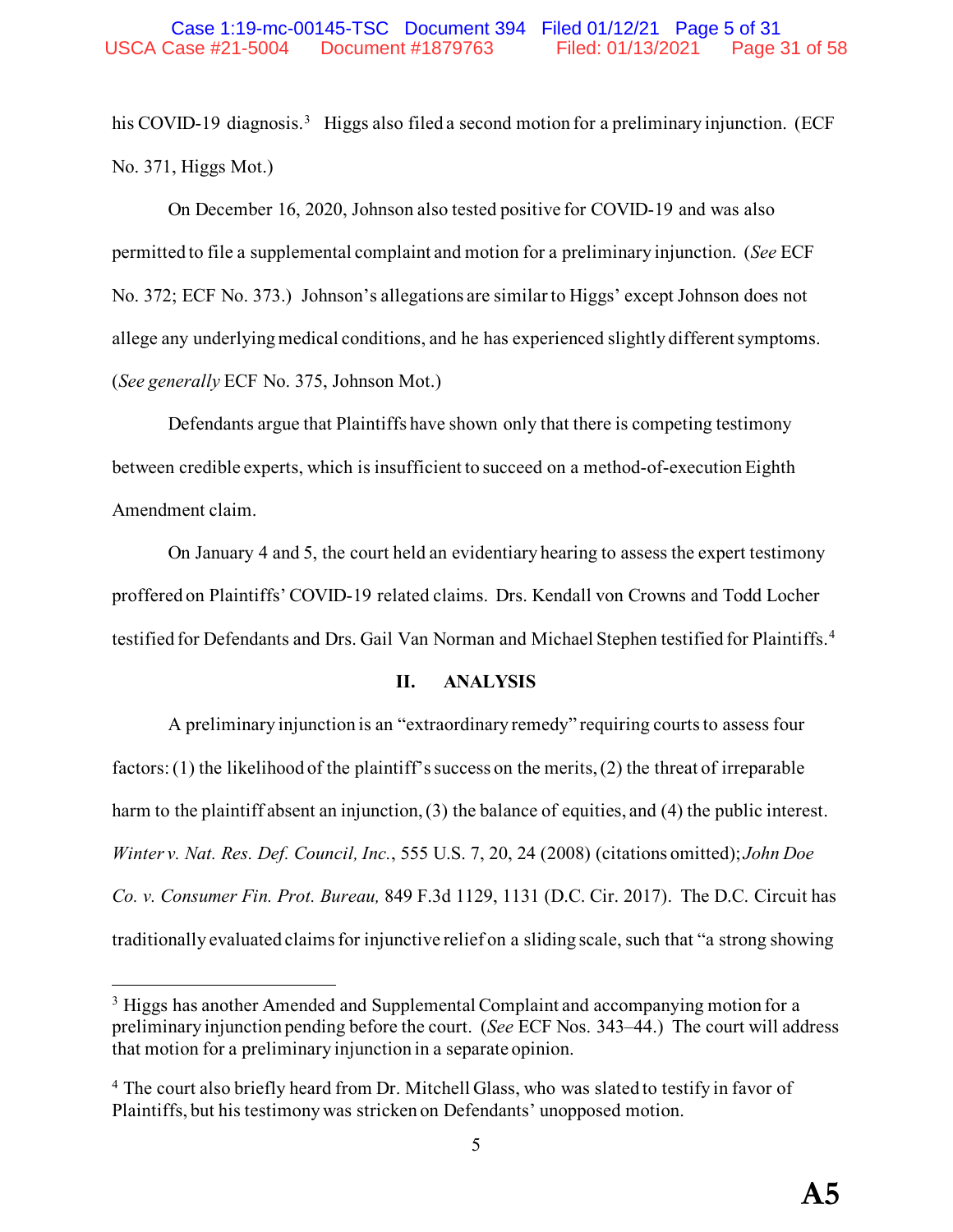his COVID-19 diagnosis.[3] Higgs also filed a second motion for a preliminary injunction. (ECF No. 371, Higgs Mot.)

On December 16, 2020, Johnson also tested positive for COVID-19 and was also permitted to file a supplemental complaint and motion for a preliminary injunction. (*See* ECF No. 372; ECF No. 373.) Johnson's allegations are similar to Higgs' except Johnson does not allege any underlying medical conditions, and he has experienced slightly different symptoms. (*See generally* ECF No. 375, Johnson Mot.)

Defendants argue that Plaintiffs have shown only that there is competing testimony between credible experts, which is insufficient to succeed on a method-of-execution Eighth Amendment claim.

On January 4 and 5, the court held an evidentiary hearing to assess the expert testimony proffered on Plaintiffs' COVID-19 related claims. Drs. Kendall von Crowns and Todd Locher testified for Defendants and Drs. Gail Van Norman and Michael Stephen testified for Plaintiffs.[4]

## II. ANALYSIS

A preliminary injunction is an "extraordinary remedy" requiring courts to assess four factors: (1) the likelihood of the plaintiff's success on the merits, (2) the threat of irreparable harm to the plaintiff absent an injunction, (3) the balance of equities, and (4) the public interest. *Winter v. Nat. Res. Def. Council, Inc.*, 555 U.S. 7, 20, 24 (2008) (citations omitted); *John Doe Co. v. Consumer Fin. Prot. Bureau,* 849 F.3d 1129, 1131 (D.C. Cir. 2017). The D.C. Circuit has traditionally evaluated claims for injunctive relief on a sliding scale, such that "a strong showing

---

[3] Higgs has another Amended and Supplemental Complaint and accompanying motion for a preliminary injunction pending before the court. (*See* ECF Nos. 343–44.) The court will address that motion for a preliminary injunction in a separate opinion.

[4] The court also briefly heard from Dr. Mitchell Glass, who was slated to testify in favor of Plaintiffs, but his testimony was stricken on Defendants' unopposed motion.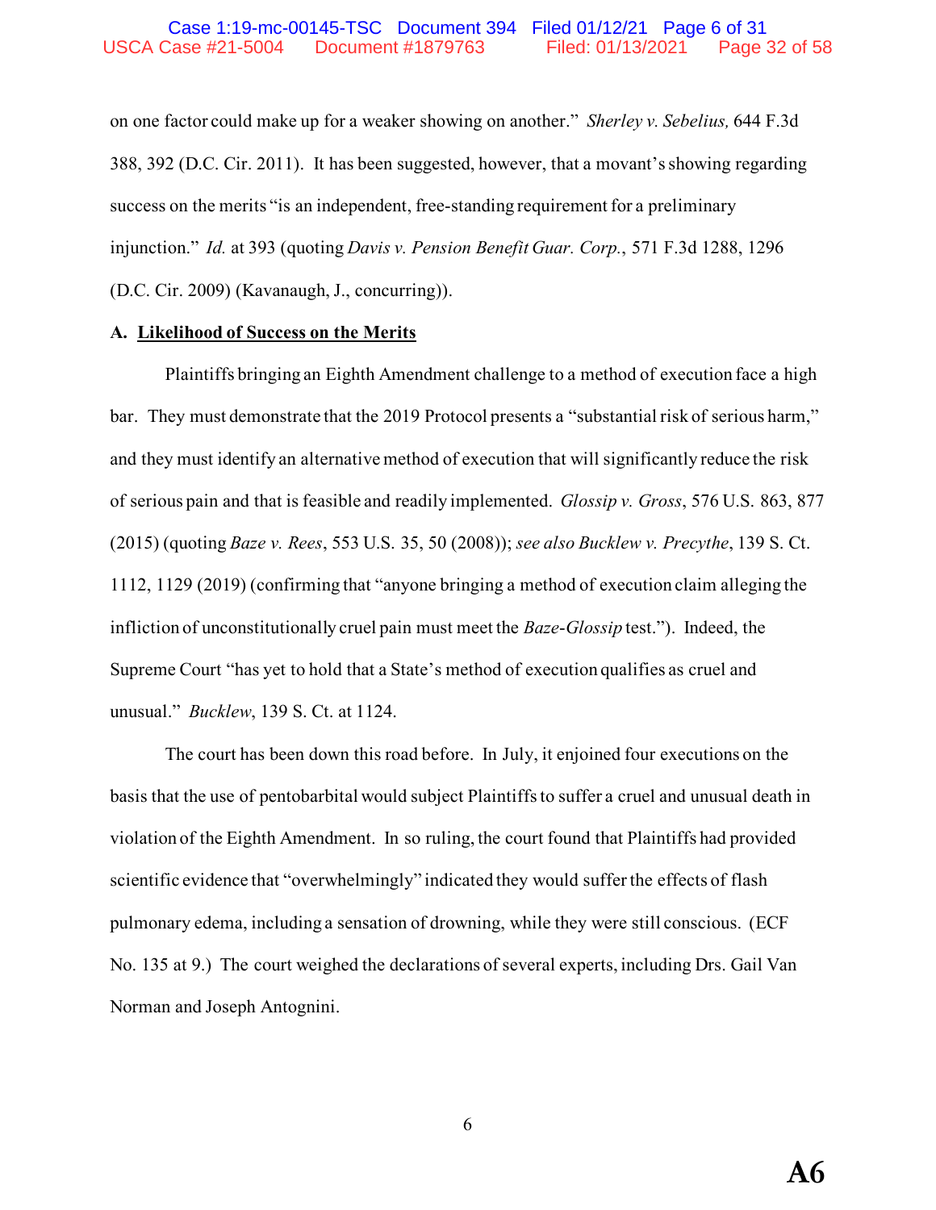on one factor could make up for a weaker showing on another." *Sherley v. Sebelius,* 644 F.3d 388, 392 (D.C. Cir. 2011). It has been suggested, however, that a movant's showing regarding success on the merits "is an independent, free-standing requirement for a preliminary injunction." *Id.* at 393 (quoting *Davis v. Pension Benefit Guar. Corp.*, 571 F.3d 1288, 1296 (D.C. Cir. 2009) (Kavanaugh, J., concurring)).

**A. <u>Likelihood of Success on the Merits</u>**

Plaintiffs bringing an Eighth Amendment challenge to a method of execution face a high bar. They must demonstrate that the 2019 Protocol presents a "substantial risk of serious harm," and they must identify an alternative method of execution that will significantly reduce the risk of serious pain and that is feasible and readily implemented. *Glossip v. Gross*, 576 U.S. 863, 877 (2015) (quoting *Baze v. Rees*, 553 U.S. 35, 50 (2008)); *see also Bucklew v. Precythe*, 139 S. Ct. 1112, 1129 (2019) (confirming that "anyone bringing a method of execution claim alleging the infliction of unconstitutionally cruel pain must meet the *Baze-Glossip* test."). Indeed, the Supreme Court "has yet to hold that a State's method of execution qualifies as cruel and unusual." *Bucklew*, 139 S. Ct. at 1124.

The court has been down this road before. In July, it enjoined four executions on the basis that the use of pentobarbital would subject Plaintiffs to suffer a cruel and unusual death in violation of the Eighth Amendment. In so ruling, the court found that Plaintiffs had provided scientific evidence that "overwhelmingly" indicated they would suffer the effects of flash pulmonary edema, including a sensation of drowning, while they were still conscious. (ECF No. 135 at 9.) The court weighed the declarations of several experts, including Drs. Gail Van Norman and Joseph Antognini.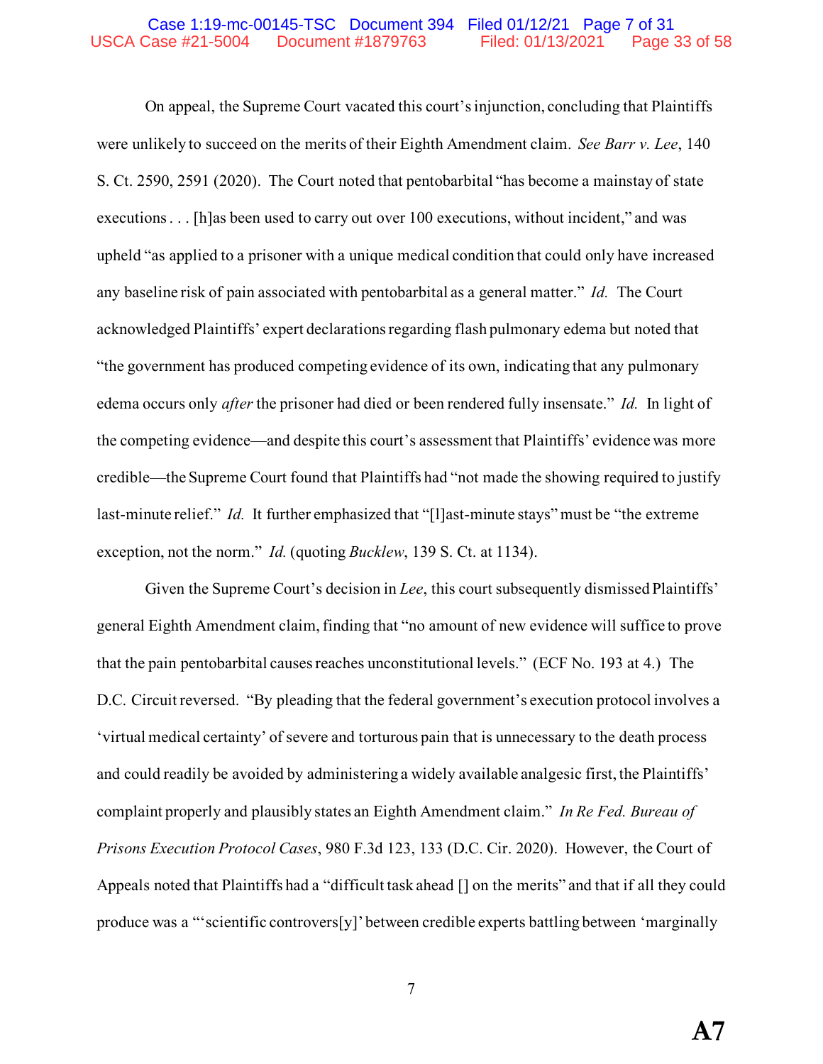On appeal, the Supreme Court vacated this court's injunction, concluding that Plaintiffs were unlikely to succeed on the merits of their Eighth Amendment claim. *See Barr v. Lee*, 140 S. Ct. 2590, 2591 (2020). The Court noted that pentobarbital "has become a mainstay of state executions . . . [h]as been used to carry out over 100 executions, without incident," and was upheld "as applied to a prisoner with a unique medical condition that could only have increased any baseline risk of pain associated with pentobarbital as a general matter." *Id.* The Court acknowledged Plaintiffs' expert declarations regarding flash pulmonary edema but noted that "the government has produced competing evidence of its own, indicating that any pulmonary edema occurs only *after* the prisoner had died or been rendered fully insensate." *Id.* In light of the competing evidence—and despite this court's assessment that Plaintiffs' evidence was more credible—the Supreme Court found that Plaintiffs had "not made the showing required to justify last-minute relief." *Id.* It further emphasized that "[l]ast-minute stays" must be "the extreme exception, not the norm." *Id.* (quoting *Bucklew*, 139 S. Ct. at 1134).

Given the Supreme Court's decision in *Lee*, this court subsequently dismissed Plaintiffs' general Eighth Amendment claim, finding that "no amount of new evidence will suffice to prove that the pain pentobarbital causes reaches unconstitutional levels." (ECF No. 193 at 4.) The D.C. Circuit reversed. "By pleading that the federal government's execution protocol involves a 'virtual medical certainty' of severe and torturous pain that is unnecessary to the death process and could readily be avoided by administering a widely available analgesic first, the Plaintiffs' complaint properly and plausibly states an Eighth Amendment claim." *In Re Fed. Bureau of Prisons Execution Protocol Cases*, 980 F.3d 123, 133 (D.C. Cir. 2020). However, the Court of Appeals noted that Plaintiffs had a "difficult task ahead [] on the merits" and that if all they could produce was a "'scientific controvers[y]' between credible experts battling between 'marginally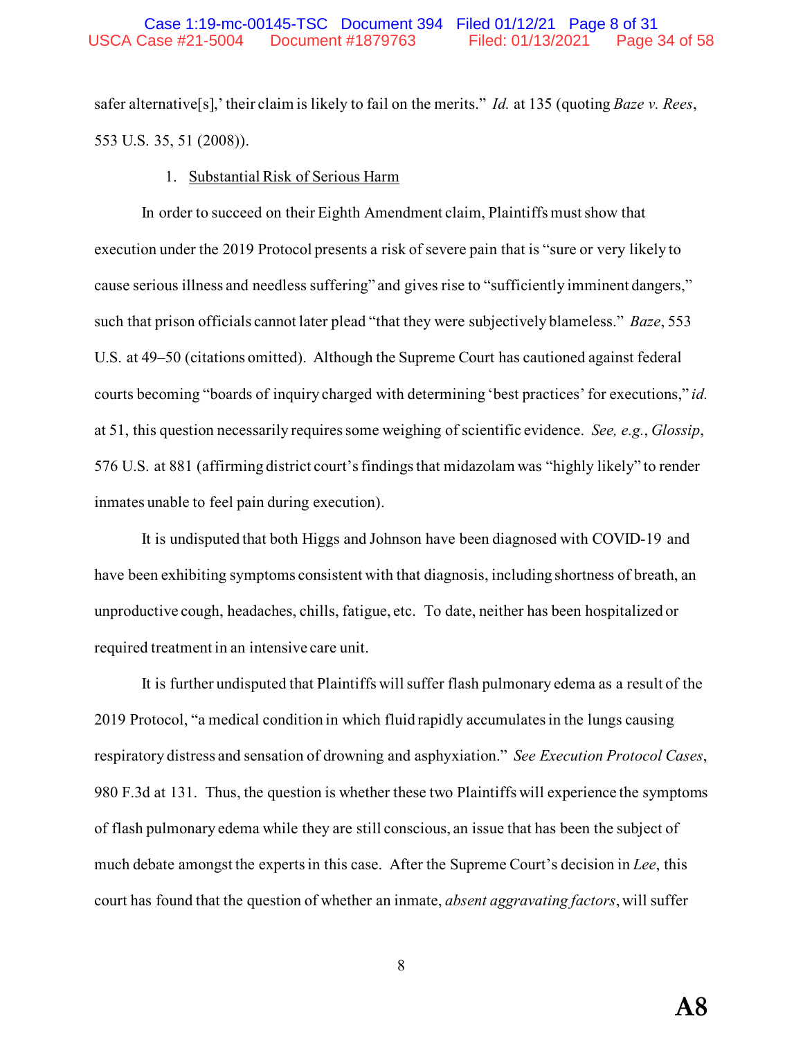safer alternative[s],' their claim is likely to fail on the merits." *Id.* at 135 (quoting *Baze v. Rees*, 553 U.S. 35, 51 (2008)).

1. Substantial Risk of Serious Harm

In order to succeed on their Eighth Amendment claim, Plaintiffs must show that execution under the 2019 Protocol presents a risk of severe pain that is "sure or very likely to cause serious illness and needless suffering" and gives rise to "sufficiently imminent dangers," such that prison officials cannot later plead "that they were subjectively blameless." *Baze*, 553 U.S. at 49–50 (citations omitted). Although the Supreme Court has cautioned against federal courts becoming "boards of inquiry charged with determining 'best practices' for executions," *id.* at 51, this question necessarily requires some weighing of scientific evidence. *See, e.g.*, *Glossip*, 576 U.S. at 881 (affirming district court's findings that midazolam was "highly likely" to render inmates unable to feel pain during execution).

It is undisputed that both Higgs and Johnson have been diagnosed with COVID-19 and have been exhibiting symptoms consistent with that diagnosis, including shortness of breath, an unproductive cough, headaches, chills, fatigue, etc. To date, neither has been hospitalized or required treatment in an intensive care unit.

It is further undisputed that Plaintiffs will suffer flash pulmonary edema as a result of the 2019 Protocol, "a medical condition in which fluid rapidly accumulates in the lungs causing respiratory distress and sensation of drowning and asphyxiation." *See Execution Protocol Cases*, 980 F.3d at 131. Thus, the question is whether these two Plaintiffs will experience the symptoms of flash pulmonary edema while they are still conscious, an issue that has been the subject of much debate amongst the experts in this case. After the Supreme Court's decision in *Lee*, this court has found that the question of whether an inmate, *absent aggravating factors*, will suffer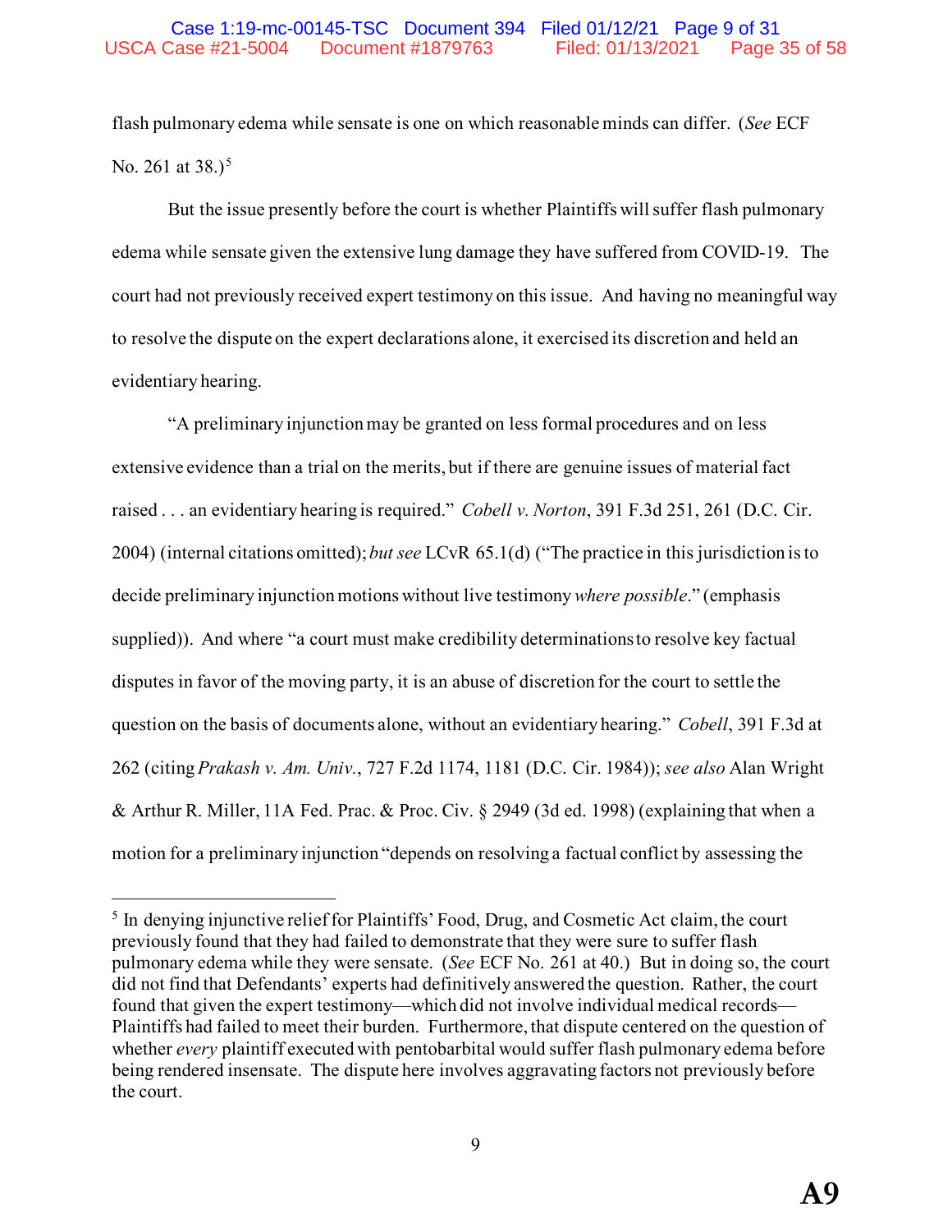flash pulmonary edema while sensate is one on which reasonable minds can differ. (*See* ECF No. 261 at 38.)[5]

But the issue presently before the court is whether Plaintiffs will suffer flash pulmonary edema while sensate given the extensive lung damage they have suffered from COVID-19. The court had not previously received expert testimony on this issue. And having no meaningful way to resolve the dispute on the expert declarations alone, it exercised its discretion and held an evidentiary hearing.

"A preliminary injunction may be granted on less formal procedures and on less extensive evidence than a trial on the merits, but if there are genuine issues of material fact raised . . . an evidentiary hearing is required." *Cobell v. Norton*, 391 F.3d 251, 261 (D.C. Cir. 2004) (internal citations omitted); *but see* LCvR 65.1(d) ("The practice in this jurisdiction is to decide preliminary injunction motions without live testimony *where possible*." (emphasis supplied)). And where "a court must make credibility determinations to resolve key factual disputes in favor of the moving party, it is an abuse of discretion for the court to settle the question on the basis of documents alone, without an evidentiary hearing." *Cobell*, 391 F.3d at 262 (citing *Prakash v. Am. Univ.*, 727 F.2d 1174, 1181 (D.C. Cir. 1984)); *see also* Alan Wright & Arthur R. Miller, 11A Fed. Prac. & Proc. Civ. § 2949 (3d ed. 1998) (explaining that when a motion for a preliminary injunction "depends on resolving a factual conflict by assessing the

---

[5] In denying injunctive relief for Plaintiffs' Food, Drug, and Cosmetic Act claim, the court previously found that they had failed to demonstrate that they were sure to suffer flash pulmonary edema while they were sensate. (*See* ECF No. 261 at 40.) But in doing so, the court did not find that Defendants' experts had definitively answered the question. Rather, the court found that given the expert testimony—which did not involve individual medical records—Plaintiffs had failed to meet their burden. Furthermore, that dispute centered on the question of whether *every* plaintiff executed with pentobarbital would suffer flash pulmonary edema before being rendered insensate. The dispute here involves aggravating factors not previously before the court.

**A9**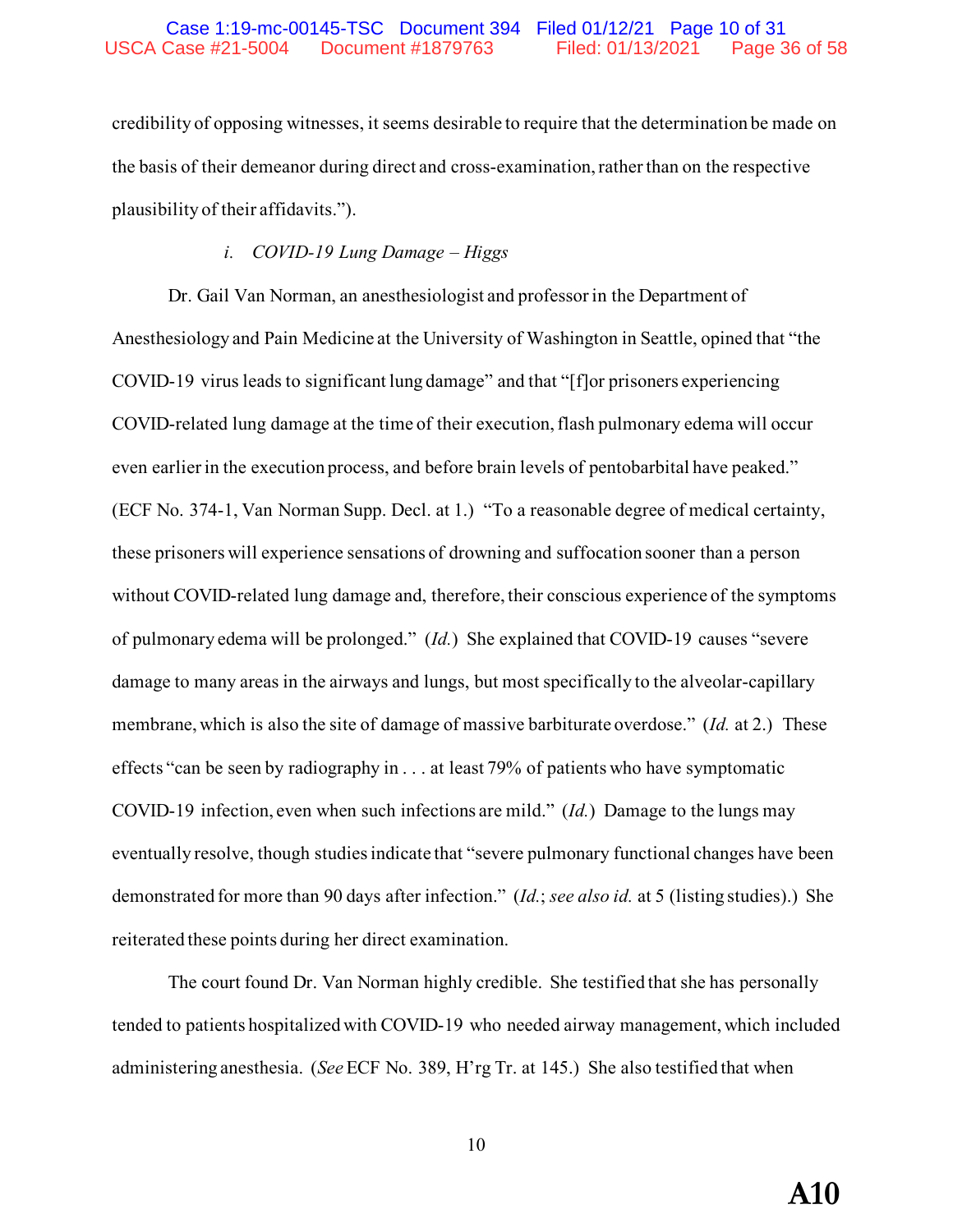credibility of opposing witnesses, it seems desirable to require that the determination be made on the basis of their demeanor during direct and cross-examination, rather than on the respective plausibility of their affidavits.").

*i. COVID-19 Lung Damage – Higgs*

Dr. Gail Van Norman, an anesthesiologist and professor in the Department of Anesthesiology and Pain Medicine at the University of Washington in Seattle, opined that "the COVID-19 virus leads to significant lung damage" and that "[f]or prisoners experiencing COVID-related lung damage at the time of their execution, flash pulmonary edema will occur even earlier in the execution process, and before brain levels of pentobarbital have peaked." (ECF No. 374-1, Van Norman Supp. Decl. at 1.) "To a reasonable degree of medical certainty, these prisoners will experience sensations of drowning and suffocation sooner than a person without COVID-related lung damage and, therefore, their conscious experience of the symptoms of pulmonary edema will be prolonged." (*Id.*) She explained that COVID-19 causes "severe damage to many areas in the airways and lungs, but most specifically to the alveolar-capillary membrane, which is also the site of damage of massive barbiturate overdose." (*Id.* at 2.) These effects "can be seen by radiography in . . . at least 79% of patients who have symptomatic COVID-19 infection, even when such infections are mild." (*Id.*) Damage to the lungs may eventually resolve, though studies indicate that "severe pulmonary functional changes have been demonstrated for more than 90 days after infection." (*Id.*; *see also id.* at 5 (listing studies).) She reiterated these points during her direct examination.

The court found Dr. Van Norman highly credible. She testified that she has personally tended to patients hospitalized with COVID-19 who needed airway management, which included administering anesthesia. (*See* ECF No. 389, H'rg Tr. at 145.) She also testified that when

A10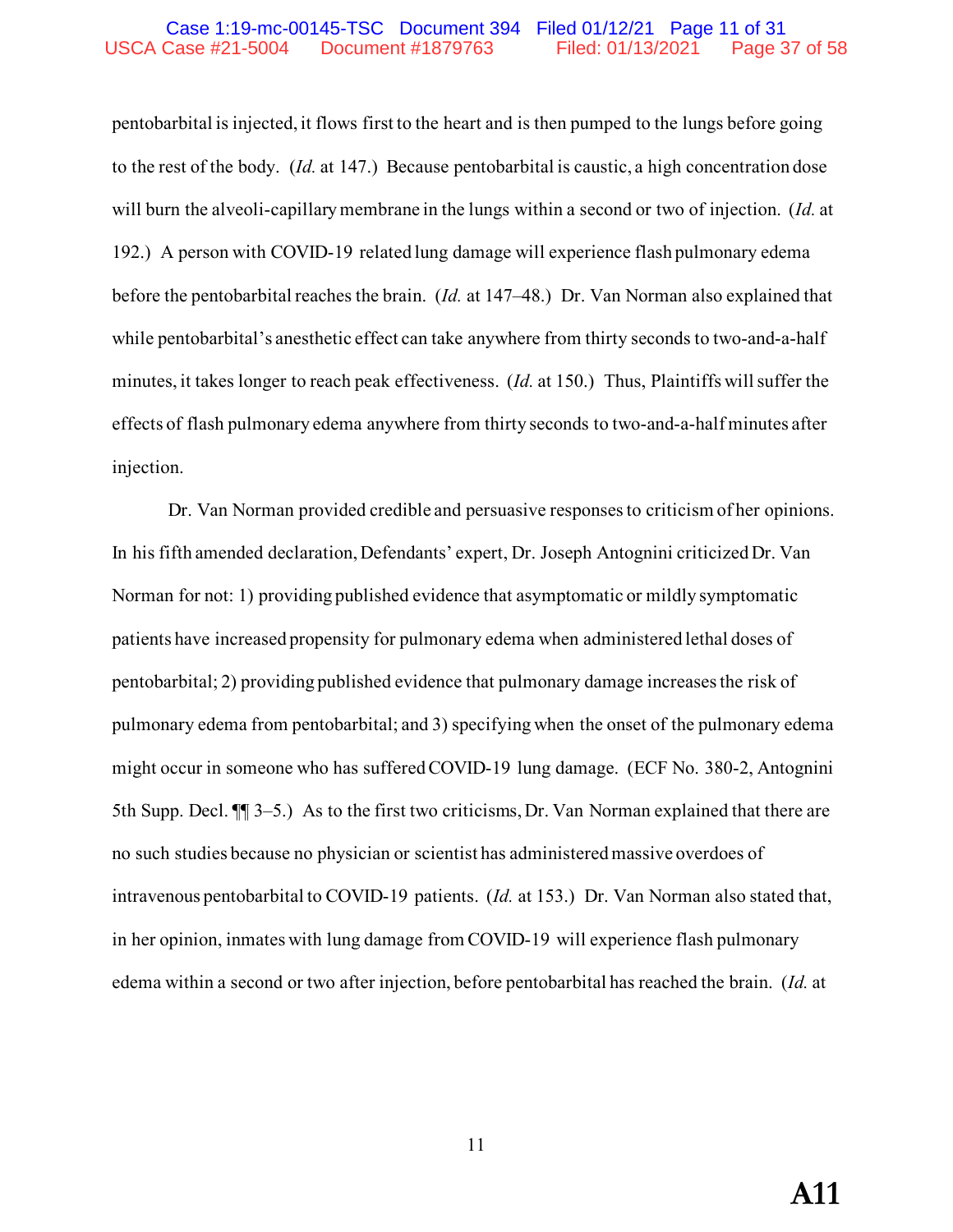pentobarbital is injected, it flows first to the heart and is then pumped to the lungs before going to the rest of the body. (*Id.* at 147.) Because pentobarbital is caustic, a high concentration dose will burn the alveoli-capillary membrane in the lungs within a second or two of injection. (*Id.* at 192.) A person with COVID-19 related lung damage will experience flash pulmonary edema before the pentobarbital reaches the brain. (*Id.* at 147–48.) Dr. Van Norman also explained that while pentobarbital's anesthetic effect can take anywhere from thirty seconds to two-and-a-half minutes, it takes longer to reach peak effectiveness. (*Id.* at 150.) Thus, Plaintiffs will suffer the effects of flash pulmonary edema anywhere from thirty seconds to two-and-a-half minutes after injection.

Dr. Van Norman provided credible and persuasive responses to criticism of her opinions. In his fifth amended declaration, Defendants' expert, Dr. Joseph Antognini criticized Dr. Van Norman for not: 1) providing published evidence that asymptomatic or mildly symptomatic patients have increased propensity for pulmonary edema when administered lethal doses of pentobarbital; 2) providing published evidence that pulmonary damage increases the risk of pulmonary edema from pentobarbital; and 3) specifying when the onset of the pulmonary edema might occur in someone who has suffered COVID-19 lung damage. (ECF No. 380-2, Antognini 5th Supp. Decl. ¶¶ 3–5.) As to the first two criticisms, Dr. Van Norman explained that there are no such studies because no physician or scientist has administered massive overdoes of intravenous pentobarbital to COVID-19 patients. (*Id.* at 153.) Dr. Van Norman also stated that, in her opinion, inmates with lung damage from COVID-19 will experience flash pulmonary edema within a second or two after injection, before pentobarbital has reached the brain. (*Id.* at

A11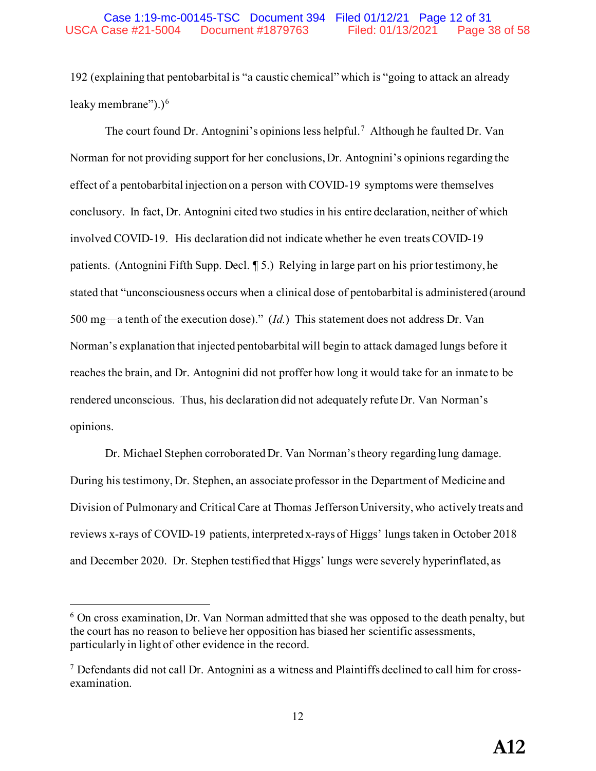192 (explaining that pentobarbital is "a caustic chemical" which is "going to attack an already leaky membrane").)[6]

The court found Dr. Antognini's opinions less helpful.[7] Although he faulted Dr. Van Norman for not providing support for her conclusions, Dr. Antognini's opinions regarding the effect of a pentobarbital injection on a person with COVID-19 symptoms were themselves conclusory. In fact, Dr. Antognini cited two studies in his entire declaration, neither of which involved COVID-19. His declaration did not indicate whether he even treats COVID-19 patients. (Antognini Fifth Supp. Decl. ¶ 5.) Relying in large part on his prior testimony, he stated that "unconsciousness occurs when a clinical dose of pentobarbital is administered (around 500 mg—a tenth of the execution dose)." (*Id.*) This statement does not address Dr. Van Norman's explanation that injected pentobarbital will begin to attack damaged lungs before it reaches the brain, and Dr. Antognini did not proffer how long it would take for an inmate to be rendered unconscious. Thus, his declaration did not adequately refute Dr. Van Norman's opinions.

Dr. Michael Stephen corroborated Dr. Van Norman's theory regarding lung damage. During his testimony, Dr. Stephen, an associate professor in the Department of Medicine and Division of Pulmonary and Critical Care at Thomas Jefferson University, who actively treats and reviews x-rays of COVID-19 patients, interpreted x-rays of Higgs' lungs taken in October 2018 and December 2020. Dr. Stephen testified that Higgs' lungs were severely hyperinflated, as

---

[6] On cross examination, Dr. Van Norman admitted that she was opposed to the death penalty, but the court has no reason to believe her opposition has biased her scientific assessments, particularly in light of other evidence in the record.

[7] Defendants did not call Dr. Antognini as a witness and Plaintiffs declined to call him for cross-examination.

A12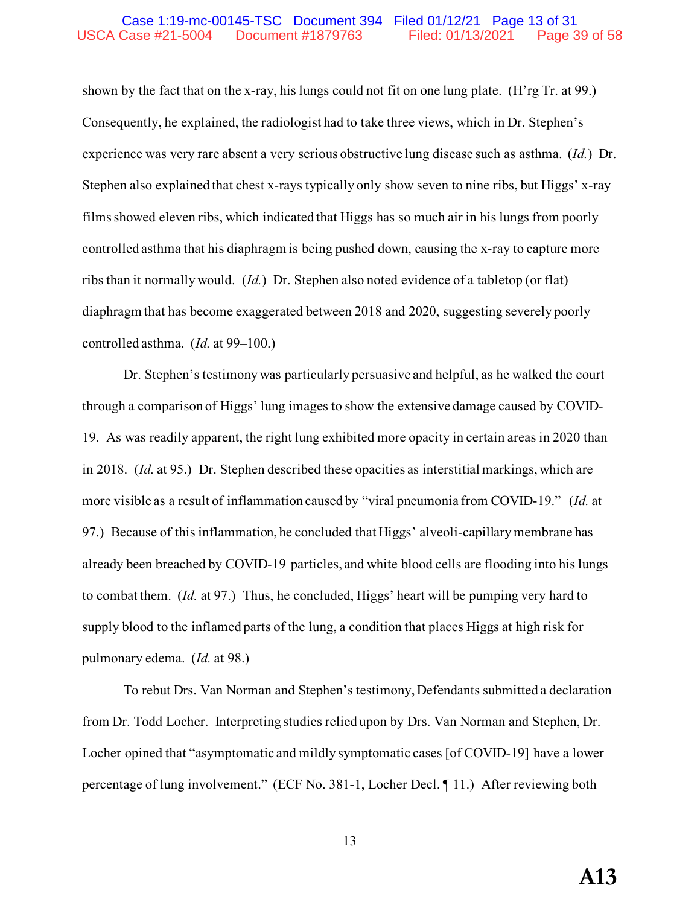shown by the fact that on the x-ray, his lungs could not fit on one lung plate. (H'rg Tr. at 99.) Consequently, he explained, the radiologist had to take three views, which in Dr. Stephen's experience was very rare absent a very serious obstructive lung disease such as asthma. (*Id.*) Dr. Stephen also explained that chest x-rays typically only show seven to nine ribs, but Higgs' x-ray films showed eleven ribs, which indicated that Higgs has so much air in his lungs from poorly controlled asthma that his diaphragm is being pushed down, causing the x-ray to capture more ribs than it normally would. (*Id.*) Dr. Stephen also noted evidence of a tabletop (or flat) diaphragm that has become exaggerated between 2018 and 2020, suggesting severely poorly controlled asthma. (*Id.* at 99–100.)

Dr. Stephen's testimony was particularly persuasive and helpful, as he walked the court through a comparison of Higgs' lung images to show the extensive damage caused by COVID-19. As was readily apparent, the right lung exhibited more opacity in certain areas in 2020 than in 2018. (*Id.* at 95.) Dr. Stephen described these opacities as interstitial markings, which are more visible as a result of inflammation caused by "viral pneumonia from COVID-19." (*Id.* at 97.) Because of this inflammation, he concluded that Higgs' alveoli-capillary membrane has already been breached by COVID-19 particles, and white blood cells are flooding into his lungs to combat them. (*Id.* at 97.) Thus, he concluded, Higgs' heart will be pumping very hard to supply blood to the inflamed parts of the lung, a condition that places Higgs at high risk for pulmonary edema. (*Id.* at 98.)

To rebut Drs. Van Norman and Stephen's testimony, Defendants submitted a declaration from Dr. Todd Locher. Interpreting studies relied upon by Drs. Van Norman and Stephen, Dr. Locher opined that "asymptomatic and mildly symptomatic cases [of COVID-19] have a lower percentage of lung involvement." (ECF No. 381-1, Locher Decl. ¶ 11.) After reviewing both

A13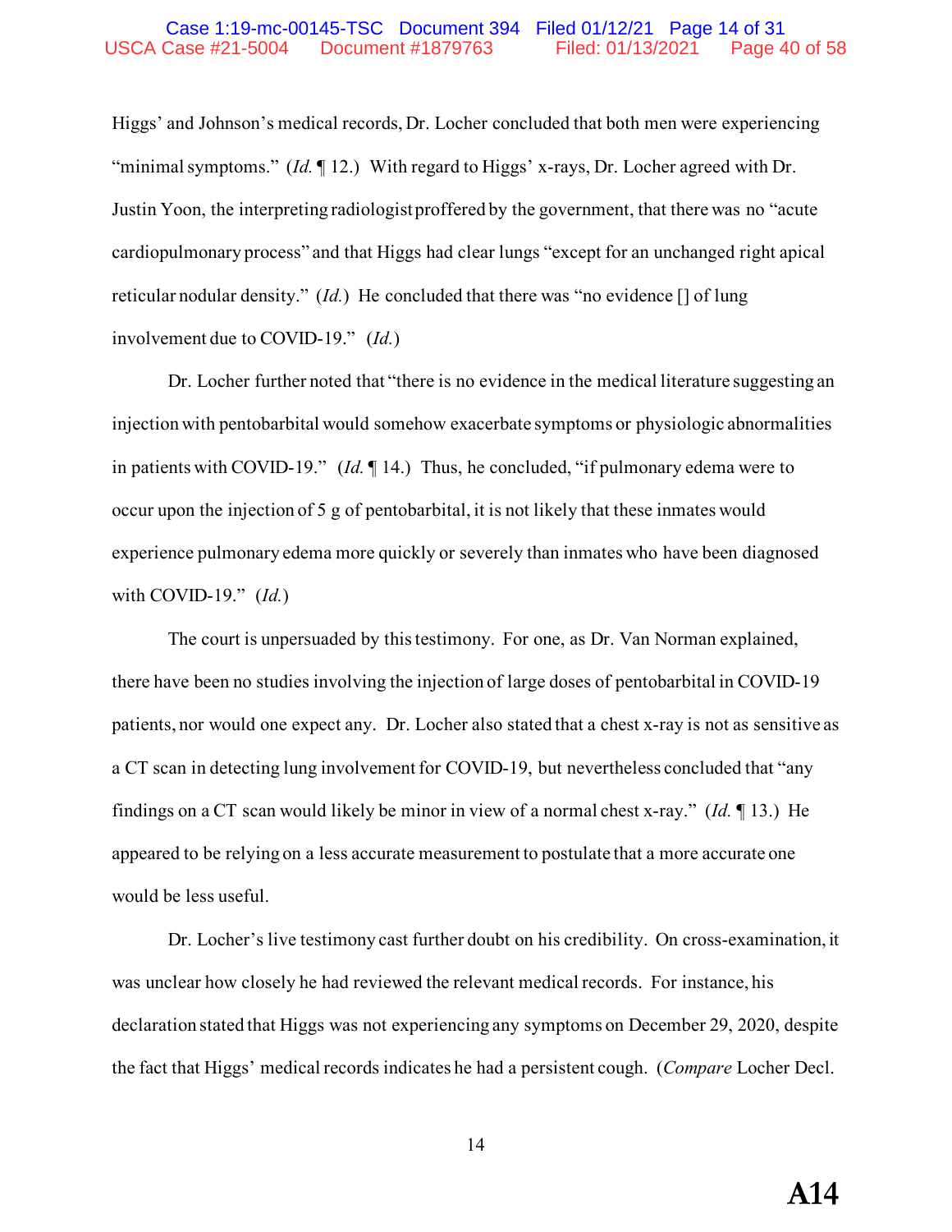Higgs' and Johnson's medical records, Dr. Locher concluded that both men were experiencing "minimal symptoms." (*Id.* ¶ 12.) With regard to Higgs' x-rays, Dr. Locher agreed with Dr. Justin Yoon, the interpreting radiologist proffered by the government, that there was no "acute cardiopulmonary process" and that Higgs had clear lungs "except for an unchanged right apical reticular nodular density." (*Id.*) He concluded that there was "no evidence [] of lung involvement due to COVID-19." (*Id.*)

Dr. Locher further noted that "there is no evidence in the medical literature suggesting an injection with pentobarbital would somehow exacerbate symptoms or physiologic abnormalities in patients with COVID-19." (*Id.* ¶ 14.) Thus, he concluded, "if pulmonary edema were to occur upon the injection of 5 g of pentobarbital, it is not likely that these inmates would experience pulmonary edema more quickly or severely than inmates who have been diagnosed with COVID-19." (*Id.*)

The court is unpersuaded by this testimony. For one, as Dr. Van Norman explained, there have been no studies involving the injection of large doses of pentobarbital in COVID-19 patients, nor would one expect any. Dr. Locher also stated that a chest x-ray is not as sensitive as a CT scan in detecting lung involvement for COVID-19, but nevertheless concluded that "any findings on a CT scan would likely be minor in view of a normal chest x-ray." (*Id.* ¶ 13.) He appeared to be relying on a less accurate measurement to postulate that a more accurate one would be less useful.

Dr. Locher's live testimony cast further doubt on his credibility. On cross-examination, it was unclear how closely he had reviewed the relevant medical records. For instance, his declaration stated that Higgs was not experiencing any symptoms on December 29, 2020, despite the fact that Higgs' medical records indicates he had a persistent cough. (*Compare* Locher Decl.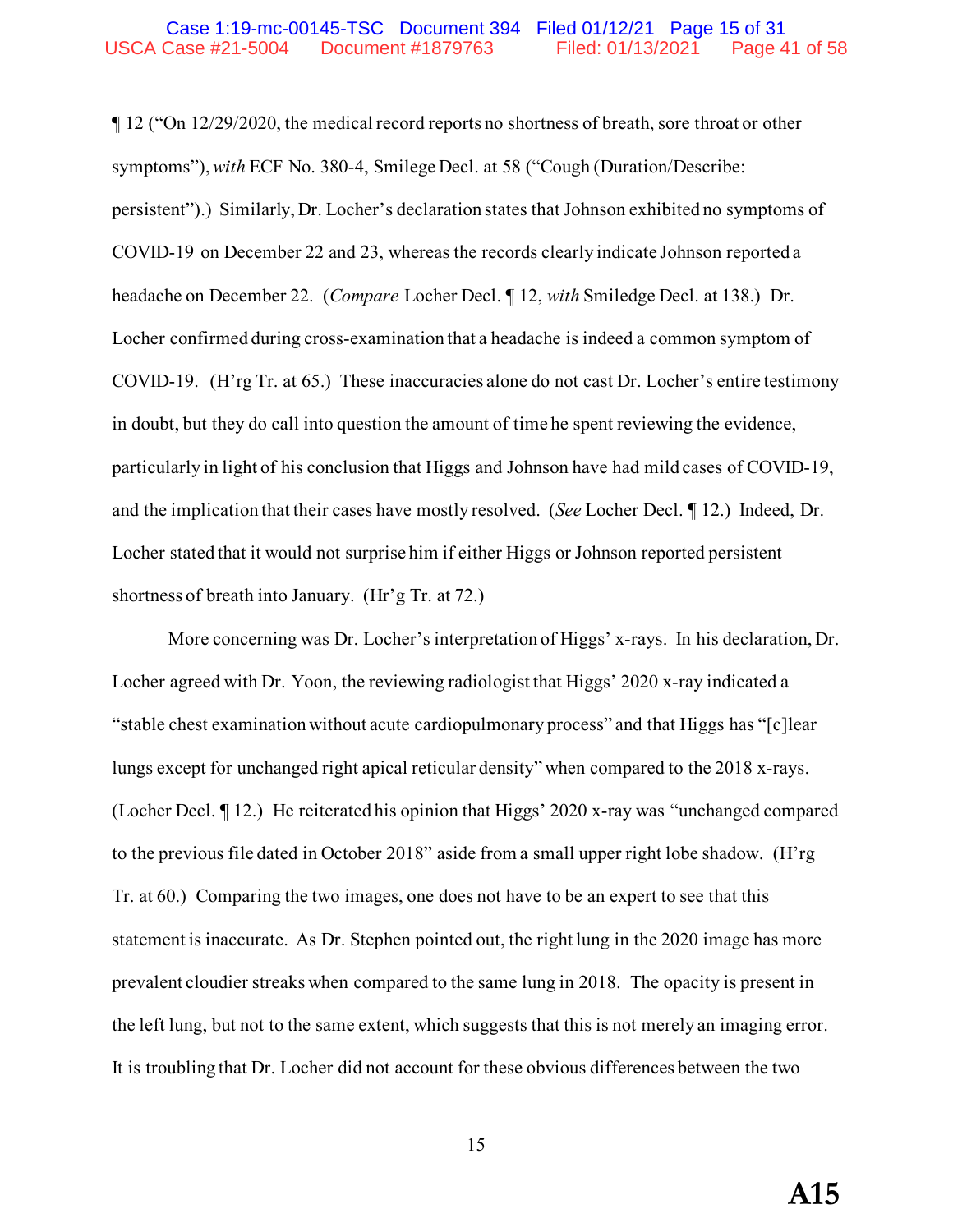¶ 12 ("On 12/29/2020, the medical record reports no shortness of breath, sore throat or other symptoms"), *with* ECF No. 380-4, Smilege Decl. at 58 ("Cough (Duration/Describe: persistent").) Similarly, Dr. Locher's declaration states that Johnson exhibited no symptoms of COVID-19 on December 22 and 23, whereas the records clearly indicate Johnson reported a headache on December 22. (*Compare* Locher Decl. ¶ 12, *with* Smiledge Decl. at 138.) Dr. Locher confirmed during cross-examination that a headache is indeed a common symptom of COVID-19. (H'rg Tr. at 65.) These inaccuracies alone do not cast Dr. Locher's entire testimony in doubt, but they do call into question the amount of time he spent reviewing the evidence, particularly in light of his conclusion that Higgs and Johnson have had mild cases of COVID-19, and the implication that their cases have mostly resolved. (*See* Locher Decl. ¶ 12.) Indeed, Dr. Locher stated that it would not surprise him if either Higgs or Johnson reported persistent shortness of breath into January. (Hr'g Tr. at 72.)

More concerning was Dr. Locher's interpretation of Higgs' x-rays. In his declaration, Dr. Locher agreed with Dr. Yoon, the reviewing radiologist that Higgs' 2020 x-ray indicated a "stable chest examination without acute cardiopulmonary process" and that Higgs has "[c]lear lungs except for unchanged right apical reticular density" when compared to the 2018 x-rays. (Locher Decl. ¶ 12.) He reiterated his opinion that Higgs' 2020 x-ray was "unchanged compared to the previous file dated in October 2018" aside from a small upper right lobe shadow. (H'rg Tr. at 60.) Comparing the two images, one does not have to be an expert to see that this statement is inaccurate. As Dr. Stephen pointed out, the right lung in the 2020 image has more prevalent cloudier streaks when compared to the same lung in 2018. The opacity is present in the left lung, but not to the same extent, which suggests that this is not merely an imaging error. It is troubling that Dr. Locher did not account for these obvious differences between the two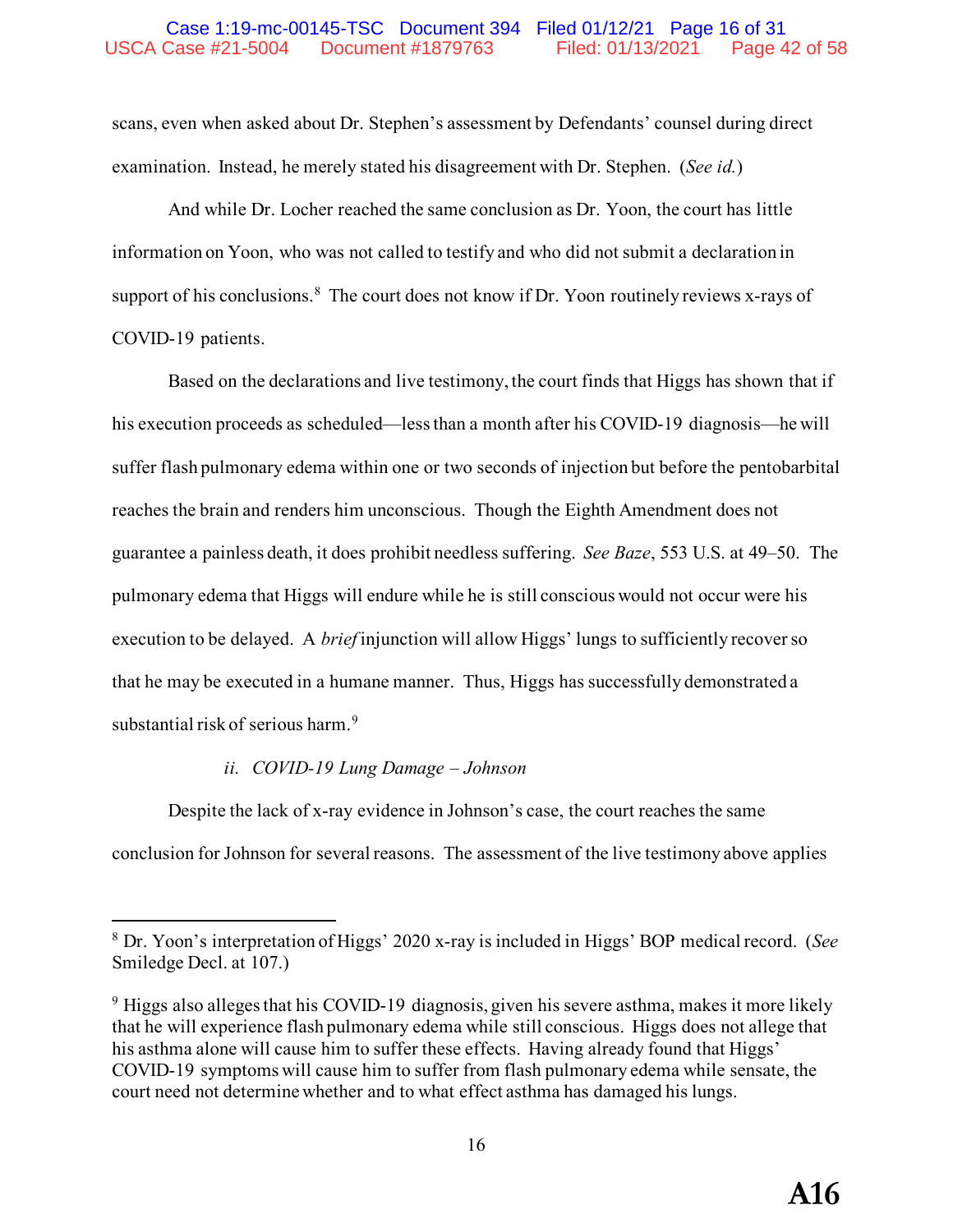scans, even when asked about Dr. Stephen's assessment by Defendants' counsel during direct examination. Instead, he merely stated his disagreement with Dr. Stephen. (*See id.*)

And while Dr. Locher reached the same conclusion as Dr. Yoon, the court has little information on Yoon, who was not called to testify and who did not submit a declaration in support of his conclusions.[8] The court does not know if Dr. Yoon routinely reviews x-rays of COVID-19 patients.

Based on the declarations and live testimony, the court finds that Higgs has shown that if his execution proceeds as scheduled—less than a month after his COVID-19 diagnosis—he will suffer flash pulmonary edema within one or two seconds of injection but before the pentobarbital reaches the brain and renders him unconscious. Though the Eighth Amendment does not guarantee a painless death, it does prohibit needless suffering. *See Baze*, 553 U.S. at 49–50. The pulmonary edema that Higgs will endure while he is still conscious would not occur were his execution to be delayed. A *brief* injunction will allow Higgs' lungs to sufficiently recover so that he may be executed in a humane manner. Thus, Higgs has successfully demonstrated a substantial risk of serious harm.[9]

*ii. COVID-19 Lung Damage – Johnson*

Despite the lack of x-ray evidence in Johnson's case, the court reaches the same conclusion for Johnson for several reasons. The assessment of the live testimony above applies

---

[8] Dr. Yoon's interpretation of Higgs' 2020 x-ray is included in Higgs' BOP medical record. (*See* Smiledge Decl. at 107.)

[9] Higgs also alleges that his COVID-19 diagnosis, given his severe asthma, makes it more likely that he will experience flash pulmonary edema while still conscious. Higgs does not allege that his asthma alone will cause him to suffer these effects. Having already found that Higgs' COVID-19 symptoms will cause him to suffer from flash pulmonary edema while sensate, the court need not determine whether and to what effect asthma has damaged his lungs.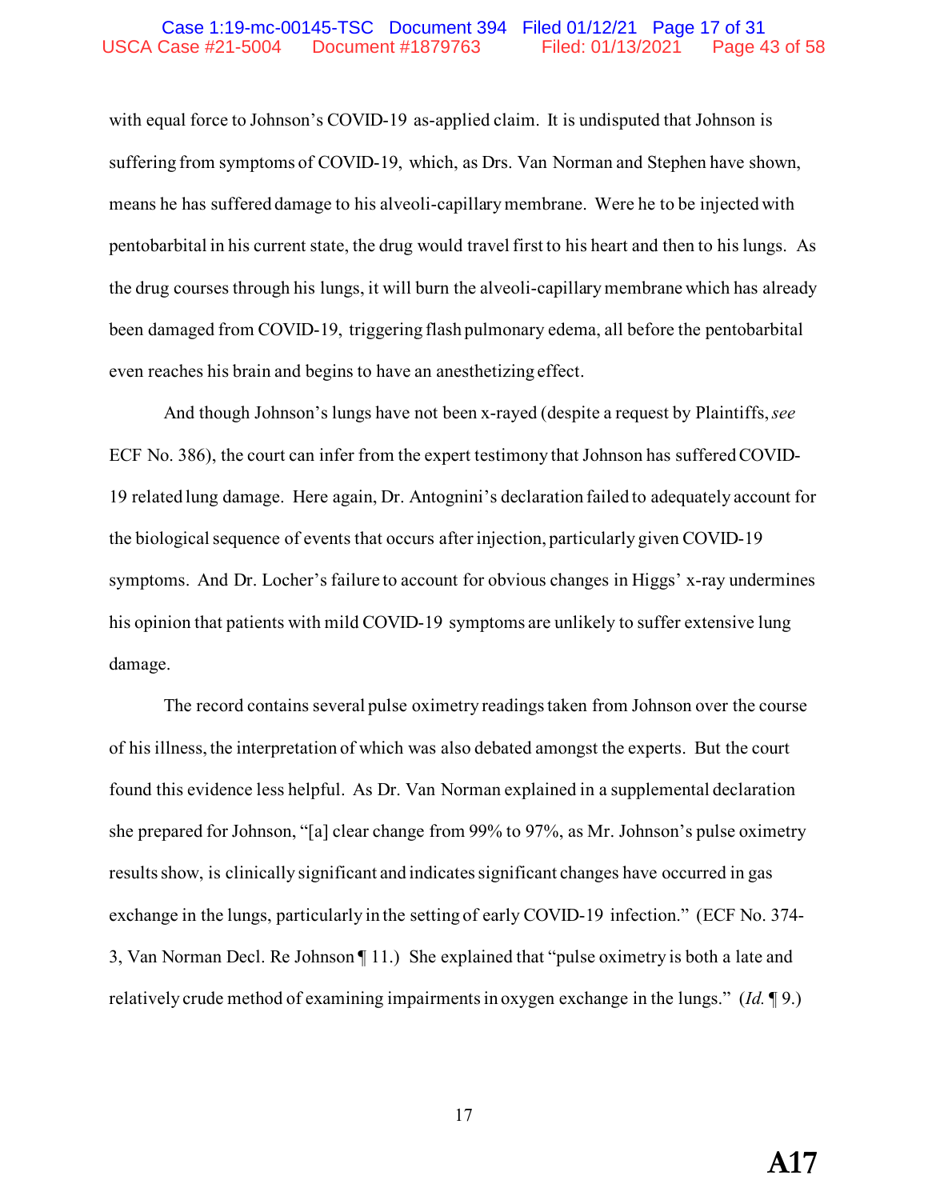with equal force to Johnson's COVID-19 as-applied claim. It is undisputed that Johnson is suffering from symptoms of COVID-19, which, as Drs. Van Norman and Stephen have shown, means he has suffered damage to his alveoli-capillary membrane. Were he to be injected with pentobarbital in his current state, the drug would travel first to his heart and then to his lungs. As the drug courses through his lungs, it will burn the alveoli-capillary membrane which has already been damaged from COVID-19, triggering flash pulmonary edema, all before the pentobarbital even reaches his brain and begins to have an anesthetizing effect.

And though Johnson's lungs have not been x-rayed (despite a request by Plaintiffs, *see* ECF No. 386), the court can infer from the expert testimony that Johnson has suffered COVID-19 related lung damage. Here again, Dr. Antognini's declaration failed to adequately account for the biological sequence of events that occurs after injection, particularly given COVID-19 symptoms. And Dr. Locher's failure to account for obvious changes in Higgs' x-ray undermines his opinion that patients with mild COVID-19 symptoms are unlikely to suffer extensive lung damage.

The record contains several pulse oximetry readings taken from Johnson over the course of his illness, the interpretation of which was also debated amongst the experts. But the court found this evidence less helpful. As Dr. Van Norman explained in a supplemental declaration she prepared for Johnson, "[a] clear change from 99% to 97%, as Mr. Johnson's pulse oximetry results show, is clinically significant and indicates significant changes have occurred in gas exchange in the lungs, particularly in the setting of early COVID-19 infection." (ECF No. 374-3, Van Norman Decl. Re Johnson ¶ 11.) She explained that "pulse oximetry is both a late and relatively crude method of examining impairments in oxygen exchange in the lungs." (*Id.* ¶ 9.)

A17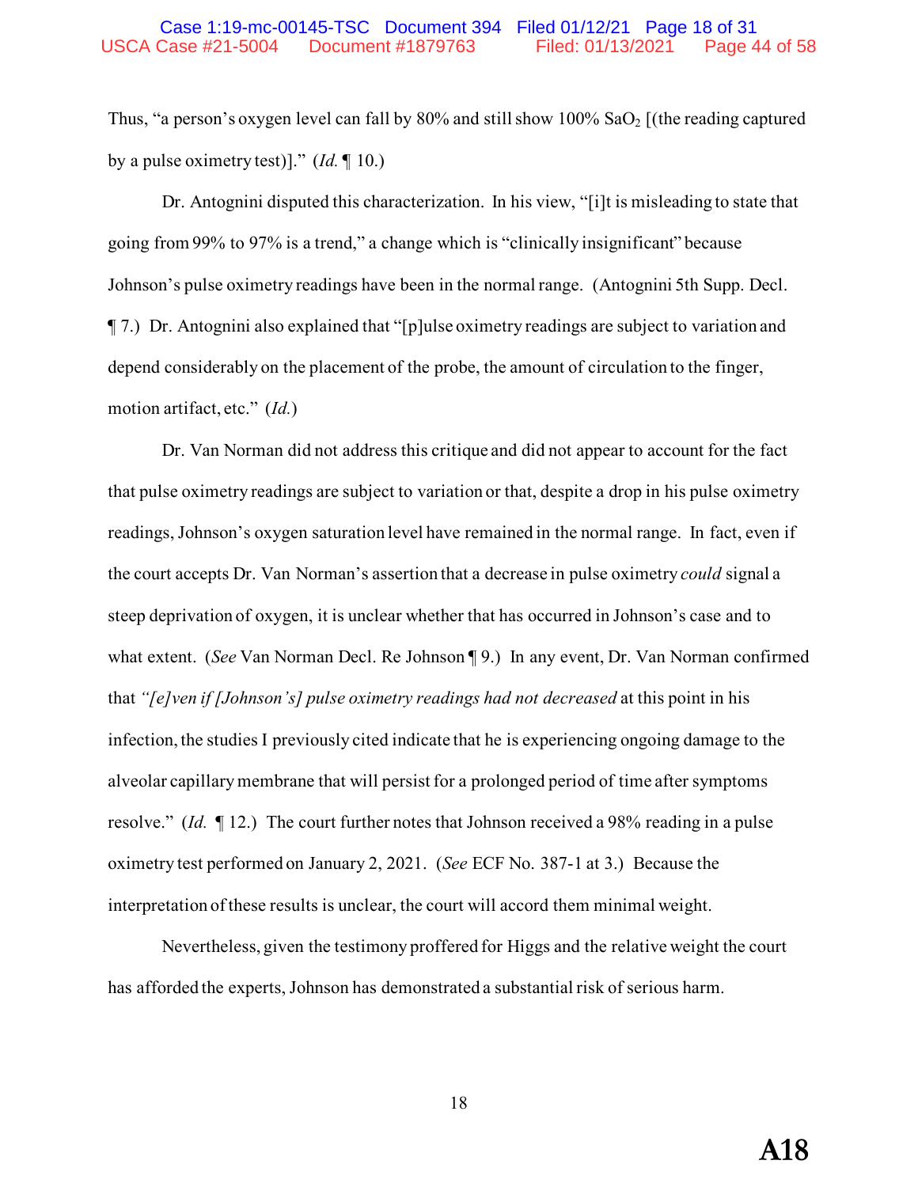Thus, "a person's oxygen level can fall by 80% and still show 100% $SaO_2$ [(the reading captured by a pulse oximetry test)]." (*Id.* ¶ 10.)

Dr. Antognini disputed this characterization. In his view, "[i]t is misleading to state that going from 99% to 97% is a trend," a change which is "clinically insignificant" because Johnson's pulse oximetry readings have been in the normal range. (Antognini 5th Supp. Decl. ¶ 7.) Dr. Antognini also explained that "[p]ulse oximetry readings are subject to variation and depend considerably on the placement of the probe, the amount of circulation to the finger, motion artifact, etc." (*Id.*)

Dr. Van Norman did not address this critique and did not appear to account for the fact that pulse oximetry readings are subject to variation or that, despite a drop in his pulse oximetry readings, Johnson's oxygen saturation level have remained in the normal range. In fact, even if the court accepts Dr. Van Norman's assertion that a decrease in pulse oximetry *could* signal a steep deprivation of oxygen, it is unclear whether that has occurred in Johnson's case and to what extent. (*See* Van Norman Decl. Re Johnson ¶ 9.) In any event, Dr. Van Norman confirmed that *"[e]ven if [Johnson's] pulse oximetry readings had not decreased* at this point in his infection, the studies I previously cited indicate that he is experiencing ongoing damage to the alveolar capillary membrane that will persist for a prolonged period of time after symptoms resolve." (*Id.* ¶ 12.) The court further notes that Johnson received a 98% reading in a pulse oximetry test performed on January 2, 2021. (*See* ECF No. 387-1 at 3.) Because the interpretation of these results is unclear, the court will accord them minimal weight.

Nevertheless, given the testimony proffered for Higgs and the relative weight the court has afforded the experts, Johnson has demonstrated a substantial risk of serious harm.

A18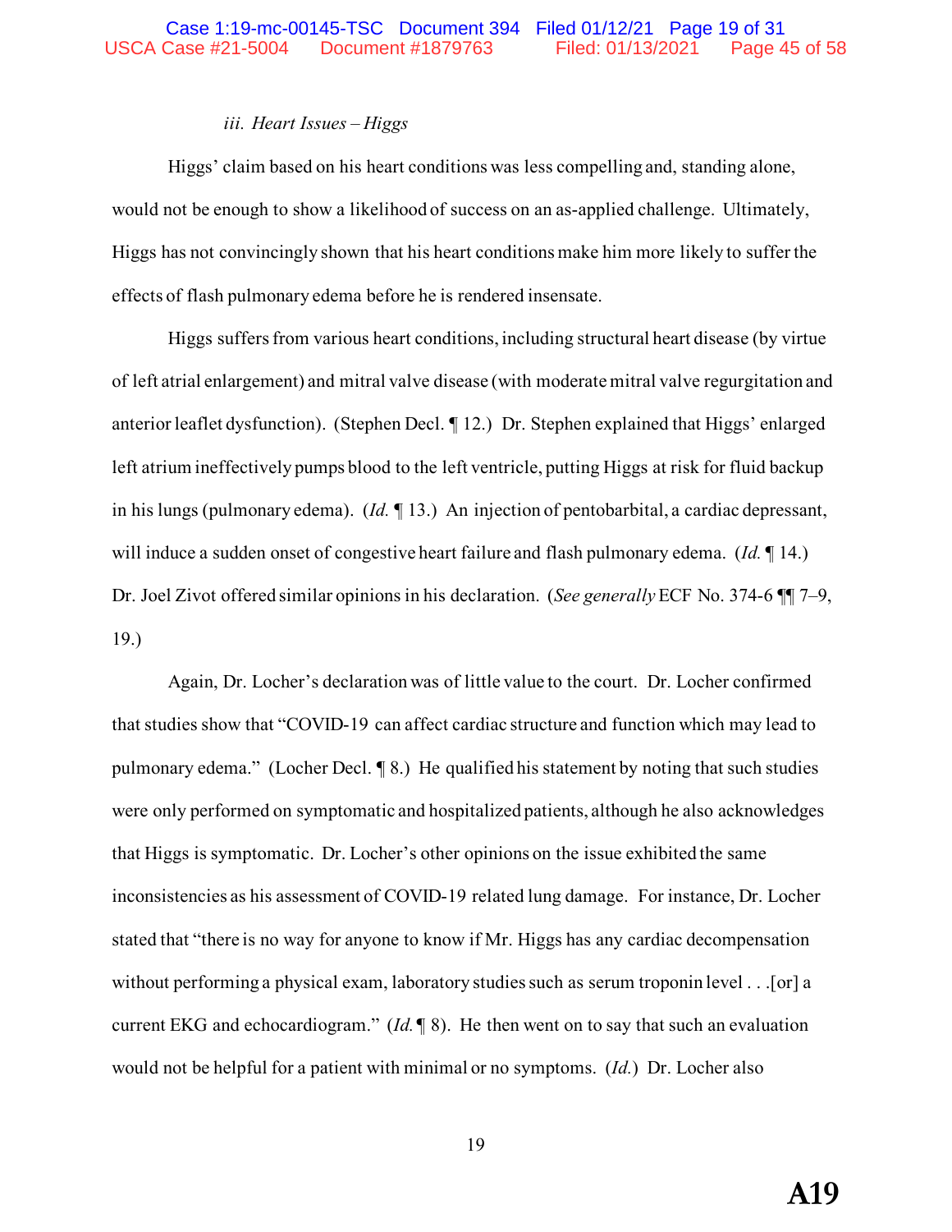*iii. Heart Issues – Higgs*

Higgs' claim based on his heart conditions was less compelling and, standing alone, would not be enough to show a likelihood of success on an as-applied challenge. Ultimately, Higgs has not convincingly shown that his heart conditions make him more likely to suffer the effects of flash pulmonary edema before he is rendered insensate.

Higgs suffers from various heart conditions, including structural heart disease (by virtue of left atrial enlargement) and mitral valve disease (with moderate mitral valve regurgitation and anterior leaflet dysfunction). (Stephen Decl. ¶ 12.) Dr. Stephen explained that Higgs' enlarged left atrium ineffectively pumps blood to the left ventricle, putting Higgs at risk for fluid backup in his lungs (pulmonary edema). (*Id.* ¶ 13.) An injection of pentobarbital, a cardiac depressant, will induce a sudden onset of congestive heart failure and flash pulmonary edema. (*Id.* ¶ 14.) Dr. Joel Zivot offered similar opinions in his declaration. (*See generally* ECF No. 374-6 ¶¶ 7–9, 19.)

Again, Dr. Locher's declaration was of little value to the court. Dr. Locher confirmed that studies show that "COVID-19 can affect cardiac structure and function which may lead to pulmonary edema." (Locher Decl. ¶ 8.) He qualified his statement by noting that such studies were only performed on symptomatic and hospitalized patients, although he also acknowledges that Higgs is symptomatic. Dr. Locher's other opinions on the issue exhibited the same inconsistencies as his assessment of COVID-19 related lung damage. For instance, Dr. Locher stated that "there is no way for anyone to know if Mr. Higgs has any cardiac decompensation without performing a physical exam, laboratory studies such as serum troponin level . . .[or] a current EKG and echocardiogram." (*Id.* ¶ 8). He then went on to say that such an evaluation would not be helpful for a patient with minimal or no symptoms. (*Id.*) Dr. Locher also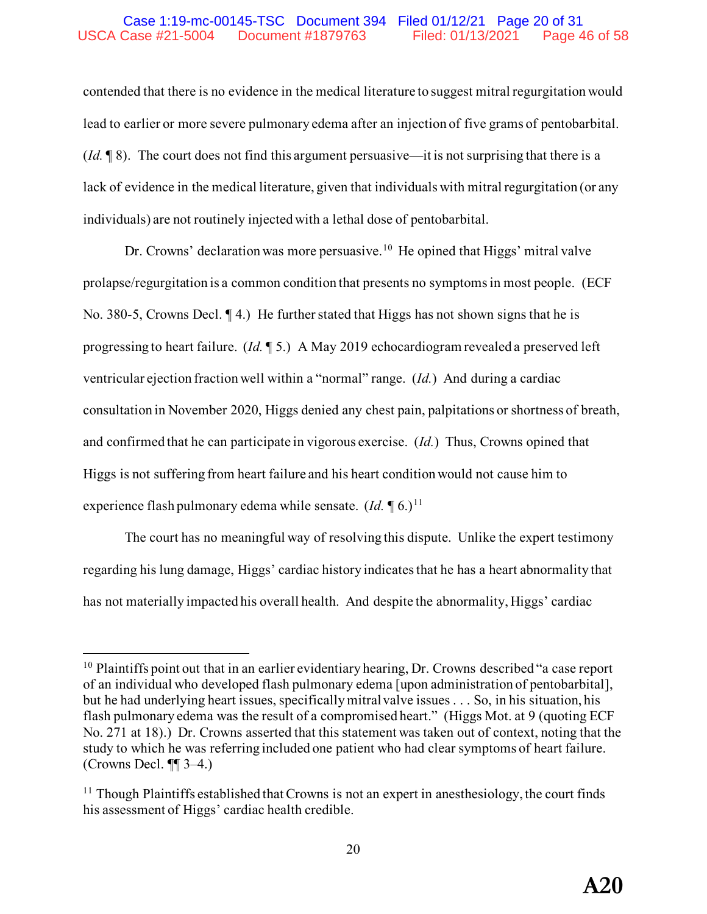contended that there is no evidence in the medical literature to suggest mitral regurgitation would lead to earlier or more severe pulmonary edema after an injection of five grams of pentobarbital. (*Id.* ¶ 8). The court does not find this argument persuasive—it is not surprising that there is a lack of evidence in the medical literature, given that individuals with mitral regurgitation (or any individuals) are not routinely injected with a lethal dose of pentobarbital.

Dr. Crowns' declaration was more persuasive.[10] He opined that Higgs' mitral valve prolapse/regurgitation is a common condition that presents no symptoms in most people. (ECF No. 380-5, Crowns Decl. ¶ 4.) He further stated that Higgs has not shown signs that he is progressing to heart failure. (*Id.* ¶ 5.) A May 2019 echocardiogram revealed a preserved left ventricular ejection fraction well within a "normal" range. (*Id.*) And during a cardiac consultation in November 2020, Higgs denied any chest pain, palpitations or shortness of breath, and confirmed that he can participate in vigorous exercise. (*Id.*) Thus, Crowns opined that Higgs is not suffering from heart failure and his heart condition would not cause him to experience flash pulmonary edema while sensate. (*Id.* ¶ 6.)[11]

The court has no meaningful way of resolving this dispute. Unlike the expert testimony regarding his lung damage, Higgs' cardiac history indicates that he has a heart abnormality that has not materially impacted his overall health. And despite the abnormality, Higgs' cardiac

---

[10] Plaintiffs point out that in an earlier evidentiary hearing, Dr. Crowns described "a case report of an individual who developed flash pulmonary edema [upon administration of pentobarbital], but he had underlying heart issues, specifically mitral valve issues . . . So, in his situation, his flash pulmonary edema was the result of a compromised heart." (Higgs Mot. at 9 (quoting ECF No. 271 at 18).) Dr. Crowns asserted that this statement was taken out of context, noting that the study to which he was referring included one patient who had clear symptoms of heart failure. (Crowns Decl. ¶¶ 3–4.)

[11] Though Plaintiffs established that Crowns is not an expert in anesthesiology, the court finds his assessment of Higgs' cardiac health credible.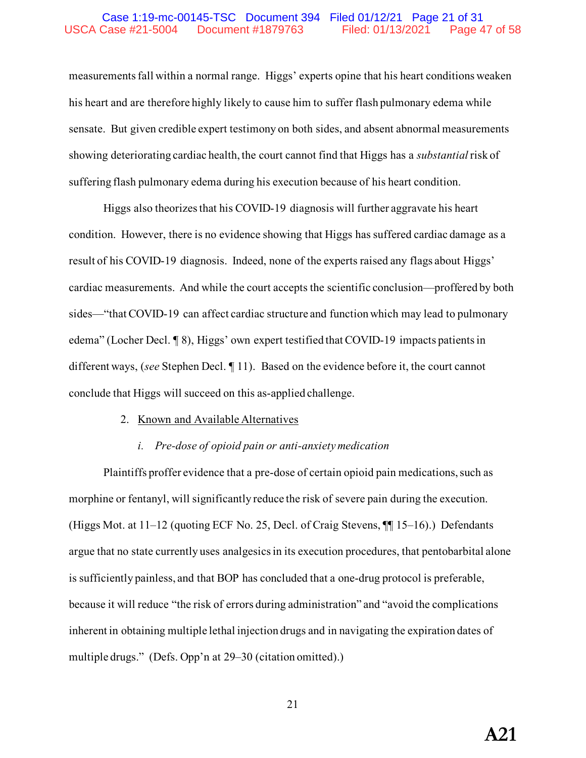measurements fall within a normal range. Higgs' experts opine that his heart conditions weaken his heart and are therefore highly likely to cause him to suffer flash pulmonary edema while sensate. But given credible expert testimony on both sides, and absent abnormal measurements showing deteriorating cardiac health, the court cannot find that Higgs has a *substantial* risk of suffering flash pulmonary edema during his execution because of his heart condition.

Higgs also theorizes that his COVID-19 diagnosis will further aggravate his heart condition. However, there is no evidence showing that Higgs has suffered cardiac damage as a result of his COVID-19 diagnosis. Indeed, none of the experts raised any flags about Higgs' cardiac measurements. And while the court accepts the scientific conclusion—proffered by both sides—"that COVID-19 can affect cardiac structure and function which may lead to pulmonary edema" (Locher Decl. ¶ 8), Higgs' own expert testified that COVID-19 impacts patients in different ways, (*see* Stephen Decl. ¶ 11). Based on the evidence before it, the court cannot conclude that Higgs will succeed on this as-applied challenge.

2. <u>Known and Available Alternatives</u>

   i. *Pre-dose of opioid pain or anti-anxiety medication*

Plaintiffs proffer evidence that a pre-dose of certain opioid pain medications, such as morphine or fentanyl, will significantly reduce the risk of severe pain during the execution. (Higgs Mot. at 11–12 (quoting ECF No. 25, Decl. of Craig Stevens, ¶¶ 15–16).) Defendants argue that no state currently uses analgesics in its execution procedures, that pentobarbital alone is sufficiently painless, and that BOP has concluded that a one-drug protocol is preferable, because it will reduce "the risk of errors during administration" and "avoid the complications inherent in obtaining multiple lethal injection drugs and in navigating the expiration dates of multiple drugs." (Defs. Opp'n at 29–30 (citation omitted).)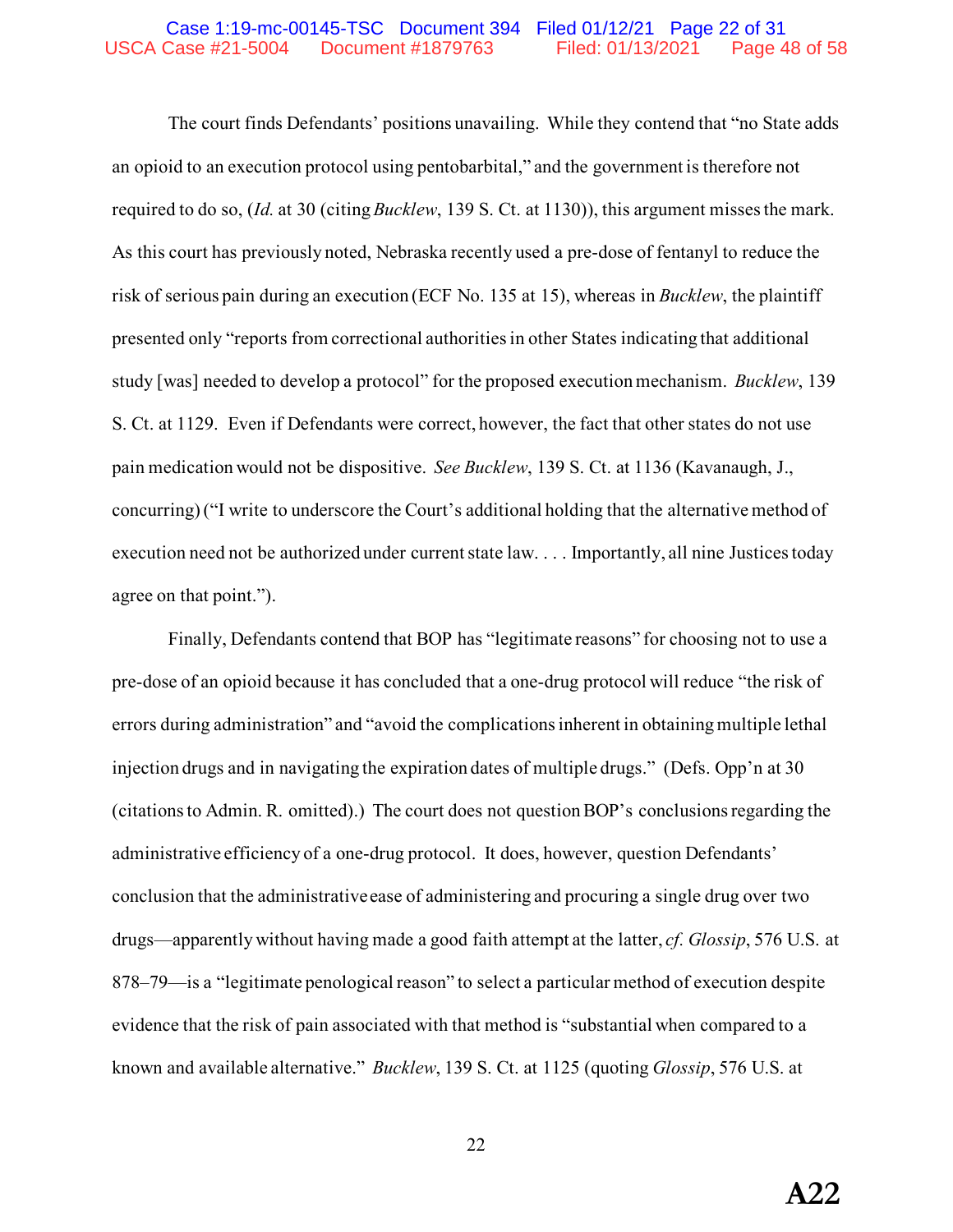The court finds Defendants' positions unavailing. While they contend that "no State adds an opioid to an execution protocol using pentobarbital," and the government is therefore not required to do so, (*Id.* at 30 (citing *Bucklew*, 139 S. Ct. at 1130)), this argument misses the mark. As this court has previously noted, Nebraska recently used a pre-dose of fentanyl to reduce the risk of serious pain during an execution (ECF No. 135 at 15), whereas in *Bucklew*, the plaintiff presented only "reports from correctional authorities in other States indicating that additional study [was] needed to develop a protocol" for the proposed execution mechanism. *Bucklew*, 139 S. Ct. at 1129. Even if Defendants were correct, however, the fact that other states do not use pain medication would not be dispositive. *See Bucklew*, 139 S. Ct. at 1136 (Kavanaugh, J., concurring) ("I write to underscore the Court's additional holding that the alternative method of execution need not be authorized under current state law. . . . Importantly, all nine Justices today agree on that point.").

Finally, Defendants contend that BOP has "legitimate reasons" for choosing not to use a pre-dose of an opioid because it has concluded that a one-drug protocol will reduce "the risk of errors during administration" and "avoid the complications inherent in obtaining multiple lethal injection drugs and in navigating the expiration dates of multiple drugs." (Defs. Opp'n at 30 (citations to Admin. R. omitted).) The court does not question BOP's conclusions regarding the administrative efficiency of a one-drug protocol. It does, however, question Defendants' conclusion that the administrative ease of administering and procuring a single drug over two drugs—apparently without having made a good faith attempt at the latter, *cf. Glossip*, 576 U.S. at 878–79—is a "legitimate penological reason" to select a particular method of execution despite evidence that the risk of pain associated with that method is "substantial when compared to a known and available alternative." *Bucklew*, 139 S. Ct. at 1125 (quoting *Glossip*, 576 U.S. at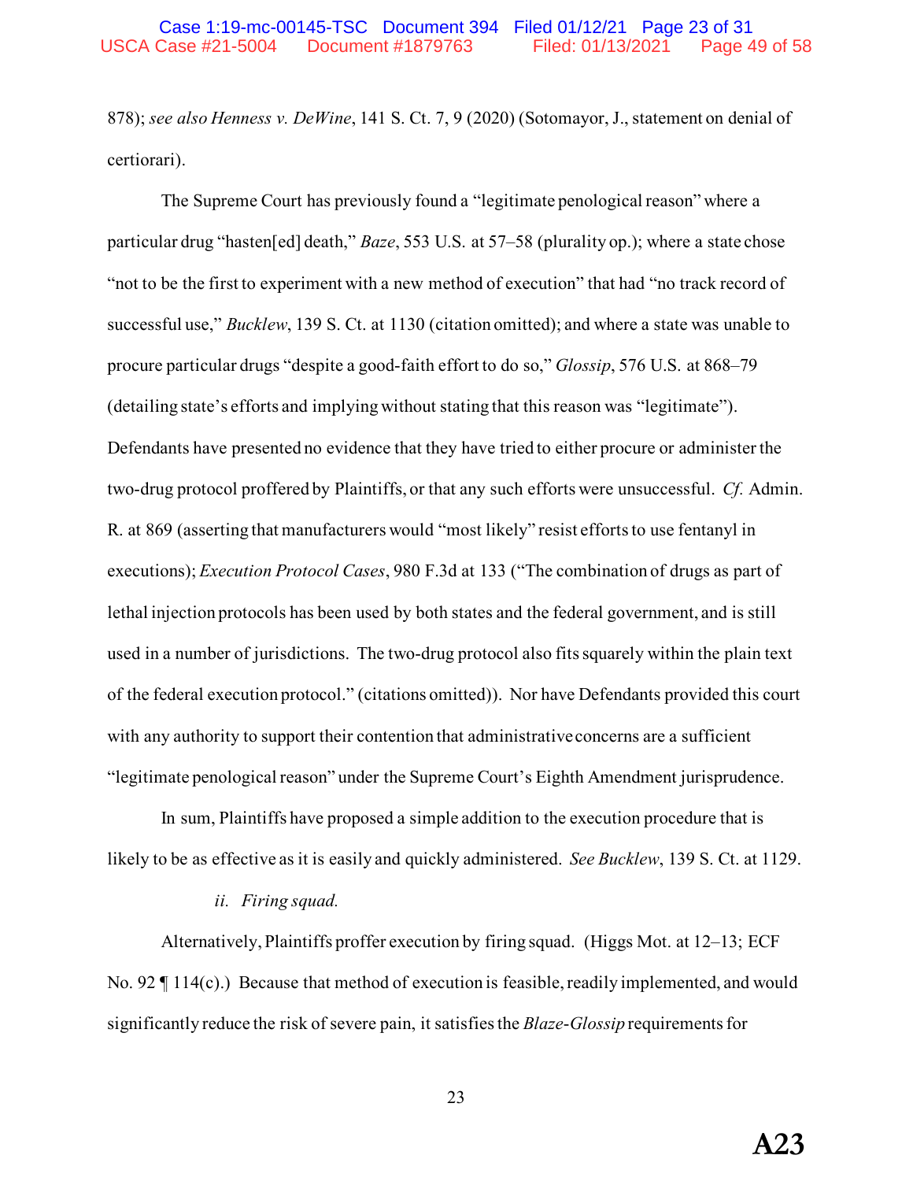878); *see also Henness v. DeWine*, 141 S. Ct. 7, 9 (2020) (Sotomayor, J., statement on denial of certiorari).

The Supreme Court has previously found a "legitimate penological reason" where a particular drug "hasten[ed] death," *Baze*, 553 U.S. at 57–58 (plurality op.); where a state chose "not to be the first to experiment with a new method of execution" that had "no track record of successful use," *Bucklew*, 139 S. Ct. at 1130 (citation omitted); and where a state was unable to procure particular drugs "despite a good-faith effort to do so," *Glossip*, 576 U.S. at 868–79 (detailing state's efforts and implying without stating that this reason was "legitimate"). Defendants have presented no evidence that they have tried to either procure or administer the two-drug protocol proffered by Plaintiffs, or that any such efforts were unsuccessful. *Cf.* Admin. R. at 869 (asserting that manufacturers would "most likely" resist efforts to use fentanyl in executions); *Execution Protocol Cases*, 980 F.3d at 133 ("The combination of drugs as part of lethal injection protocols has been used by both states and the federal government, and is still used in a number of jurisdictions. The two-drug protocol also fits squarely within the plain text of the federal execution protocol." (citations omitted)). Nor have Defendants provided this court with any authority to support their contention that administrative concerns are a sufficient "legitimate penological reason" under the Supreme Court's Eighth Amendment jurisprudence.

In sum, Plaintiffs have proposed a simple addition to the execution procedure that is likely to be as effective as it is easily and quickly administered. *See Bucklew*, 139 S. Ct. at 1129.

*ii. Firing squad.*

Alternatively, Plaintiffs proffer execution by firing squad. (Higgs Mot. at 12–13; ECF No. 92 ¶ 114(c).) Because that method of execution is feasible, readily implemented, and would significantly reduce the risk of severe pain, it satisfies the *Blaze-Glossip* requirements for

A23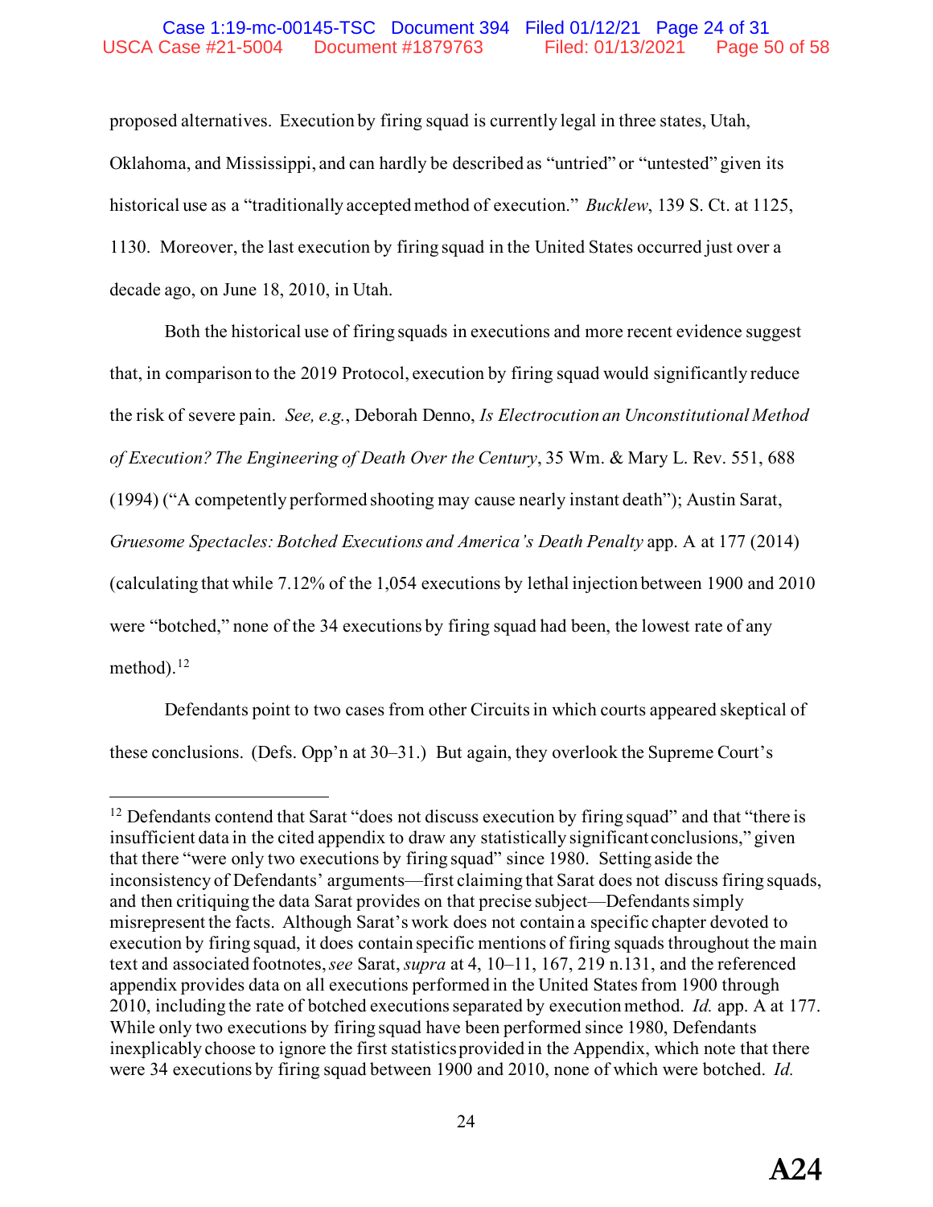proposed alternatives. Execution by firing squad is currently legal in three states, Utah, Oklahoma, and Mississippi, and can hardly be described as "untried" or "untested" given its historical use as a "traditionally accepted method of execution." *Bucklew*, 139 S. Ct. at 1125, 1130. Moreover, the last execution by firing squad in the United States occurred just over a decade ago, on June 18, 2010, in Utah.

Both the historical use of firing squads in executions and more recent evidence suggest that, in comparison to the 2019 Protocol, execution by firing squad would significantly reduce the risk of severe pain. *See, e.g.*, Deborah Denno, *Is Electrocution an Unconstitutional Method of Execution? The Engineering of Death Over the Century*, 35 Wm. & Mary L. Rev. 551, 688 (1994) ("A competently performed shooting may cause nearly instant death"); Austin Sarat, *Gruesome Spectacles: Botched Executions and America's Death Penalty* app. A at 177 (2014) (calculating that while 7.12% of the 1,054 executions by lethal injection between 1900 and 2010 were "botched," none of the 34 executions by firing squad had been, the lowest rate of any method).[12]

Defendants point to two cases from other Circuits in which courts appeared skeptical of these conclusions. (Defs. Opp'n at 30–31.) But again, they overlook the Supreme Court's

---

[12] Defendants contend that Sarat "does not discuss execution by firing squad" and that "there is insufficient data in the cited appendix to draw any statistically significant conclusions," given that there "were only two executions by firing squad" since 1980. Setting aside the inconsistency of Defendants' arguments—first claiming that Sarat does not discuss firing squads, and then critiquing the data Sarat provides on that precise subject—Defendants simply misrepresent the facts. Although Sarat's work does not contain a specific chapter devoted to execution by firing squad, it does contain specific mentions of firing squads throughout the main text and associated footnotes, *see* Sarat, *supra* at 4, 10–11, 167, 219 n.131, and the referenced appendix provides data on all executions performed in the United States from 1900 through 2010, including the rate of botched executions separated by execution method. *Id.* app. A at 177. While only two executions by firing squad have been performed since 1980, Defendants inexplicably choose to ignore the first statistics provided in the Appendix, which note that there were 34 executions by firing squad between 1900 and 2010, none of which were botched. *Id.*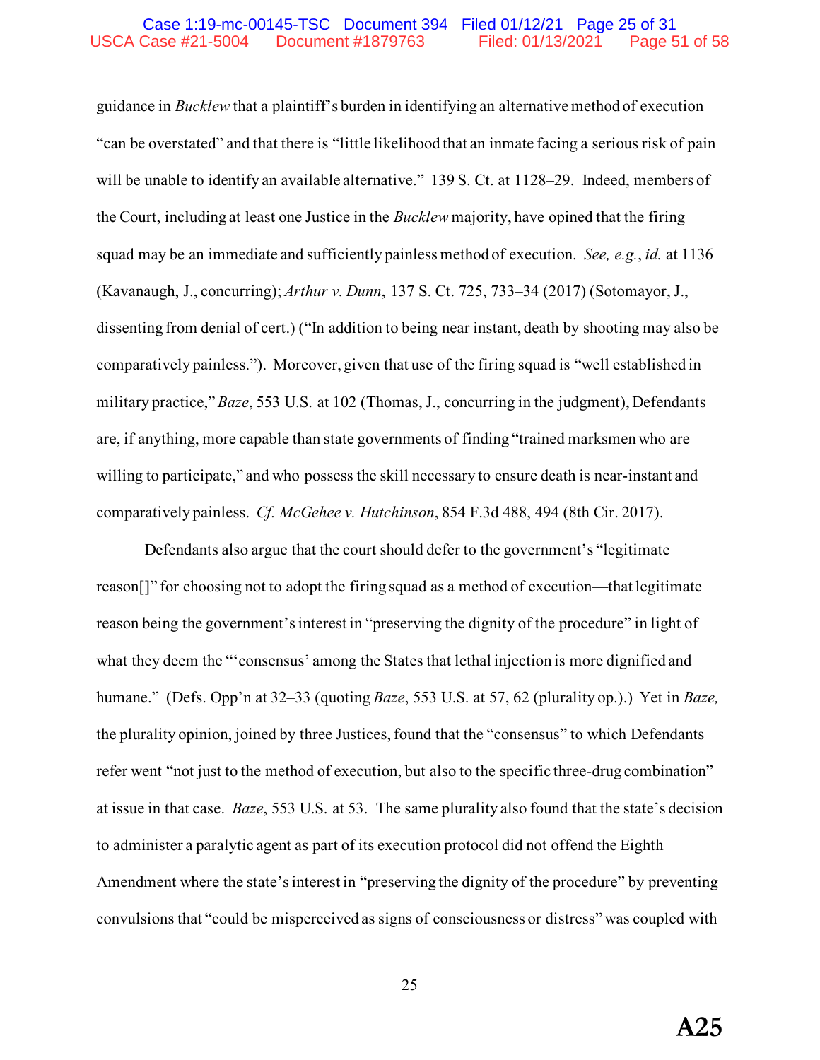guidance in *Bucklew* that a plaintiff's burden in identifying an alternative method of execution "can be overstated" and that there is "little likelihood that an inmate facing a serious risk of pain will be unable to identify an available alternative." 139 S. Ct. at 1128–29. Indeed, members of the Court, including at least one Justice in the *Bucklew* majority, have opined that the firing squad may be an immediate and sufficiently painless method of execution. *See, e.g.*, *id.* at 1136 (Kavanaugh, J., concurring); *Arthur v. Dunn*, 137 S. Ct. 725, 733–34 (2017) (Sotomayor, J., dissenting from denial of cert.) ("In addition to being near instant, death by shooting may also be comparatively painless."). Moreover, given that use of the firing squad is "well established in military practice," *Baze*, 553 U.S. at 102 (Thomas, J., concurring in the judgment), Defendants are, if anything, more capable than state governments of finding "trained marksmen who are willing to participate," and who possess the skill necessary to ensure death is near-instant and comparatively painless. *Cf. McGehee v. Hutchinson*, 854 F.3d 488, 494 (8th Cir. 2017).

Defendants also argue that the court should defer to the government's "legitimate reason[]" for choosing not to adopt the firing squad as a method of execution—that legitimate reason being the government's interest in "preserving the dignity of the procedure" in light of what they deem the "'consensus' among the States that lethal injection is more dignified and humane." (Defs. Opp'n at 32–33 (quoting *Baze*, 553 U.S. at 57, 62 (plurality op.).) Yet in *Baze,* the plurality opinion, joined by three Justices, found that the "consensus" to which Defendants refer went "not just to the method of execution, but also to the specific three-drug combination" at issue in that case. *Baze*, 553 U.S. at 53. The same plurality also found that the state's decision to administer a paralytic agent as part of its execution protocol did not offend the Eighth Amendment where the state's interest in "preserving the dignity of the procedure" by preventing convulsions that "could be misperceived as signs of consciousness or distress" was coupled with

A25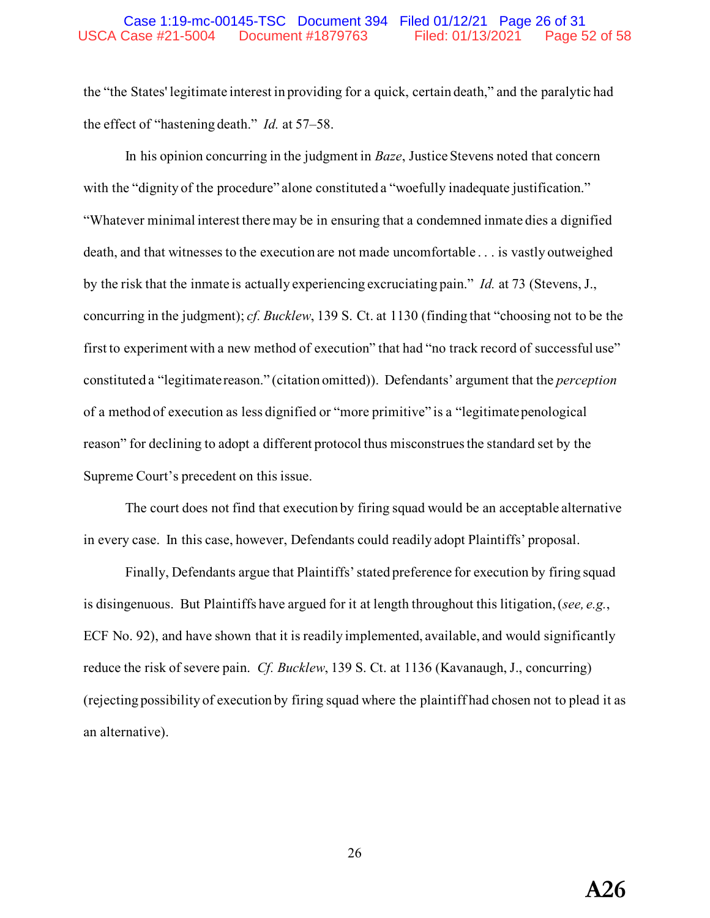the "the States' legitimate interest in providing for a quick, certain death," and the paralytic had the effect of "hastening death." *Id.* at 57–58.

In his opinion concurring in the judgment in *Baze*, Justice Stevens noted that concern with the "dignity of the procedure" alone constituted a "woefully inadequate justification." "Whatever minimal interest there may be in ensuring that a condemned inmate dies a dignified death, and that witnesses to the execution are not made uncomfortable . . . is vastly outweighed by the risk that the inmate is actually experiencing excruciating pain." *Id.* at 73 (Stevens, J., concurring in the judgment); *cf. Bucklew*, 139 S. Ct. at 1130 (finding that "choosing not to be the first to experiment with a new method of execution" that had "no track record of successful use" constituted a "legitimate reason." (citation omitted)). Defendants' argument that the *perception* of a method of execution as less dignified or "more primitive" is a "legitimate penological reason" for declining to adopt a different protocol thus misconstrues the standard set by the Supreme Court's precedent on this issue.

The court does not find that execution by firing squad would be an acceptable alternative in every case. In this case, however, Defendants could readily adopt Plaintiffs' proposal.

Finally, Defendants argue that Plaintiffs' stated preference for execution by firing squad is disingenuous. But Plaintiffs have argued for it at length throughout this litigation, (*see, e.g.*, ECF No. 92), and have shown that it is readily implemented, available, and would significantly reduce the risk of severe pain. *Cf. Bucklew*, 139 S. Ct. at 1136 (Kavanaugh, J., concurring) (rejecting possibility of execution by firing squad where the plaintiff had chosen not to plead it as an alternative).

**A26**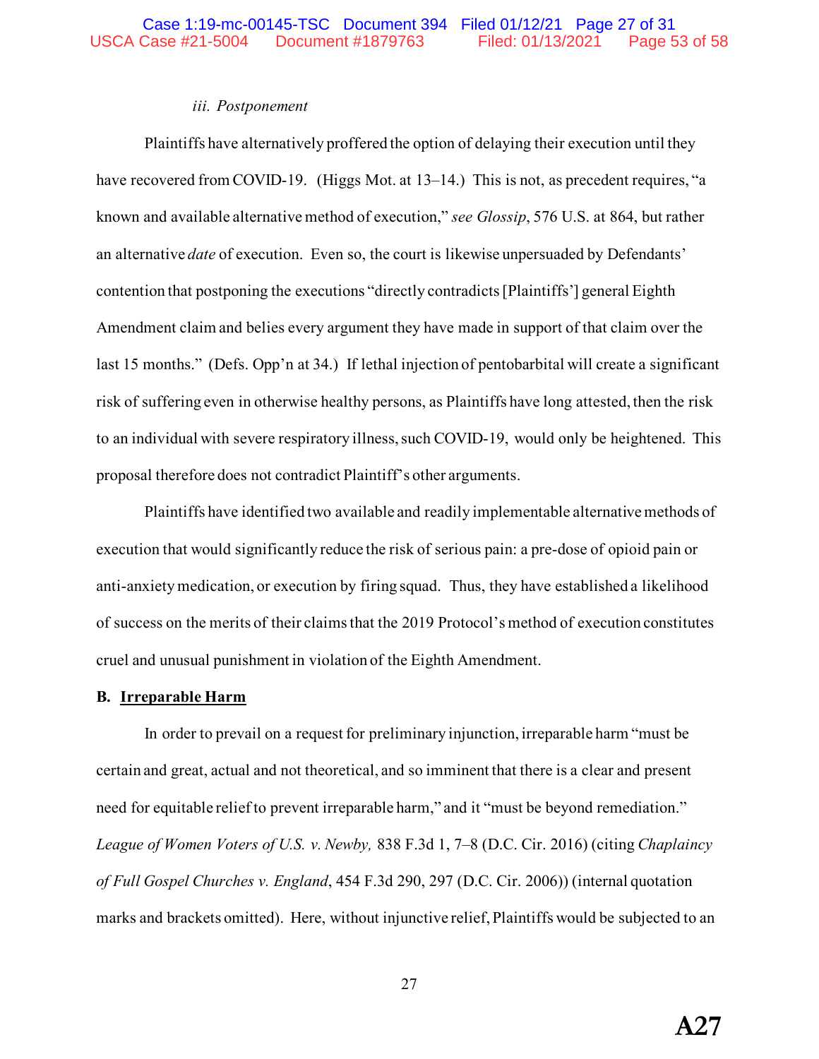*iii. Postponement*

Plaintiffs have alternatively proffered the option of delaying their execution until they have recovered from COVID-19. (Higgs Mot. at 13–14.) This is not, as precedent requires, "a known and available alternative method of execution," *see Glossip*, 576 U.S. at 864, but rather an alternative *date* of execution. Even so, the court is likewise unpersuaded by Defendants' contention that postponing the executions "directly contradicts [Plaintiffs'] general Eighth Amendment claim and belies every argument they have made in support of that claim over the last 15 months." (Defs. Opp'n at 34.) If lethal injection of pentobarbital will create a significant risk of suffering even in otherwise healthy persons, as Plaintiffs have long attested, then the risk to an individual with severe respiratory illness, such COVID-19, would only be heightened. This proposal therefore does not contradict Plaintiff's other arguments.

Plaintiffs have identified two available and readily implementable alternative methods of execution that would significantly reduce the risk of serious pain: a pre-dose of opioid pain or anti-anxiety medication, or execution by firing squad. Thus, they have established a likelihood of success on the merits of their claims that the 2019 Protocol's method of execution constitutes cruel and unusual punishment in violation of the Eighth Amendment.

**B. Irreparable Harm**

In order to prevail on a request for preliminary injunction, irreparable harm "must be certain and great, actual and not theoretical, and so imminent that there is a clear and present need for equitable relief to prevent irreparable harm," and it "must be beyond remediation." *League of Women Voters of U.S. v. Newby,* 838 F.3d 1, 7–8 (D.C. Cir. 2016) (citing *Chaplaincy of Full Gospel Churches v. England*, 454 F.3d 290, 297 (D.C. Cir. 2006)) (internal quotation marks and brackets omitted). Here, without injunctive relief, Plaintiffs would be subjected to an

A27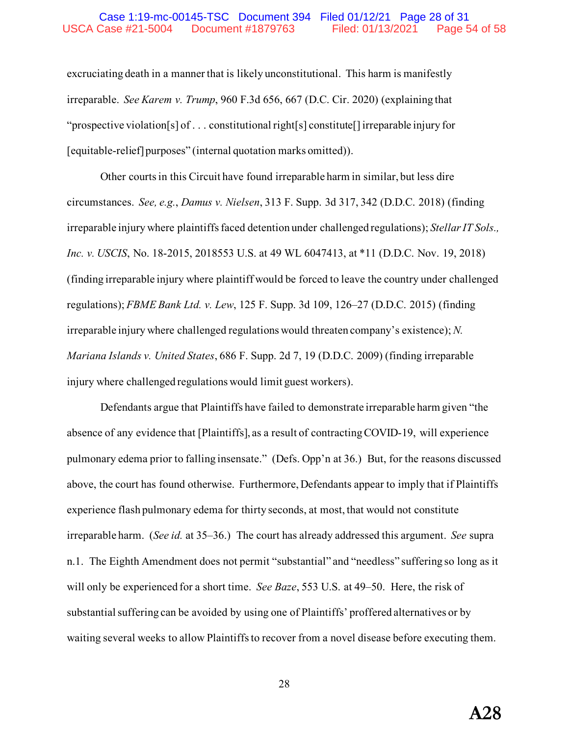excruciating death in a manner that is likely unconstitutional. This harm is manifestly irreparable. *See Karem v. Trump*, 960 F.3d 656, 667 (D.C. Cir. 2020) (explaining that "prospective violation[s] of . . . constitutional right[s] constitute[] irreparable injury for [equitable-relief] purposes" (internal quotation marks omitted)).

Other courts in this Circuit have found irreparable harm in similar, but less dire circumstances. *See, e.g.*, *Damus v. Nielsen*, 313 F. Supp. 3d 317, 342 (D.D.C. 2018) (finding irreparable injury where plaintiffs faced detention under challenged regulations); *Stellar IT Sols., Inc. v. USCIS*, No. 18-2015, 2018553 U.S. at 49 WL 6047413, at *11 (D.D.C. Nov. 19, 2018) (finding irreparable injury where plaintiff would be forced to leave the country under challenged regulations); *FBME Bank Ltd. v. Lew*, 125 F. Supp. 3d 109, 126–27 (D.D.C. 2015) (finding irreparable injury where challenged regulations would threaten company's existence); *N. Mariana Islands v. United States*, 686 F. Supp. 2d 7, 19 (D.D.C. 2009) (finding irreparable injury where challenged regulations would limit guest workers).

Defendants argue that Plaintiffs have failed to demonstrate irreparable harm given "the absence of any evidence that [Plaintiffs], as a result of contracting COVID-19, will experience pulmonary edema prior to falling insensate." (Defs. Opp'n at 36.) But, for the reasons discussed above, the court has found otherwise. Furthermore, Defendants appear to imply that if Plaintiffs experience flash pulmonary edema for thirty seconds, at most, that would not constitute irreparable harm. (*See id.* at 35–36.) The court has already addressed this argument. *See* supra n.1. The Eighth Amendment does not permit "substantial" and "needless" suffering so long as it will only be experienced for a short time. *See Baze*, 553 U.S. at 49–50. Here, the risk of substantial suffering can be avoided by using one of Plaintiffs' proffered alternatives or by waiting several weeks to allow Plaintiffs to recover from a novel disease before executing them.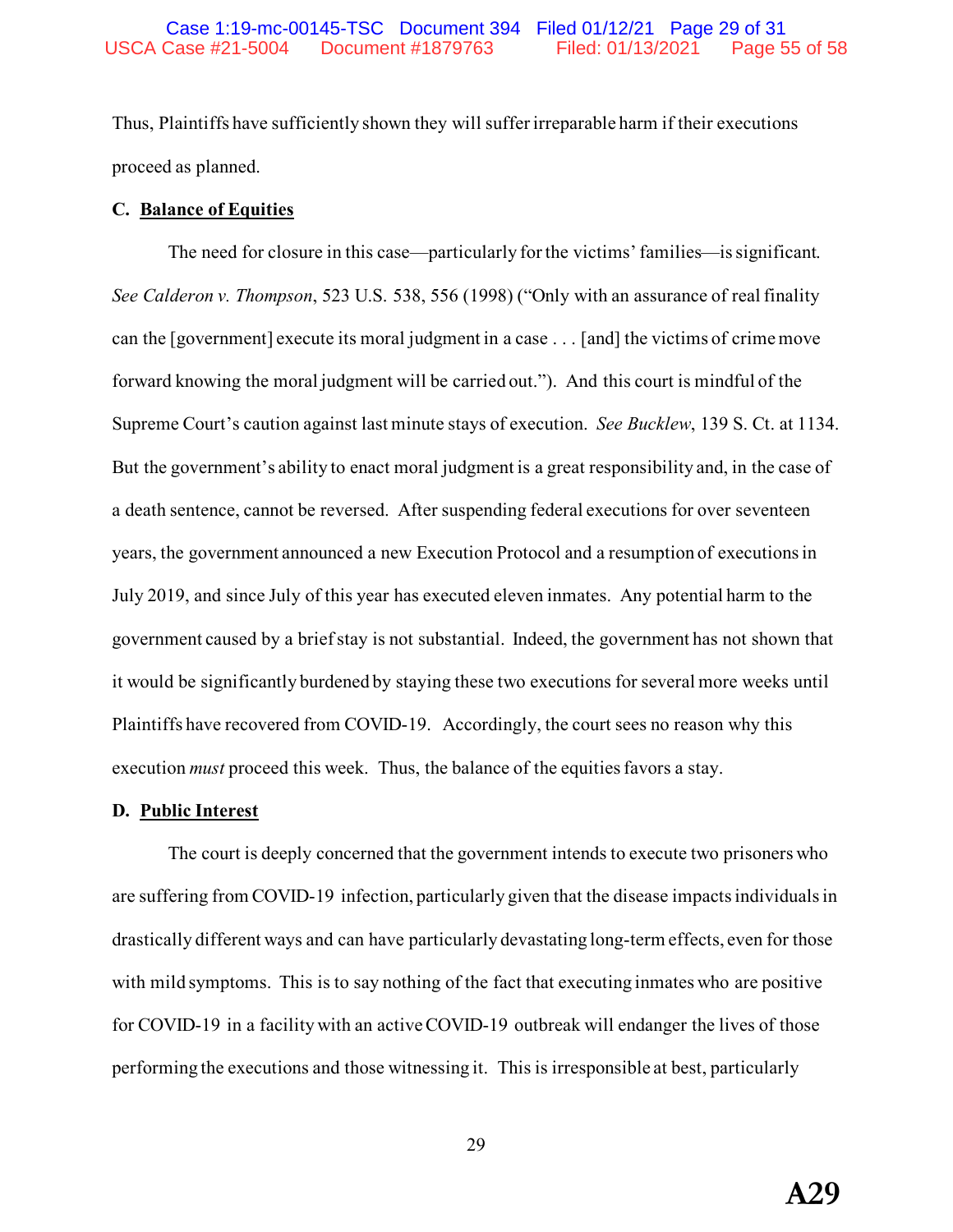Thus, Plaintiffs have sufficiently shown they will suffer irreparable harm if their executions proceed as planned.

### C. Balance of Equities

The need for closure in this case—particularly for the victims' families—is significant. *See Calderon v. Thompson*, 523 U.S. 538, 556 (1998) ("Only with an assurance of real finality can the [government] execute its moral judgment in a case . . . [and] the victims of crime move forward knowing the moral judgment will be carried out."). And this court is mindful of the Supreme Court's caution against last minute stays of execution. *See Bucklew*, 139 S. Ct. at 1134. But the government's ability to enact moral judgment is a great responsibility and, in the case of a death sentence, cannot be reversed. After suspending federal executions for over seventeen years, the government announced a new Execution Protocol and a resumption of executions in July 2019, and since July of this year has executed eleven inmates. Any potential harm to the government caused by a brief stay is not substantial. Indeed, the government has not shown that it would be significantly burdened by staying these two executions for several more weeks until Plaintiffs have recovered from COVID-19. Accordingly, the court sees no reason why this execution *must* proceed this week. Thus, the balance of the equities favors a stay.

### D. Public Interest

The court is deeply concerned that the government intends to execute two prisoners who are suffering from COVID-19 infection, particularly given that the disease impacts individuals in drastically different ways and can have particularly devastating long-term effects, even for those with mild symptoms. This is to say nothing of the fact that executing inmates who are positive for COVID-19 in a facility with an active COVID-19 outbreak will endanger the lives of those performing the executions and those witnessing it. This is irresponsible at best, particularly

A29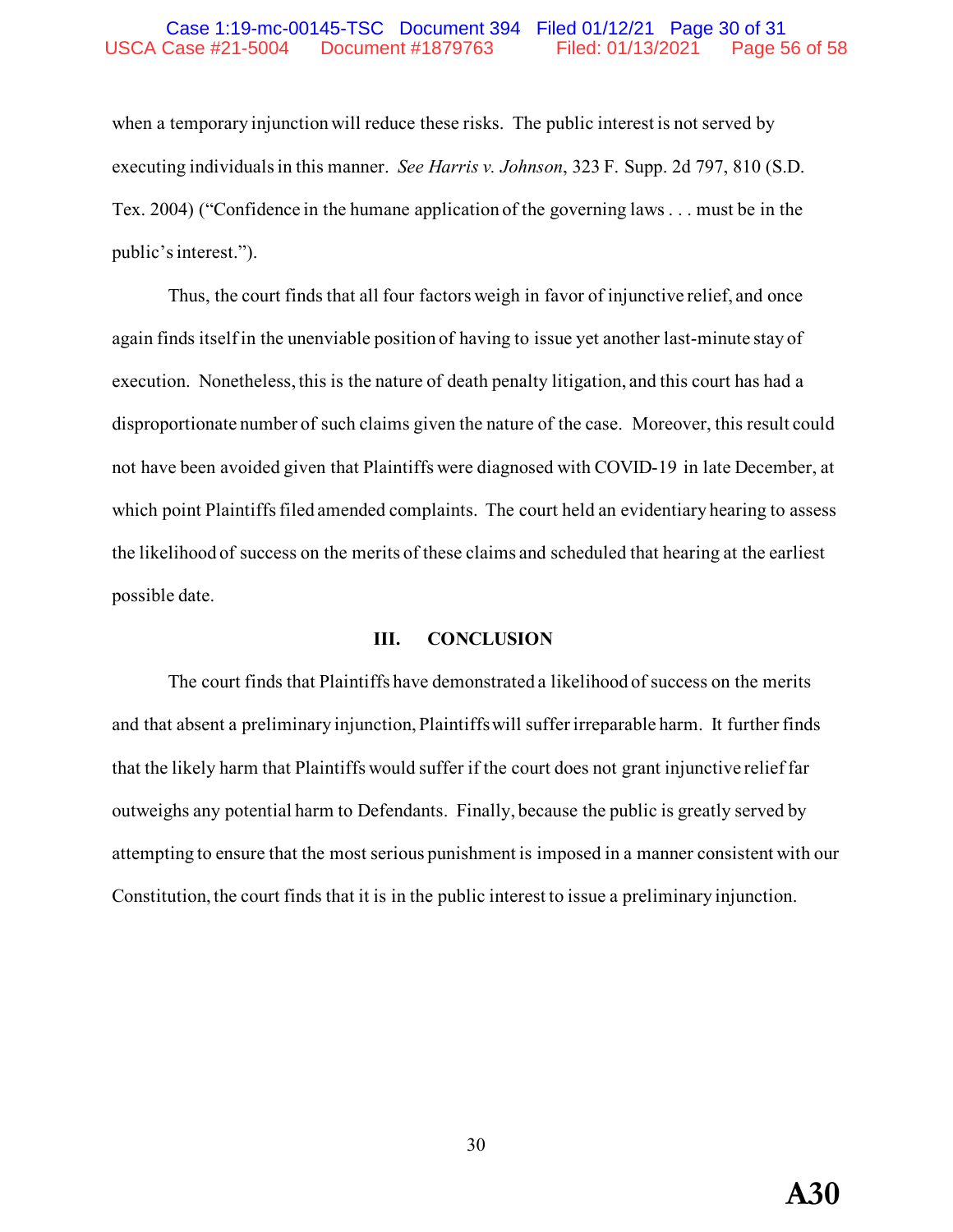when a temporary injunction will reduce these risks. The public interest is not served by executing individuals in this manner. *See Harris v. Johnson*, 323 F. Supp. 2d 797, 810 (S.D. Tex. 2004) ("Confidence in the humane application of the governing laws . . . must be in the public's interest.").

Thus, the court finds that all four factors weigh in favor of injunctive relief, and once again finds itself in the unenviable position of having to issue yet another last-minute stay of execution. Nonetheless, this is the nature of death penalty litigation, and this court has had a disproportionate number of such claims given the nature of the case. Moreover, this result could not have been avoided given that Plaintiffs were diagnosed with COVID-19 in late December, at which point Plaintiffs filed amended complaints. The court held an evidentiary hearing to assess the likelihood of success on the merits of these claims and scheduled that hearing at the earliest possible date.

## III. CONCLUSION

The court finds that Plaintiffs have demonstrated a likelihood of success on the merits and that absent a preliminary injunction, Plaintiffs will suffer irreparable harm. It further finds that the likely harm that Plaintiffs would suffer if the court does not grant injunctive relief far outweighs any potential harm to Defendants. Finally, because the public is greatly served by attempting to ensure that the most serious punishment is imposed in a manner consistent with our Constitution, the court finds that it is in the public interest to issue a preliminary injunction.

**A30**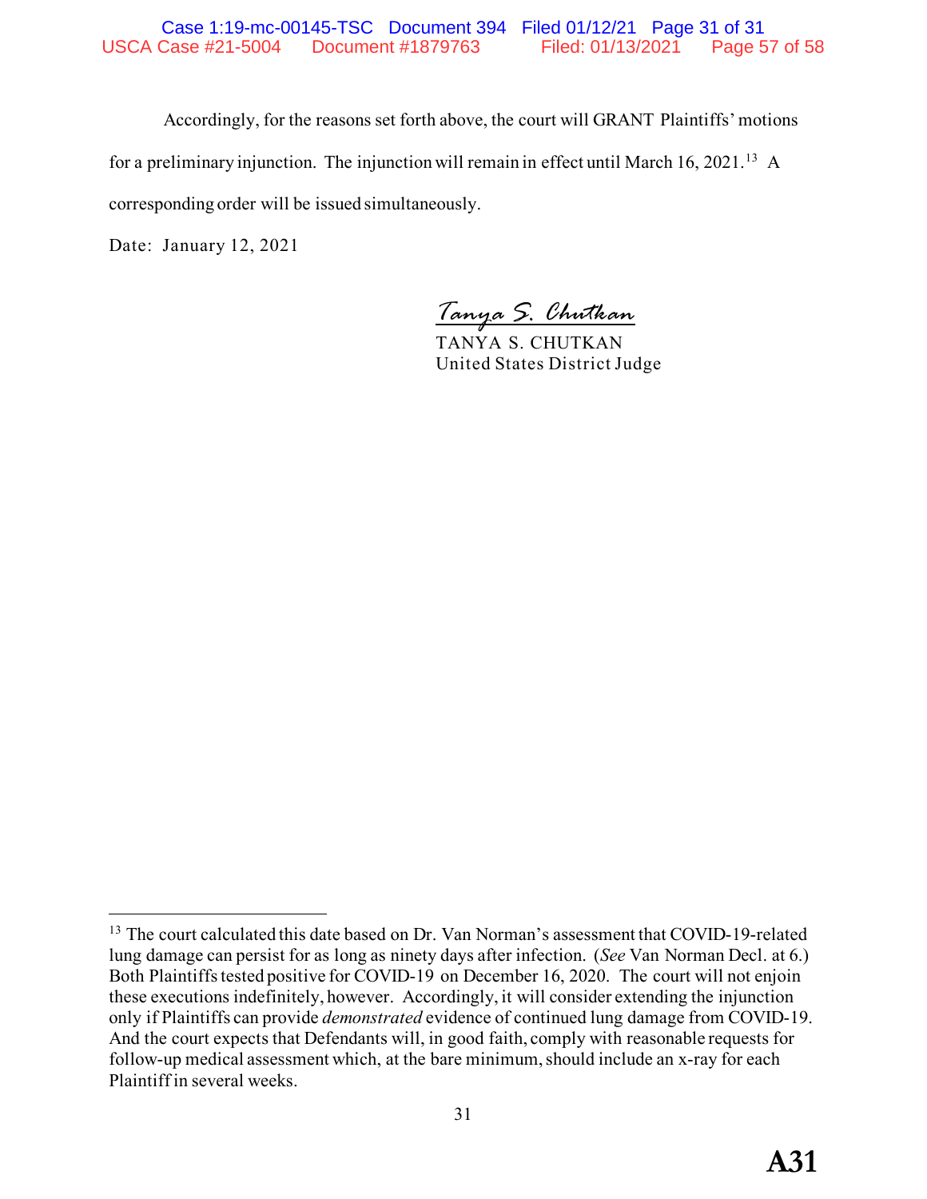Accordingly, for the reasons set forth above, the court will GRANT Plaintiffs' motions for a preliminary injunction. The injunction will remain in effect until March 16, 2021.[13] A corresponding order will be issued simultaneously.

Date: January 12, 2021

*Tanya S. Chutkan*
TANYA S. CHUTKAN
United States District Judge

---

[13] The court calculated this date based on Dr. Van Norman's assessment that COVID-19-related lung damage can persist for as long as ninety days after infection. (*See* Van Norman Decl. at 6.) Both Plaintiffs tested positive for COVID-19 on December 16, 2020. The court will not enjoin these executions indefinitely, however. Accordingly, it will consider extending the injunction only if Plaintiffs can provide *demonstrated* evidence of continued lung damage from COVID-19. And the court expects that Defendants will, in good faith, comply with reasonable requests for follow-up medical assessment which, at the bare minimum, should include an x-ray for each Plaintiff in several weeks.

A31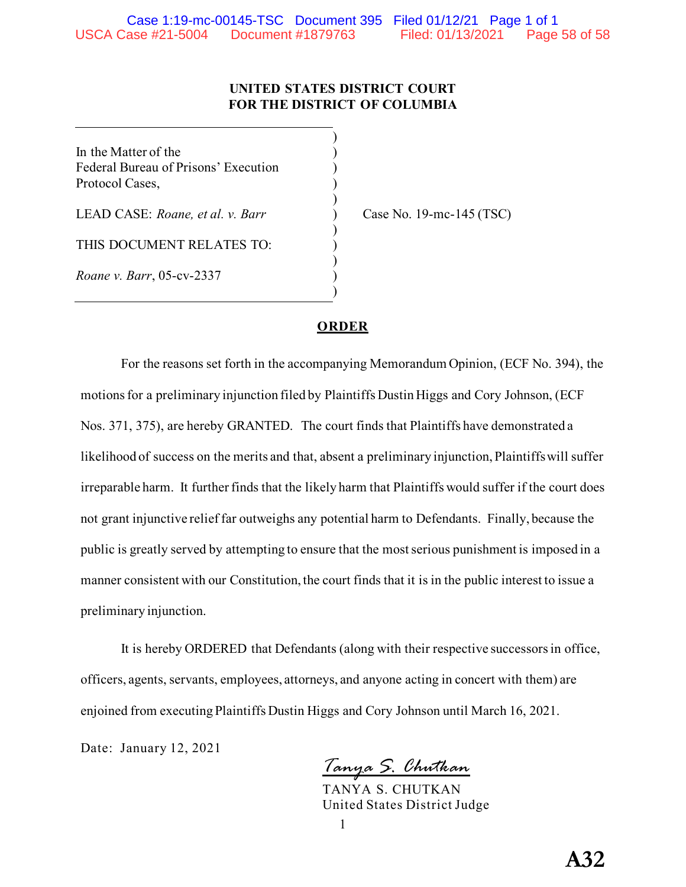**UNITED STATES DISTRICT COURT**
**FOR THE DISTRICT OF COLUMBIA**

| | | |
|---|---|---|
| In the Matter of the Federal Bureau of Prisons' Execution Protocol Cases, | ) | |
| LEAD CASE: *Roane, et al. v. Barr* | ) | Case No. 19-mc-145 (TSC) |
| THIS DOCUMENT RELATES TO: | ) | |
| *Roane v. Barr*, 05-cv-2337 | ) | |

**ORDER**

For the reasons set forth in the accompanying Memorandum Opinion, (ECF No. 394), the motions for a preliminary injunction filed by Plaintiffs Dustin Higgs and Cory Johnson, (ECF Nos. 371, 375), are hereby GRANTED. The court finds that Plaintiffs have demonstrated a likelihood of success on the merits and that, absent a preliminary injunction, Plaintiffs will suffer irreparable harm. It further finds that the likely harm that Plaintiffs would suffer if the court does not grant injunctive relief far outweighs any potential harm to Defendants. Finally, because the public is greatly served by attempting to ensure that the most serious punishment is imposed in a manner consistent with our Constitution, the court finds that it is in the public interest to issue a preliminary injunction.

It is hereby ORDERED that Defendants (along with their respective successors in office, officers, agents, servants, employees, attorneys, and anyone acting in concert with them) are enjoined from executing Plaintiffs Dustin Higgs and Cory Johnson until March 16, 2021.

Date: January 12, 2021

*Tanya S. Chutkan*
TANYA S. CHUTKAN
United States District Judge

A32